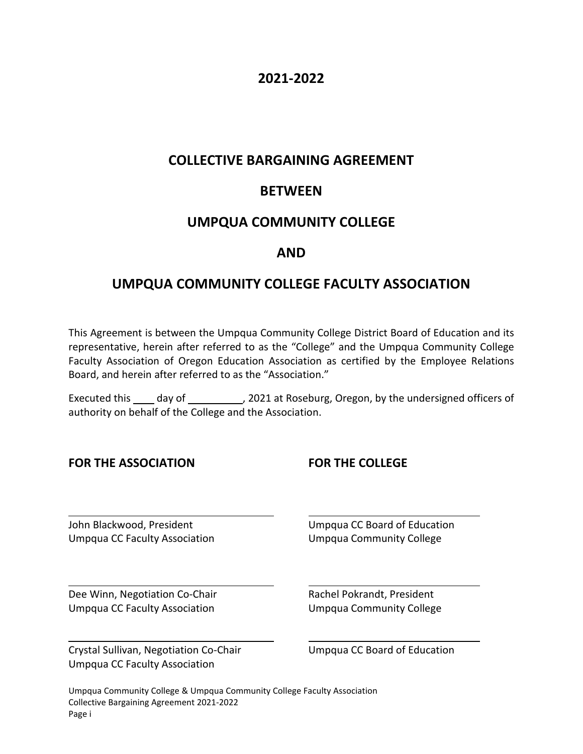# 2021-2022

# COLLECTIVE BARGAINING AGREEMENT

# BETWEEN

# UMPQUA COMMUNITY COLLEGE

# AND

# UMPQUA COMMUNITY COLLEGE FACULTY ASSOCIATION

This Agreement is between the Umpqua Community College District Board of Education and its representative, herein after referred to as the "College" and the Umpqua Community College Faculty Association of Oregon Education Association as certified by the Employee Relations Board, and herein after referred to as the "Association."

Executed this ____ day of __________, 2021 at Roseburg, Oregon, by the undersigned officers of authority on behalf of the College and the Association.

| **FOR THE ASSOCIATION** | **FOR THE COLLEGE** |
| --- | --- |
| ______________________________ | ______________________________ |
| John Blackwood, President<br>Umpqua CC Faculty Association | Umpqua CC Board of Education<br>Umpqua Community College |
| ______________________________ | ______________________________ |
| Dee Winn, Negotiation Co-Chair<br>Umpqua CC Faculty Association | Rachel Pokrandt, President<br>Umpqua Community College |
| ______________________________ | ______________________________ |
| Crystal Sullivan, Negotiation Co-Chair<br>Umpqua CC Faculty Association | Umpqua CC Board of Education |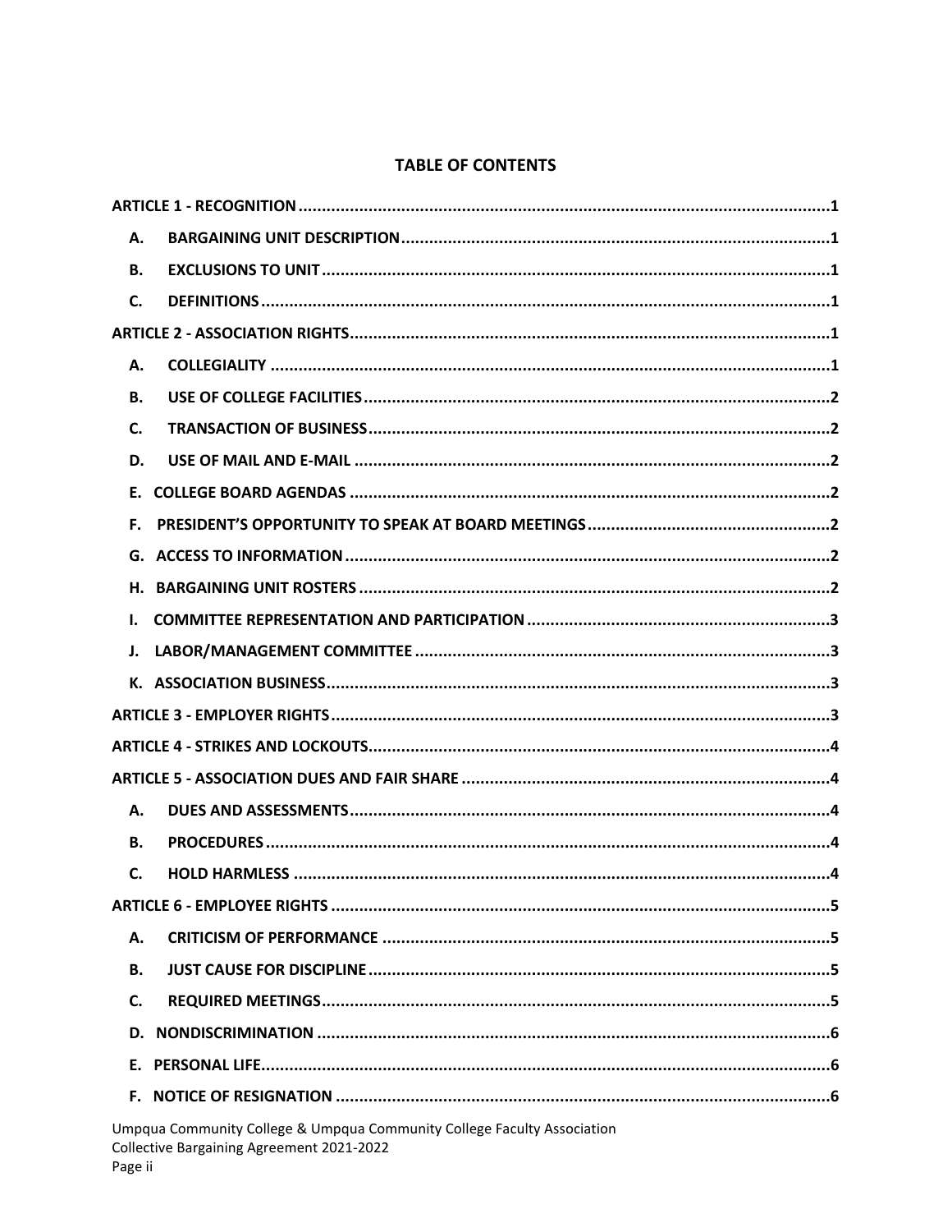# TABLE OF CONTENTS

**ARTICLE 1 - RECOGNITION** .......... 1

- **A. BARGAINING UNIT DESCRIPTION** .......... 1
- **B. EXCLUSIONS TO UNIT** .......... 1
- **C. DEFINITIONS** .......... 1

**ARTICLE 2 - ASSOCIATION RIGHTS** .......... 1

- **A. COLLEGIALITY** .......... 1
- **B. USE OF COLLEGE FACILITIES** .......... 2
- **C. TRANSACTION OF BUSINESS** .......... 2
- **D. USE OF MAIL AND E-MAIL** .......... 2
- **E. COLLEGE BOARD AGENDAS** .......... 2
- **F. PRESIDENT'S OPPORTUNITY TO SPEAK AT BOARD MEETINGS** .......... 2
- **G. ACCESS TO INFORMATION** .......... 2
- **H. BARGAINING UNIT ROSTERS** .......... 2
- **I. COMMITTEE REPRESENTATION AND PARTICIPATION** .......... 3
- **J. LABOR/MANAGEMENT COMMITTEE** .......... 3
- **K. ASSOCIATION BUSINESS** .......... 3

**ARTICLE 3 - EMPLOYER RIGHTS** .......... 3

**ARTICLE 4 - STRIKES AND LOCKOUTS** .......... 4

**ARTICLE 5 - ASSOCIATION DUES AND FAIR SHARE** .......... 4

- **A. DUES AND ASSESSMENTS** .......... 4
- **B. PROCEDURES** .......... 4
- **C. HOLD HARMLESS** .......... 4

**ARTICLE 6 - EMPLOYEE RIGHTS** .......... 5

- **A. CRITICISM OF PERFORMANCE** .......... 5
- **B. JUST CAUSE FOR DISCIPLINE** .......... 5
- **C. REQUIRED MEETINGS** .......... 5
- **D. NONDISCRIMINATION** .......... 6
- **E. PERSONAL LIFE** .......... 6
- **F. NOTICE OF RESIGNATION** .......... 6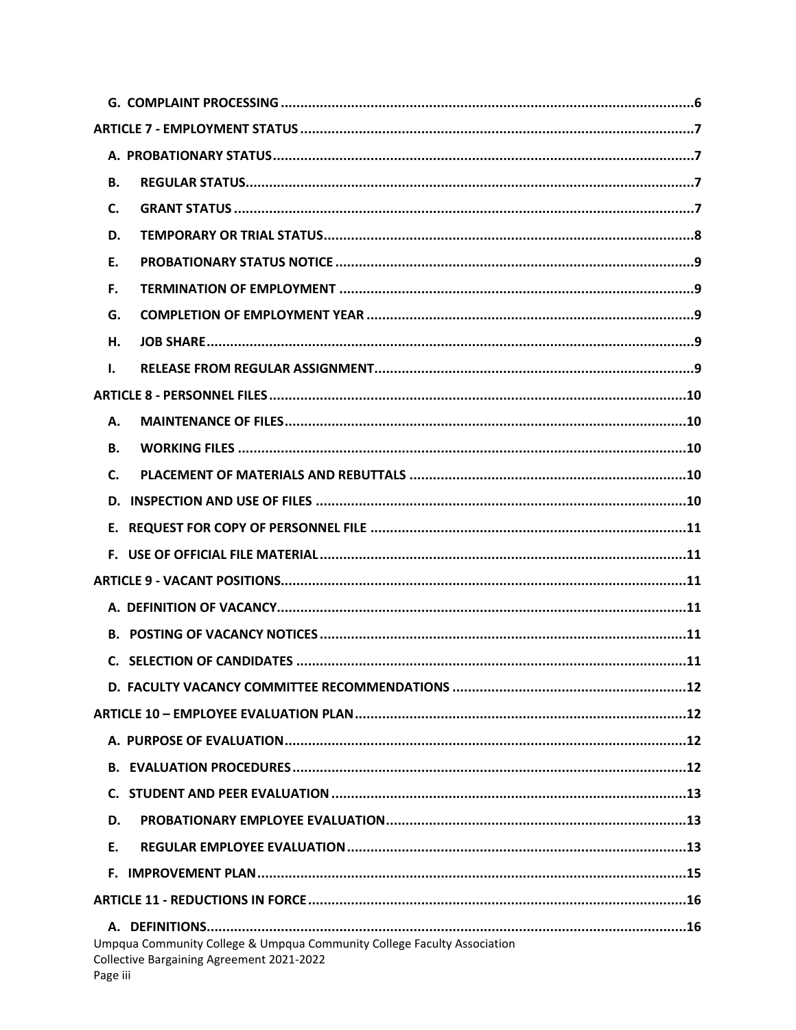**G. COMPLAINT PROCESSING** .......... 6

**ARTICLE 7 - EMPLOYMENT STATUS** .......... 7

**A. PROBATIONARY STATUS** .......... 7

**B. REGULAR STATUS** .......... 7

**C. GRANT STATUS** .......... 7

**D. TEMPORARY OR TRIAL STATUS** .......... 8

**E. PROBATIONARY STATUS NOTICE** .......... 9

**F. TERMINATION OF EMPLOYMENT** .......... 9

**G. COMPLETION OF EMPLOYMENT YEAR** .......... 9

**H. JOB SHARE** .......... 9

**I. RELEASE FROM REGULAR ASSIGNMENT** .......... 9

**ARTICLE 8 - PERSONNEL FILES** .......... 10

**A. MAINTENANCE OF FILES** .......... 10

**B. WORKING FILES** .......... 10

**C. PLACEMENT OF MATERIALS AND REBUTTALS** .......... 10

**D. INSPECTION AND USE OF FILES** .......... 10

**E. REQUEST FOR COPY OF PERSONNEL FILE** .......... 11

**F. USE OF OFFICIAL FILE MATERIAL** .......... 11

**ARTICLE 9 - VACANT POSITIONS** .......... 11

**A. DEFINITION OF VACANCY** .......... 11

**B. POSTING OF VACANCY NOTICES** .......... 11

**C. SELECTION OF CANDIDATES** .......... 11

**D. FACULTY VACANCY COMMITTEE RECOMMENDATIONS** .......... 12

**ARTICLE 10 – EMPLOYEE EVALUATION PLAN** .......... 12

**A. PURPOSE OF EVALUATION** .......... 12

**B. EVALUATION PROCEDURES** .......... 12

**C. STUDENT AND PEER EVALUATION** .......... 13

**D. PROBATIONARY EMPLOYEE EVALUATION** .......... 13

**E. REGULAR EMPLOYEE EVALUATION** .......... 13

**F. IMPROVEMENT PLAN** .......... 15

**ARTICLE 11 - REDUCTIONS IN FORCE** .......... 16

**A. DEFINITIONS** .......... 16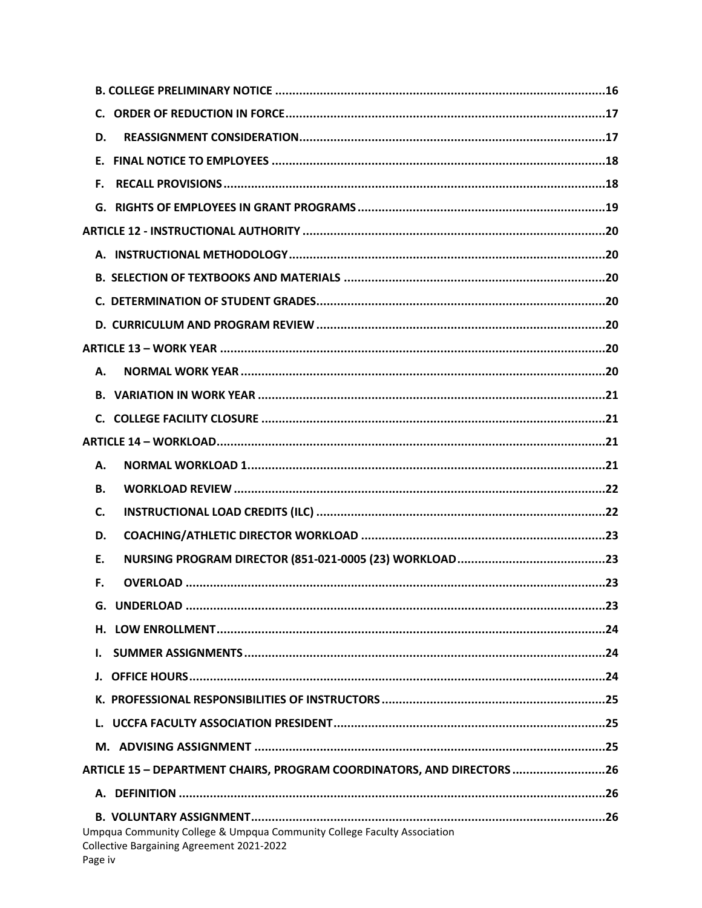- B. COLLEGE PRELIMINARY NOTICE ....16
- C. ORDER OF REDUCTION IN FORCE ....17
- D. REASSIGNMENT CONSIDERATION ....17
- E. FINAL NOTICE TO EMPLOYEES ....18
- F. RECALL PROVISIONS ....18
- G. RIGHTS OF EMPLOYEES IN GRANT PROGRAMS ....19

**ARTICLE 12 - INSTRUCTIONAL AUTHORITY ....20**

- A. INSTRUCTIONAL METHODOLOGY ....20
- B. SELECTION OF TEXTBOOKS AND MATERIALS ....20
- C. DETERMINATION OF STUDENT GRADES ....20
- D. CURRICULUM AND PROGRAM REVIEW ....20

**ARTICLE 13 – WORK YEAR ....20**

- A. NORMAL WORK YEAR ....20
- B. VARIATION IN WORK YEAR ....21
- C. COLLEGE FACILITY CLOSURE ....21

**ARTICLE 14 – WORKLOAD ....21**

- A. NORMAL WORKLOAD 1 ....21
- B. WORKLOAD REVIEW ....22
- C. INSTRUCTIONAL LOAD CREDITS (ILC) ....22
- D. COACHING/ATHLETIC DIRECTOR WORKLOAD ....23
- E. NURSING PROGRAM DIRECTOR (851-021-0005 (23) WORKLOAD ....23
- F. OVERLOAD ....23
- G. UNDERLOAD ....23
- H. LOW ENROLLMENT ....24
- I. SUMMER ASSIGNMENTS ....24
- J. OFFICE HOURS ....24
- K. PROFESSIONAL RESPONSIBILITIES OF INSTRUCTORS ....25
- L. UCCFA FACULTY ASSOCIATION PRESIDENT ....25
- M. ADVISING ASSIGNMENT ....25

**ARTICLE 15 – DEPARTMENT CHAIRS, PROGRAM COORDINATORS, AND DIRECTORS ....26**

- A. DEFINITION ....26
- B. VOLUNTARY ASSIGNMENT ....26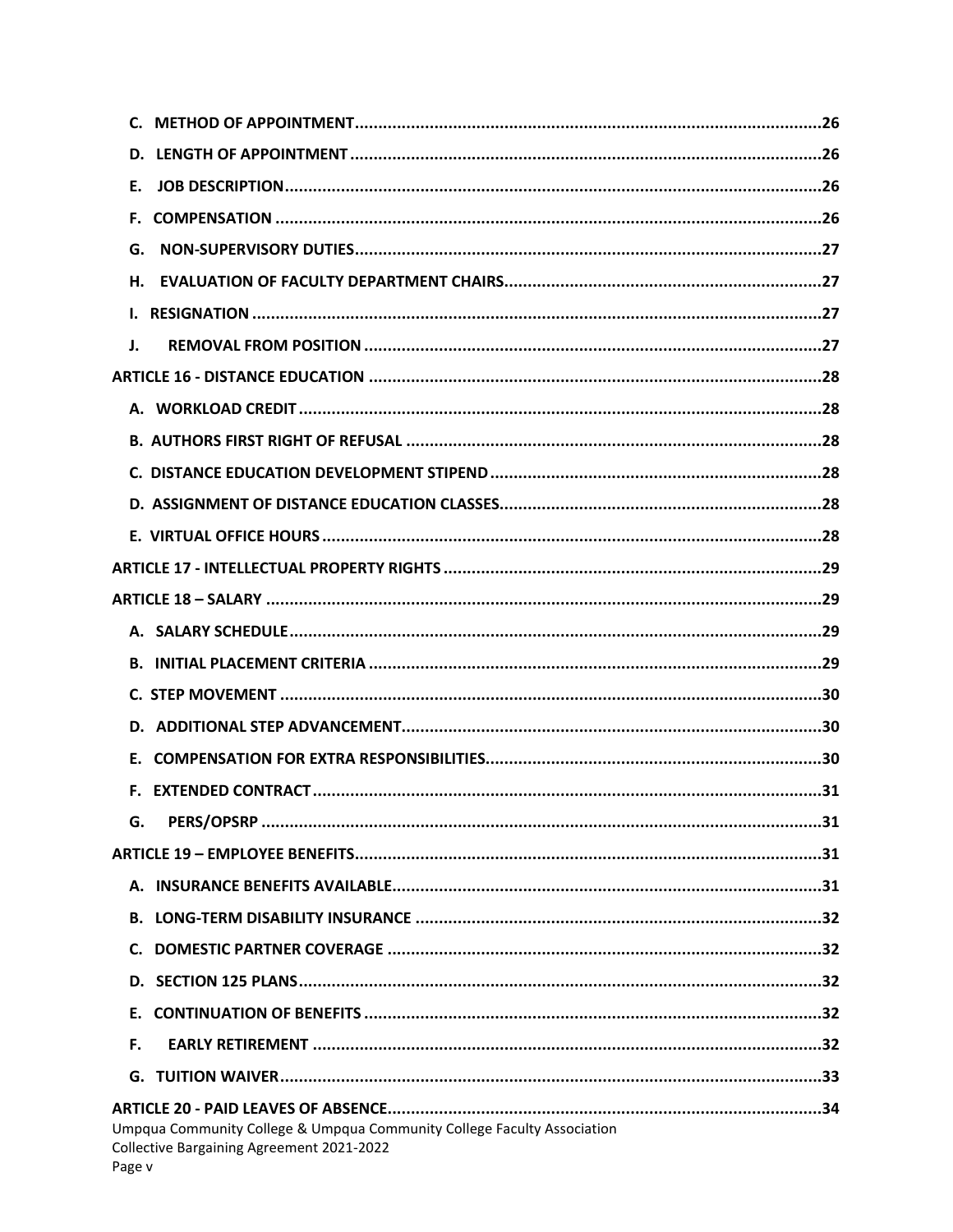C. METHOD OF APPOINTMENT ........................................................................ 26

D. LENGTH OF APPOINTMENT ........................................................................ 26

E. JOB DESCRIPTION ........................................................................ 26

F. COMPENSATION ........................................................................ 26

G. NON-SUPERVISORY DUTIES ........................................................................ 27

H. EVALUATION OF FACULTY DEPARTMENT CHAIRS ........................................................................ 27

I. RESIGNATION ........................................................................ 27

J. REMOVAL FROM POSITION ........................................................................ 27

**ARTICLE 16 - DISTANCE EDUCATION** ........................................................................ 28

A. WORKLOAD CREDIT ........................................................................ 28

B. AUTHORS FIRST RIGHT OF REFUSAL ........................................................................ 28

C. DISTANCE EDUCATION DEVELOPMENT STIPEND ........................................................................ 28

D. ASSIGNMENT OF DISTANCE EDUCATION CLASSES ........................................................................ 28

E. VIRTUAL OFFICE HOURS ........................................................................ 28

**ARTICLE 17 - INTELLECTUAL PROPERTY RIGHTS** ........................................................................ 29

**ARTICLE 18 – SALARY** ........................................................................ 29

A. SALARY SCHEDULE ........................................................................ 29

B. INITIAL PLACEMENT CRITERIA ........................................................................ 29

C. STEP MOVEMENT ........................................................................ 30

D. ADDITIONAL STEP ADVANCEMENT ........................................................................ 30

E. COMPENSATION FOR EXTRA RESPONSIBILITIES ........................................................................ 30

F. EXTENDED CONTRACT ........................................................................ 31

G. PERS/OPSRP ........................................................................ 31

**ARTICLE 19 – EMPLOYEE BENEFITS** ........................................................................ 31

A. INSURANCE BENEFITS AVAILABLE ........................................................................ 31

B. LONG-TERM DISABILITY INSURANCE ........................................................................ 32

C. DOMESTIC PARTNER COVERAGE ........................................................................ 32

D. SECTION 125 PLANS ........................................................................ 32

E. CONTINUATION OF BENEFITS ........................................................................ 32

F. EARLY RETIREMENT ........................................................................ 32

G. TUITION WAIVER ........................................................................ 33

**ARTICLE 20 - PAID LEAVES OF ABSENCE** ........................................................................ 34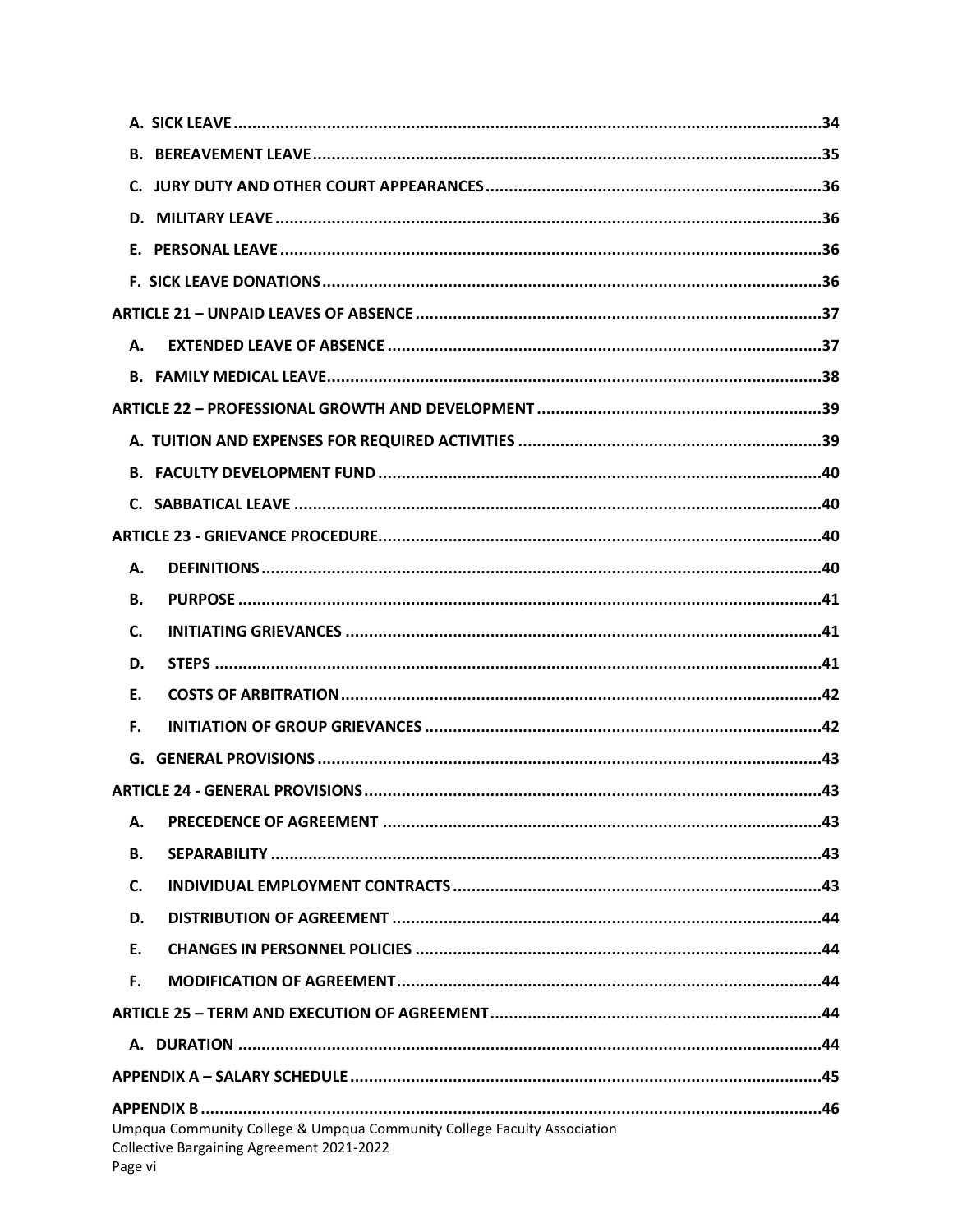**A. SICK LEAVE** .......... 34

**B. BEREAVEMENT LEAVE** .......... 35

**C. JURY DUTY AND OTHER COURT APPEARANCES** .......... 36

**D. MILITARY LEAVE** .......... 36

**E. PERSONAL LEAVE** .......... 36

**F. SICK LEAVE DONATIONS** .......... 36

**ARTICLE 21 – UNPAID LEAVES OF ABSENCE** .......... 37

**A. EXTENDED LEAVE OF ABSENCE** .......... 37

**B. FAMILY MEDICAL LEAVE** .......... 38

**ARTICLE 22 – PROFESSIONAL GROWTH AND DEVELOPMENT** .......... 39

**A. TUITION AND EXPENSES FOR REQUIRED ACTIVITIES** .......... 39

**B. FACULTY DEVELOPMENT FUND** .......... 40

**C. SABBATICAL LEAVE** .......... 40

**ARTICLE 23 - GRIEVANCE PROCEDURE** .......... 40

**A. DEFINITIONS** .......... 40

**B. PURPOSE** .......... 41

**C. INITIATING GRIEVANCES** .......... 41

**D. STEPS** .......... 41

**E. COSTS OF ARBITRATION** .......... 42

**F. INITIATION OF GROUP GRIEVANCES** .......... 42

**G. GENERAL PROVISIONS** .......... 43

**ARTICLE 24 - GENERAL PROVISIONS** .......... 43

**A. PRECEDENCE OF AGREEMENT** .......... 43

**B. SEPARABILITY** .......... 43

**C. INDIVIDUAL EMPLOYMENT CONTRACTS** .......... 43

**D. DISTRIBUTION OF AGREEMENT** .......... 44

**E. CHANGES IN PERSONNEL POLICIES** .......... 44

**F. MODIFICATION OF AGREEMENT** .......... 44

**ARTICLE 25 – TERM AND EXECUTION OF AGREEMENT** .......... 44

**A. DURATION** .......... 44

**APPENDIX A – SALARY SCHEDULE** .......... 45

**APPENDIX B** .......... 46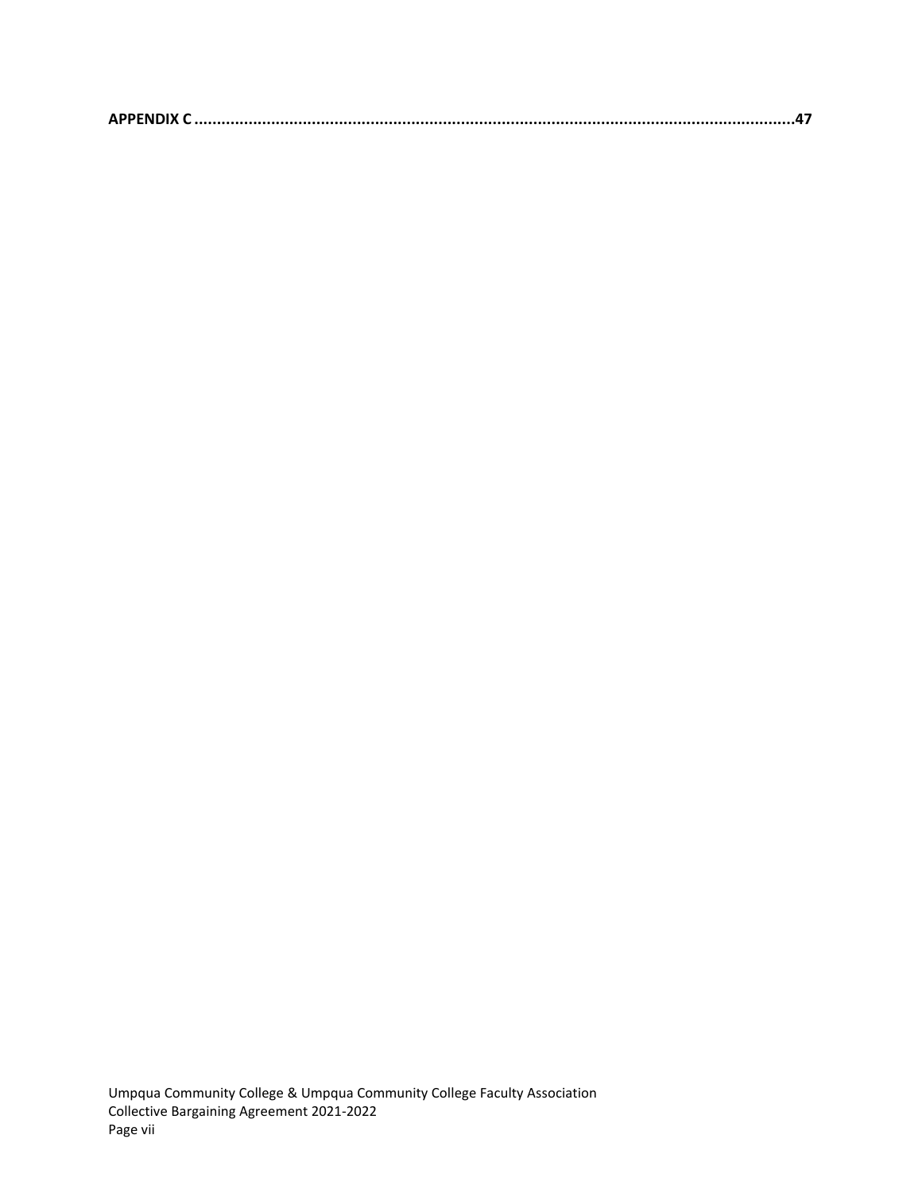**APPENDIX C ........................................................................................................................47**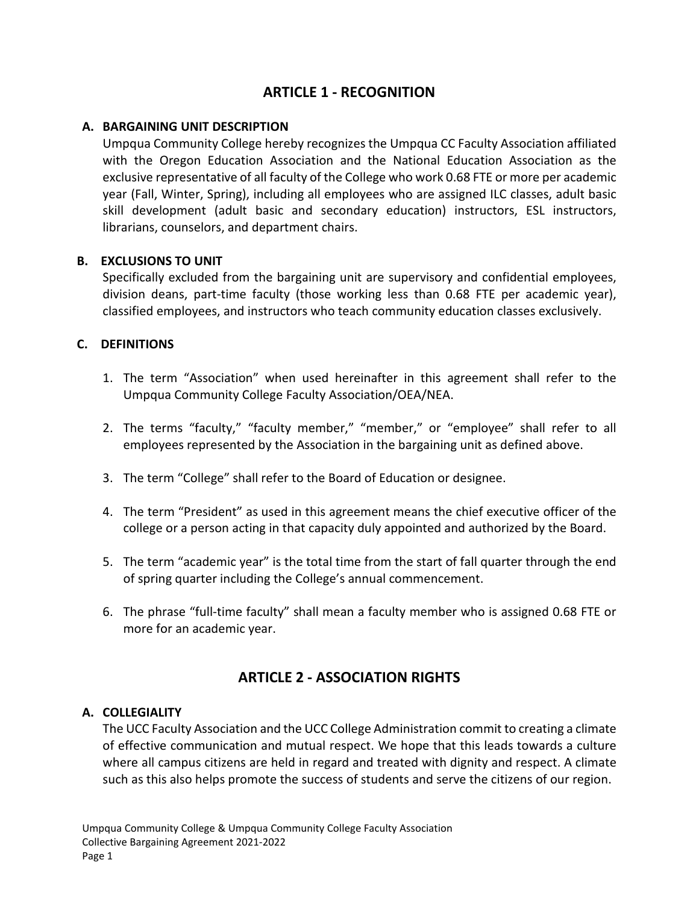# ARTICLE 1 - RECOGNITION

### A. BARGAINING UNIT DESCRIPTION

Umpqua Community College hereby recognizes the Umpqua CC Faculty Association affiliated with the Oregon Education Association and the National Education Association as the exclusive representative of all faculty of the College who work 0.68 FTE or more per academic year (Fall, Winter, Spring), including all employees who are assigned ILC classes, adult basic skill development (adult basic and secondary education) instructors, ESL instructors, librarians, counselors, and department chairs.

### B. EXCLUSIONS TO UNIT

Specifically excluded from the bargaining unit are supervisory and confidential employees, division deans, part-time faculty (those working less than 0.68 FTE per academic year), classified employees, and instructors who teach community education classes exclusively.

### C. DEFINITIONS

1. The term "Association" when used hereinafter in this agreement shall refer to the Umpqua Community College Faculty Association/OEA/NEA.

2. The terms "faculty," "faculty member," "member," or "employee" shall refer to all employees represented by the Association in the bargaining unit as defined above.

3. The term "College" shall refer to the Board of Education or designee.

4. The term "President" as used in this agreement means the chief executive officer of the college or a person acting in that capacity duly appointed and authorized by the Board.

5. The term "academic year" is the total time from the start of fall quarter through the end of spring quarter including the College's annual commencement.

6. The phrase "full-time faculty" shall mean a faculty member who is assigned 0.68 FTE or more for an academic year.

# ARTICLE 2 - ASSOCIATION RIGHTS

### A. COLLEGIALITY

The UCC Faculty Association and the UCC College Administration commit to creating a climate of effective communication and mutual respect. We hope that this leads towards a culture where all campus citizens are held in regard and treated with dignity and respect. A climate such as this also helps promote the success of students and serve the citizens of our region.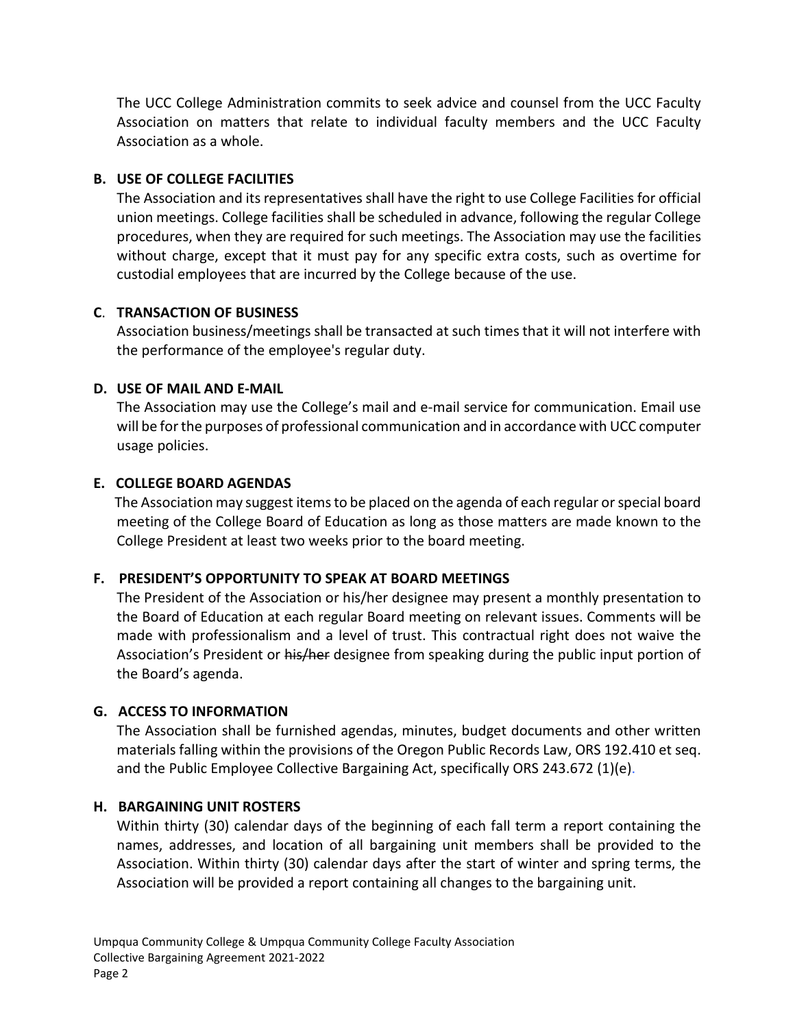The UCC College Administration commits to seek advice and counsel from the UCC Faculty Association on matters that relate to individual faculty members and the UCC Faculty Association as a whole.

**B. USE OF COLLEGE FACILITIES**

The Association and its representatives shall have the right to use College Facilities for official union meetings. College facilities shall be scheduled in advance, following the regular College procedures, when they are required for such meetings. The Association may use the facilities without charge, except that it must pay for any specific extra costs, such as overtime for custodial employees that are incurred by the College because of the use.

**C. TRANSACTION OF BUSINESS**

Association business/meetings shall be transacted at such times that it will not interfere with the performance of the employee's regular duty.

**D. USE OF MAIL AND E-MAIL**

The Association may use the College's mail and e-mail service for communication. Email use will be for the purposes of professional communication and in accordance with UCC computer usage policies.

**E. COLLEGE BOARD AGENDAS**

The Association may suggest items to be placed on the agenda of each regular or special board meeting of the College Board of Education as long as those matters are made known to the College President at least two weeks prior to the board meeting.

**F. PRESIDENT'S OPPORTUNITY TO SPEAK AT BOARD MEETINGS**

The President of the Association or his/her designee may present a monthly presentation to the Board of Education at each regular Board meeting on relevant issues. Comments will be made with professionalism and a level of trust. This contractual right does not waive the Association's President or ~~his/her~~ designee from speaking during the public input portion of the Board's agenda.

**G. ACCESS TO INFORMATION**

The Association shall be furnished agendas, minutes, budget documents and other written materials falling within the provisions of the Oregon Public Records Law, ORS 192.410 et seq. and the Public Employee Collective Bargaining Act, specifically ORS 243.672 (1)(e).

**H. BARGAINING UNIT ROSTERS**

Within thirty (30) calendar days of the beginning of each fall term a report containing the names, addresses, and location of all bargaining unit members shall be provided to the Association. Within thirty (30) calendar days after the start of winter and spring terms, the Association will be provided a report containing all changes to the bargaining unit.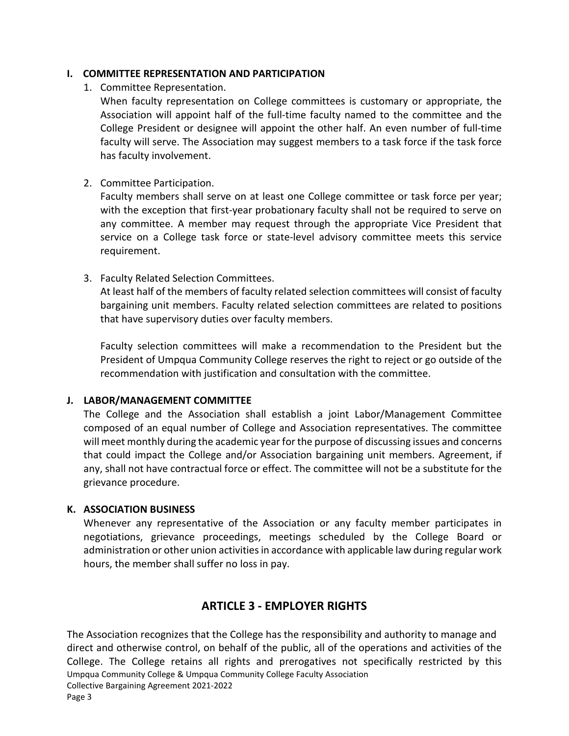### I. COMMITTEE REPRESENTATION AND PARTICIPATION

1. Committee Representation.

   When faculty representation on College committees is customary or appropriate, the Association will appoint half of the full-time faculty named to the committee and the College President or designee will appoint the other half. An even number of full-time faculty will serve. The Association may suggest members to a task force if the task force has faculty involvement.

2. Committee Participation.

   Faculty members shall serve on at least one College committee or task force per year; with the exception that first-year probationary faculty shall not be required to serve on any committee. A member may request through the appropriate Vice President that service on a College task force or state-level advisory committee meets this service requirement.

3. Faculty Related Selection Committees.

   At least half of the members of faculty related selection committees will consist of faculty bargaining unit members. Faculty related selection committees are related to positions that have supervisory duties over faculty members.

   Faculty selection committees will make a recommendation to the President but the President of Umpqua Community College reserves the right to reject or go outside of the recommendation with justification and consultation with the committee.

### J. LABOR/MANAGEMENT COMMITTEE

The College and the Association shall establish a joint Labor/Management Committee composed of an equal number of College and Association representatives. The committee will meet monthly during the academic year for the purpose of discussing issues and concerns that could impact the College and/or Association bargaining unit members. Agreement, if any, shall not have contractual force or effect. The committee will not be a substitute for the grievance procedure.

### K. ASSOCIATION BUSINESS

Whenever any representative of the Association or any faculty member participates in negotiations, grievance proceedings, meetings scheduled by the College Board or administration or other union activities in accordance with applicable law during regular work hours, the member shall suffer no loss in pay.

## ARTICLE 3 - EMPLOYER RIGHTS

The Association recognizes that the College has the responsibility and authority to manage and direct and otherwise control, on behalf of the public, all of the operations and activities of the College. The College retains all rights and prerogatives not specifically restricted by this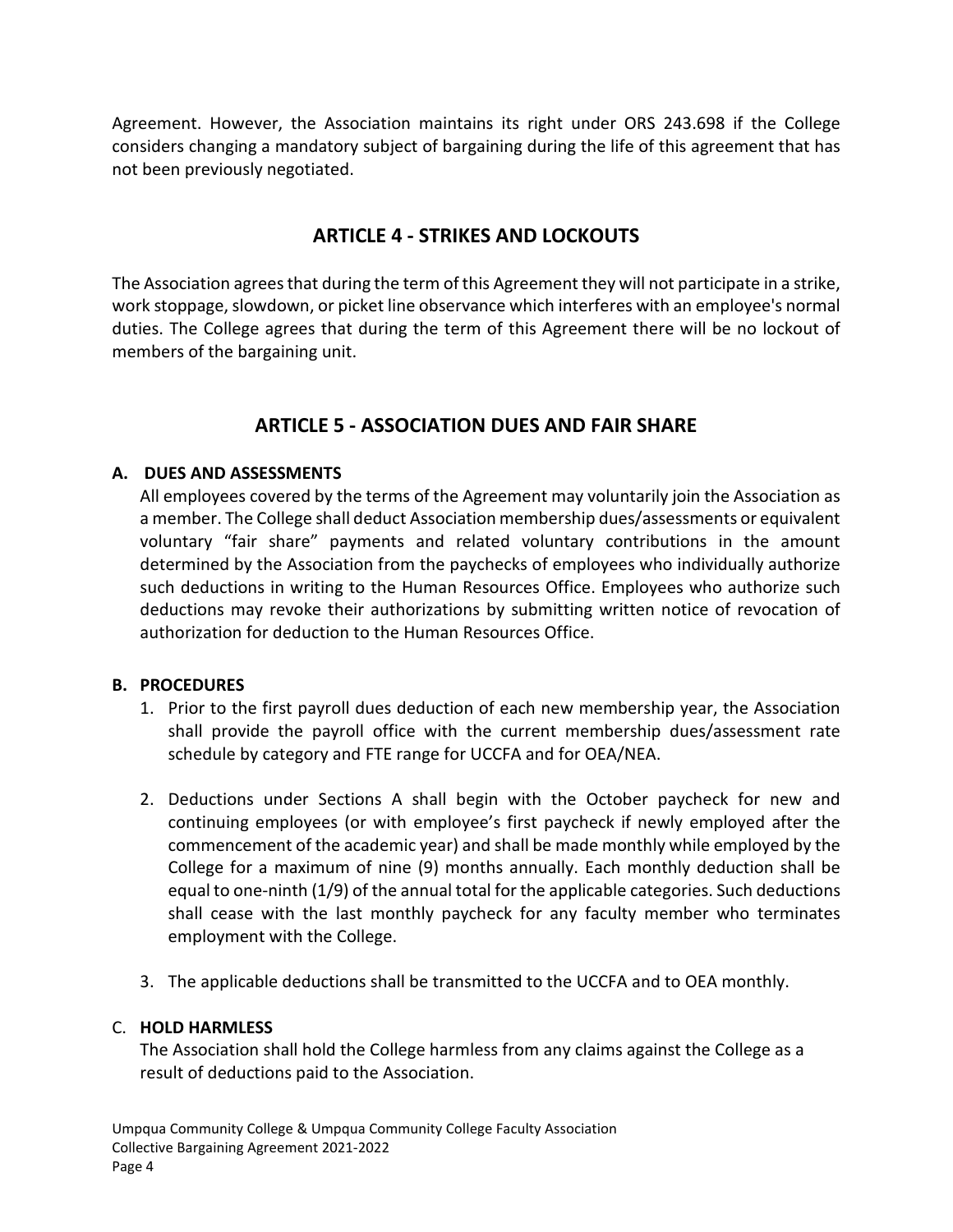Agreement. However, the Association maintains its right under ORS 243.698 if the College considers changing a mandatory subject of bargaining during the life of this agreement that has not been previously negotiated.

## ARTICLE 4 - STRIKES AND LOCKOUTS

The Association agrees that during the term of this Agreement they will not participate in a strike, work stoppage, slowdown, or picket line observance which interferes with an employee's normal duties. The College agrees that during the term of this Agreement there will be no lockout of members of the bargaining unit.

## ARTICLE 5 - ASSOCIATION DUES AND FAIR SHARE

**A. DUES AND ASSESSMENTS**

All employees covered by the terms of the Agreement may voluntarily join the Association as a member. The College shall deduct Association membership dues/assessments or equivalent voluntary "fair share" payments and related voluntary contributions in the amount determined by the Association from the paychecks of employees who individually authorize such deductions in writing to the Human Resources Office. Employees who authorize such deductions may revoke their authorizations by submitting written notice of revocation of authorization for deduction to the Human Resources Office.

**B. PROCEDURES**

1. Prior to the first payroll dues deduction of each new membership year, the Association shall provide the payroll office with the current membership dues/assessment rate schedule by category and FTE range for UCCFA and for OEA/NEA.

2. Deductions under Sections A shall begin with the October paycheck for new and continuing employees (or with employee's first paycheck if newly employed after the commencement of the academic year) and shall be made monthly while employed by the College for a maximum of nine (9) months annually. Each monthly deduction shall be equal to one-ninth (1/9) of the annual total for the applicable categories. Such deductions shall cease with the last monthly paycheck for any faculty member who terminates employment with the College.

3. The applicable deductions shall be transmitted to the UCCFA and to OEA monthly.

C. **HOLD HARMLESS**

The Association shall hold the College harmless from any claims against the College as a result of deductions paid to the Association.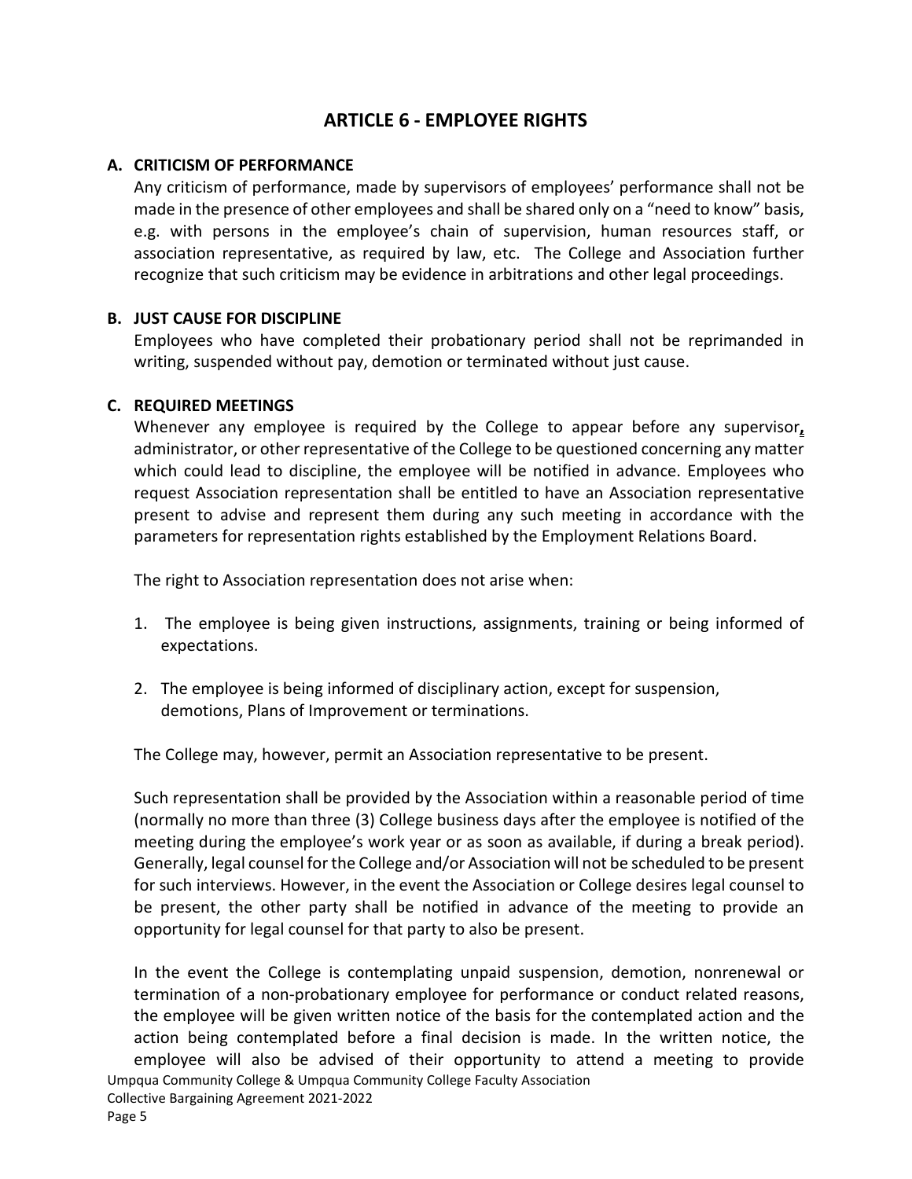# ARTICLE 6 - EMPLOYEE RIGHTS

**A. CRITICISM OF PERFORMANCE**

Any criticism of performance, made by supervisors of employees' performance shall not be made in the presence of other employees and shall be shared only on a "need to know" basis, e.g. with persons in the employee's chain of supervision, human resources staff, or association representative, as required by law, etc. The College and Association further recognize that such criticism may be evidence in arbitrations and other legal proceedings.

**B. JUST CAUSE FOR DISCIPLINE**

Employees who have completed their probationary period shall not be reprimanded in writing, suspended without pay, demotion or terminated without just cause.

**C. REQUIRED MEETINGS**

Whenever any employee is required by the College to appear before any supervisor, administrator, or other representative of the College to be questioned concerning any matter which could lead to discipline, the employee will be notified in advance. Employees who request Association representation shall be entitled to have an Association representative present to advise and represent them during any such meeting in accordance with the parameters for representation rights established by the Employment Relations Board.

The right to Association representation does not arise when:

1. The employee is being given instructions, assignments, training or being informed of expectations.

2. The employee is being informed of disciplinary action, except for suspension, demotions, Plans of Improvement or terminations.

The College may, however, permit an Association representative to be present.

Such representation shall be provided by the Association within a reasonable period of time (normally no more than three (3) College business days after the employee is notified of the meeting during the employee's work year or as soon as available, if during a break period). Generally, legal counsel for the College and/or Association will not be scheduled to be present for such interviews. However, in the event the Association or College desires legal counsel to be present, the other party shall be notified in advance of the meeting to provide an opportunity for legal counsel for that party to also be present.

In the event the College is contemplating unpaid suspension, demotion, nonrenewal or termination of a non-probationary employee for performance or conduct related reasons, the employee will be given written notice of the basis for the contemplated action and the action being contemplated before a final decision is made. In the written notice, the employee will also be advised of their opportunity to attend a meeting to provide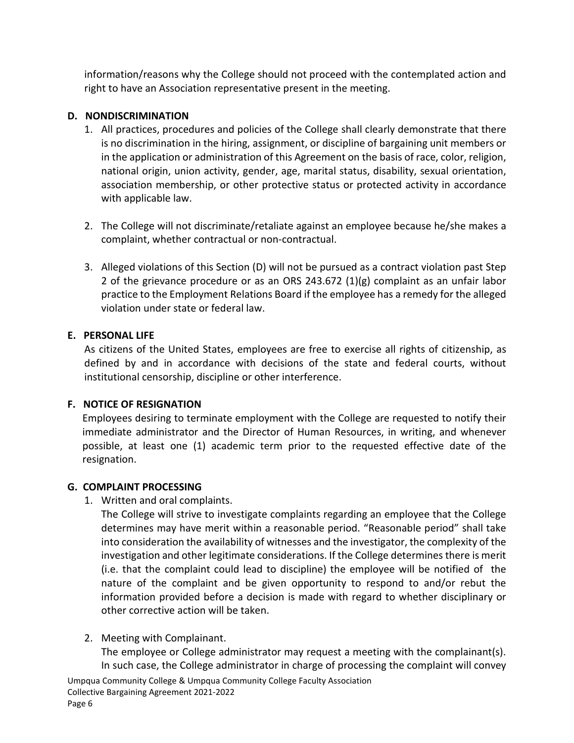information/reasons why the College should not proceed with the contemplated action and right to have an Association representative present in the meeting.

### D. NONDISCRIMINATION

1. All practices, procedures and policies of the College shall clearly demonstrate that there is no discrimination in the hiring, assignment, or discipline of bargaining unit members or in the application or administration of this Agreement on the basis of race, color, religion, national origin, union activity, gender, age, marital status, disability, sexual orientation, association membership, or other protective status or protected activity in accordance with applicable law.

2. The College will not discriminate/retaliate against an employee because he/she makes a complaint, whether contractual or non-contractual.

3. Alleged violations of this Section (D) will not be pursued as a contract violation past Step 2 of the grievance procedure or as an ORS 243.672 (1)(g) complaint as an unfair labor practice to the Employment Relations Board if the employee has a remedy for the alleged violation under state or federal law.

### E. PERSONAL LIFE

As citizens of the United States, employees are free to exercise all rights of citizenship, as defined by and in accordance with decisions of the state and federal courts, without institutional censorship, discipline or other interference.

### F. NOTICE OF RESIGNATION

Employees desiring to terminate employment with the College are requested to notify their immediate administrator and the Director of Human Resources, in writing, and whenever possible, at least one (1) academic term prior to the requested effective date of the resignation.

### G. COMPLAINT PROCESSING

1. Written and oral complaints.
   The College will strive to investigate complaints regarding an employee that the College determines may have merit within a reasonable period. "Reasonable period" shall take into consideration the availability of witnesses and the investigator, the complexity of the investigation and other legitimate considerations. If the College determines there is merit (i.e. that the complaint could lead to discipline) the employee will be notified of the nature of the complaint and be given opportunity to respond to and/or rebut the information provided before a decision is made with regard to whether disciplinary or other corrective action will be taken.

2. Meeting with Complainant.
   The employee or College administrator may request a meeting with the complainant(s). In such case, the College administrator in charge of processing the complaint will convey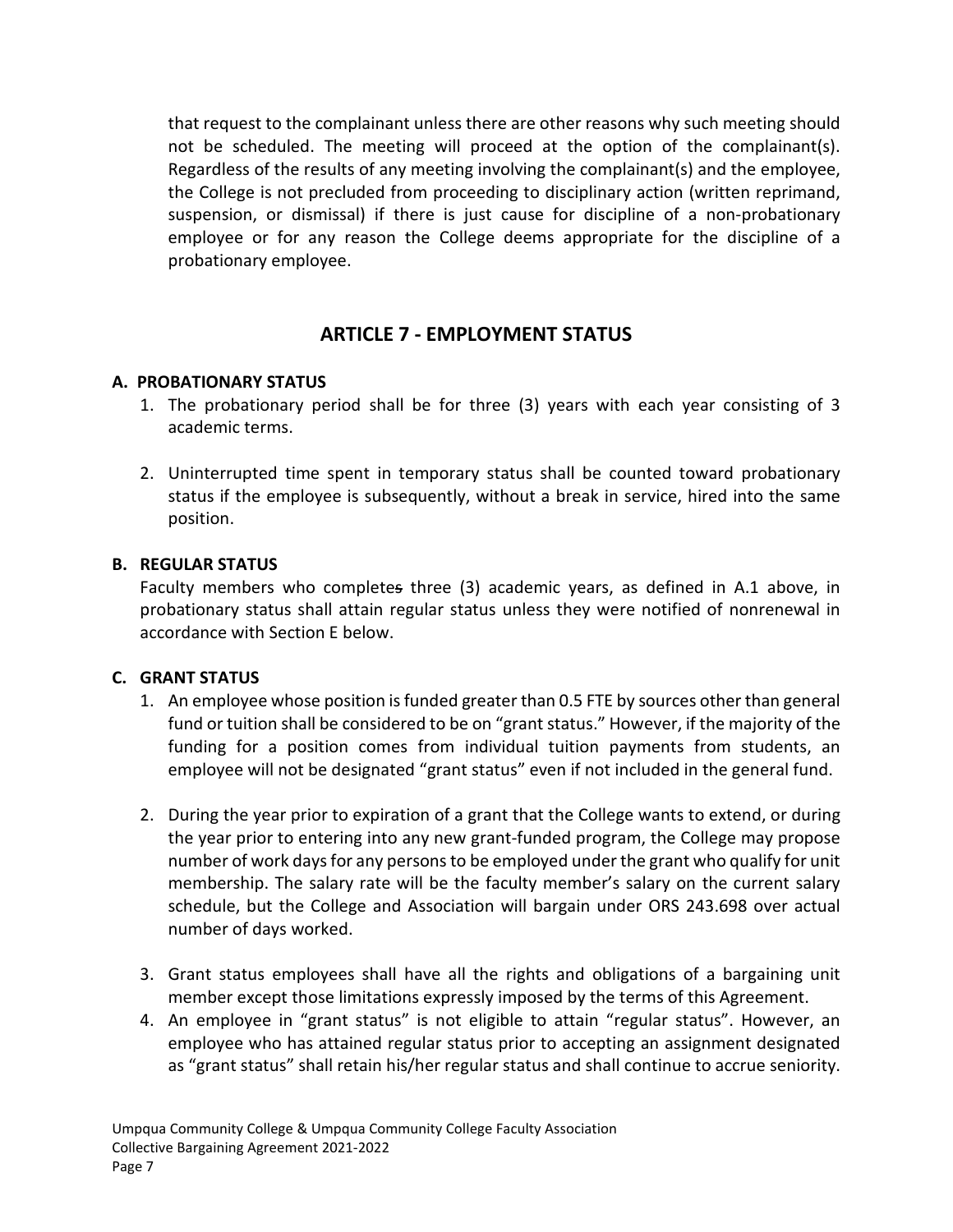that request to the complainant unless there are other reasons why such meeting should not be scheduled. The meeting will proceed at the option of the complainant(s). Regardless of the results of any meeting involving the complainant(s) and the employee, the College is not precluded from proceeding to disciplinary action (written reprimand, suspension, or dismissal) if there is just cause for discipline of a non-probationary employee or for any reason the College deems appropriate for the discipline of a probationary employee.

## ARTICLE 7 - EMPLOYMENT STATUS

### A. PROBATIONARY STATUS

1. The probationary period shall be for three (3) years with each year consisting of 3 academic terms.

2. Uninterrupted time spent in temporary status shall be counted toward probationary status if the employee is subsequently, without a break in service, hired into the same position.

### B. REGULAR STATUS

Faculty members who completes three (3) academic years, as defined in A.1 above, in probationary status shall attain regular status unless they were notified of nonrenewal in accordance with Section E below.

### C. GRANT STATUS

1. An employee whose position is funded greater than 0.5 FTE by sources other than general fund or tuition shall be considered to be on "grant status." However, if the majority of the funding for a position comes from individual tuition payments from students, an employee will not be designated "grant status" even if not included in the general fund.

2. During the year prior to expiration of a grant that the College wants to extend, or during the year prior to entering into any new grant-funded program, the College may propose number of work days for any persons to be employed under the grant who qualify for unit membership. The salary rate will be the faculty member's salary on the current salary schedule, but the College and Association will bargain under ORS 243.698 over actual number of days worked.

3. Grant status employees shall have all the rights and obligations of a bargaining unit member except those limitations expressly imposed by the terms of this Agreement.

4. An employee in "grant status" is not eligible to attain "regular status". However, an employee who has attained regular status prior to accepting an assignment designated as "grant status" shall retain his/her regular status and shall continue to accrue seniority.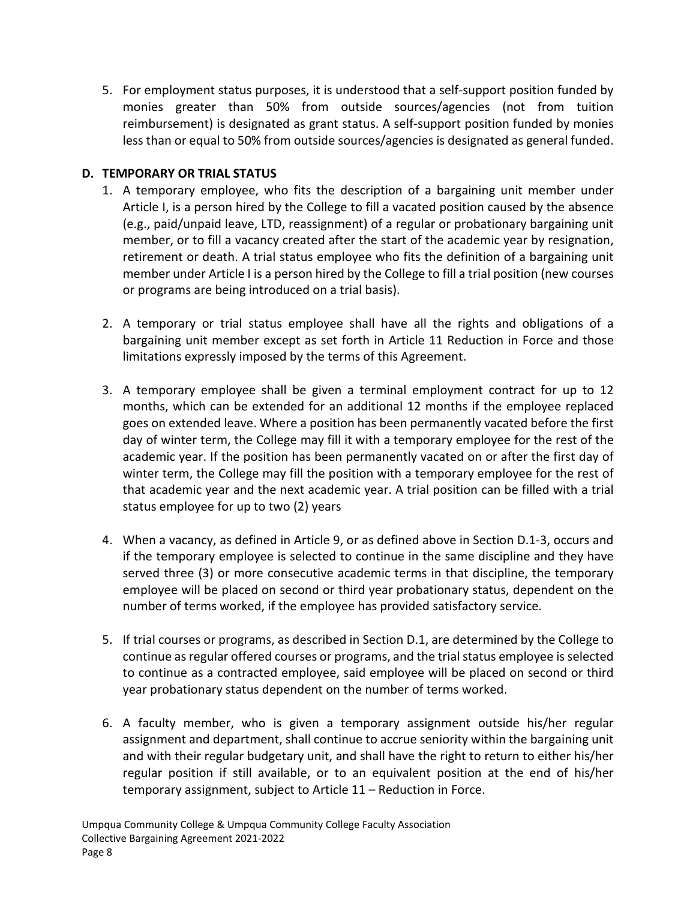5. For employment status purposes, it is understood that a self-support position funded by monies greater than 50% from outside sources/agencies (not from tuition reimbursement) is designated as grant status. A self-support position funded by monies less than or equal to 50% from outside sources/agencies is designated as general funded.

### D. TEMPORARY OR TRIAL STATUS

1. A temporary employee, who fits the description of a bargaining unit member under Article I, is a person hired by the College to fill a vacated position caused by the absence (e.g., paid/unpaid leave, LTD, reassignment) of a regular or probationary bargaining unit member, or to fill a vacancy created after the start of the academic year by resignation, retirement or death. A trial status employee who fits the definition of a bargaining unit member under Article I is a person hired by the College to fill a trial position (new courses or programs are being introduced on a trial basis).

2. A temporary or trial status employee shall have all the rights and obligations of a bargaining unit member except as set forth in Article 11 Reduction in Force and those limitations expressly imposed by the terms of this Agreement.

3. A temporary employee shall be given a terminal employment contract for up to 12 months, which can be extended for an additional 12 months if the employee replaced goes on extended leave. Where a position has been permanently vacated before the first day of winter term, the College may fill it with a temporary employee for the rest of the academic year. If the position has been permanently vacated on or after the first day of winter term, the College may fill the position with a temporary employee for the rest of that academic year and the next academic year. A trial position can be filled with a trial status employee for up to two (2) years

4. When a vacancy, as defined in Article 9, or as defined above in Section D.1-3, occurs and if the temporary employee is selected to continue in the same discipline and they have served three (3) or more consecutive academic terms in that discipline, the temporary employee will be placed on second or third year probationary status, dependent on the number of terms worked, if the employee has provided satisfactory service.

5. If trial courses or programs, as described in Section D.1, are determined by the College to continue as regular offered courses or programs, and the trial status employee is selected to continue as a contracted employee, said employee will be placed on second or third year probationary status dependent on the number of terms worked.

6. A faculty member, who is given a temporary assignment outside his/her regular assignment and department, shall continue to accrue seniority within the bargaining unit and with their regular budgetary unit, and shall have the right to return to either his/her regular position if still available, or to an equivalent position at the end of his/her temporary assignment, subject to Article 11 – Reduction in Force.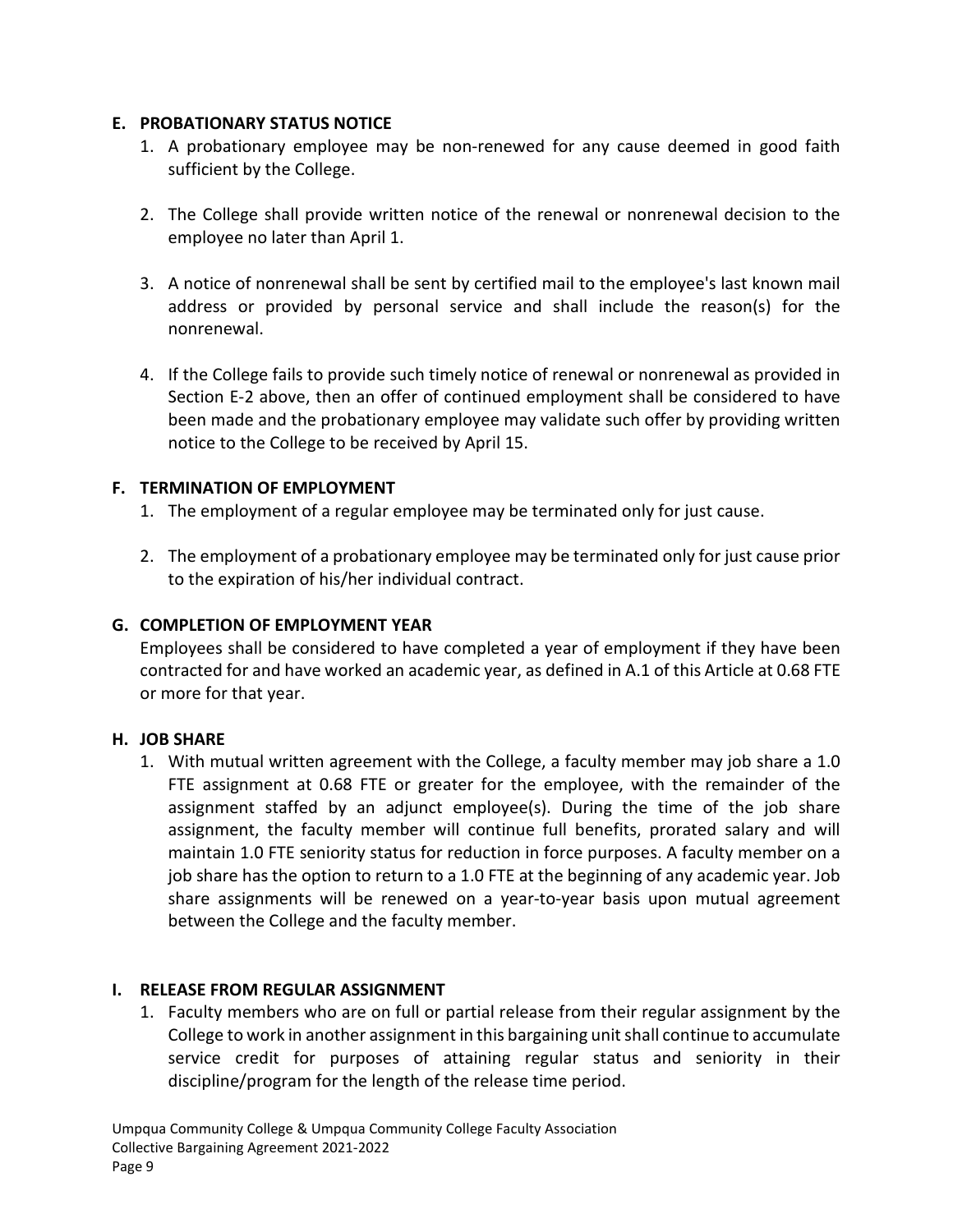### E. PROBATIONARY STATUS NOTICE

1. A probationary employee may be non-renewed for any cause deemed in good faith sufficient by the College.

2. The College shall provide written notice of the renewal or nonrenewal decision to the employee no later than April 1.

3. A notice of nonrenewal shall be sent by certified mail to the employee's last known mail address or provided by personal service and shall include the reason(s) for the nonrenewal.

4. If the College fails to provide such timely notice of renewal or nonrenewal as provided in Section E-2 above, then an offer of continued employment shall be considered to have been made and the probationary employee may validate such offer by providing written notice to the College to be received by April 15.

### F. TERMINATION OF EMPLOYMENT

1. The employment of a regular employee may be terminated only for just cause.

2. The employment of a probationary employee may be terminated only for just cause prior to the expiration of his/her individual contract.

### G. COMPLETION OF EMPLOYMENT YEAR

Employees shall be considered to have completed a year of employment if they have been contracted for and have worked an academic year, as defined in A.1 of this Article at 0.68 FTE or more for that year.

### H. JOB SHARE

1. With mutual written agreement with the College, a faculty member may job share a 1.0 FTE assignment at 0.68 FTE or greater for the employee, with the remainder of the assignment staffed by an adjunct employee(s). During the time of the job share assignment, the faculty member will continue full benefits, prorated salary and will maintain 1.0 FTE seniority status for reduction in force purposes. A faculty member on a job share has the option to return to a 1.0 FTE at the beginning of any academic year. Job share assignments will be renewed on a year-to-year basis upon mutual agreement between the College and the faculty member.

### I. RELEASE FROM REGULAR ASSIGNMENT

1. Faculty members who are on full or partial release from their regular assignment by the College to work in another assignment in this bargaining unit shall continue to accumulate service credit for purposes of attaining regular status and seniority in their discipline/program for the length of the release time period.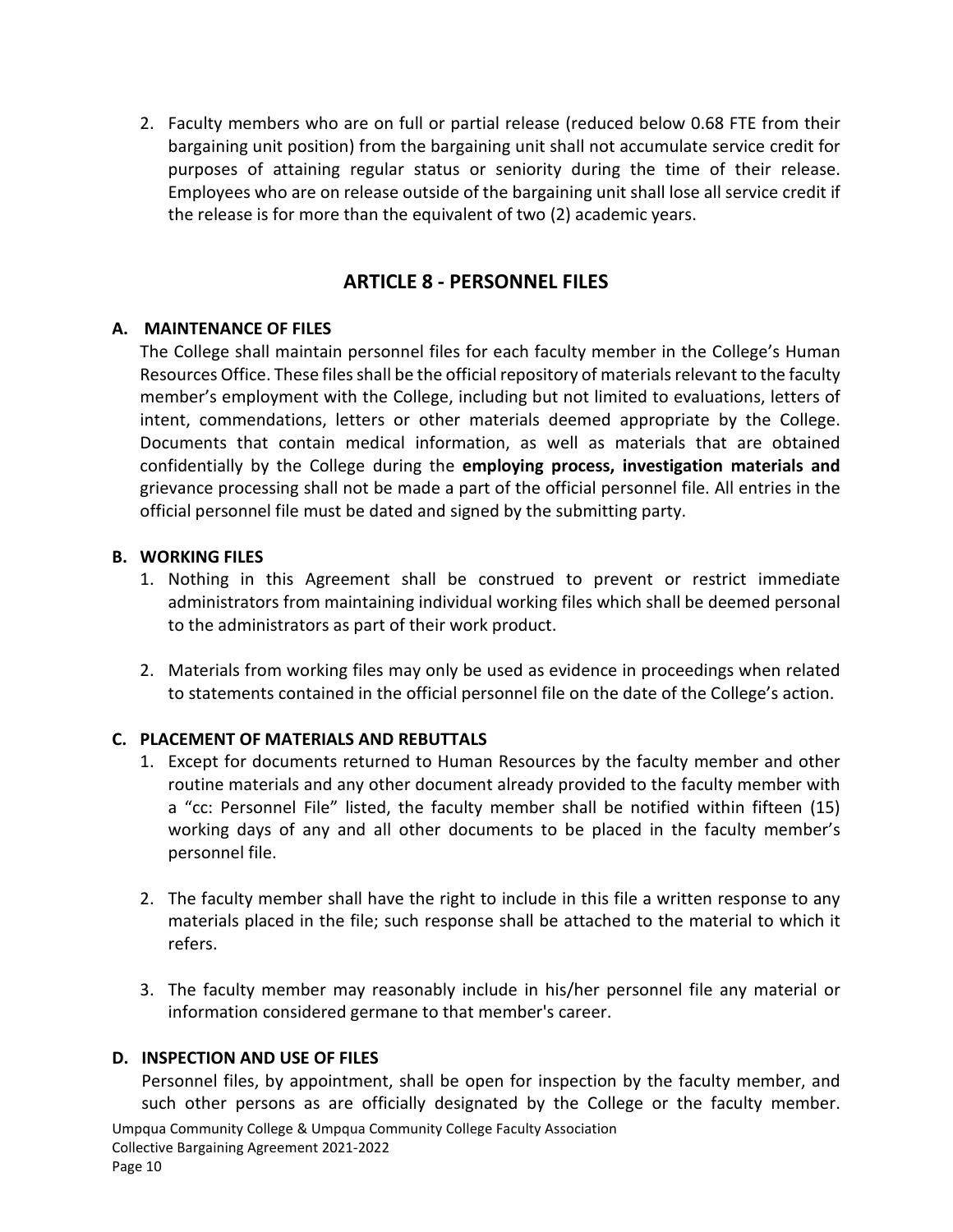2. Faculty members who are on full or partial release (reduced below 0.68 FTE from their bargaining unit position) from the bargaining unit shall not accumulate service credit for purposes of attaining regular status or seniority during the time of their release. Employees who are on release outside of the bargaining unit shall lose all service credit if the release is for more than the equivalent of two (2) academic years.

## ARTICLE 8 - PERSONNEL FILES

### A. MAINTENANCE OF FILES

The College shall maintain personnel files for each faculty member in the College's Human Resources Office. These files shall be the official repository of materials relevant to the faculty member's employment with the College, including but not limited to evaluations, letters of intent, commendations, letters or other materials deemed appropriate by the College. Documents that contain medical information, as well as materials that are obtained confidentially by the College during the **employing process, investigation materials and** grievance processing shall not be made a part of the official personnel file. All entries in the official personnel file must be dated and signed by the submitting party.

### B. WORKING FILES

1. Nothing in this Agreement shall be construed to prevent or restrict immediate administrators from maintaining individual working files which shall be deemed personal to the administrators as part of their work product.

2. Materials from working files may only be used as evidence in proceedings when related to statements contained in the official personnel file on the date of the College's action.

### C. PLACEMENT OF MATERIALS AND REBUTTALS

1. Except for documents returned to Human Resources by the faculty member and other routine materials and any other document already provided to the faculty member with a "cc: Personnel File" listed, the faculty member shall be notified within fifteen (15) working days of any and all other documents to be placed in the faculty member's personnel file.

2. The faculty member shall have the right to include in this file a written response to any materials placed in the file; such response shall be attached to the material to which it refers.

3. The faculty member may reasonably include in his/her personnel file any material or information considered germane to that member's career.

### D. INSPECTION AND USE OF FILES

Personnel files, by appointment, shall be open for inspection by the faculty member, and such other persons as are officially designated by the College or the faculty member.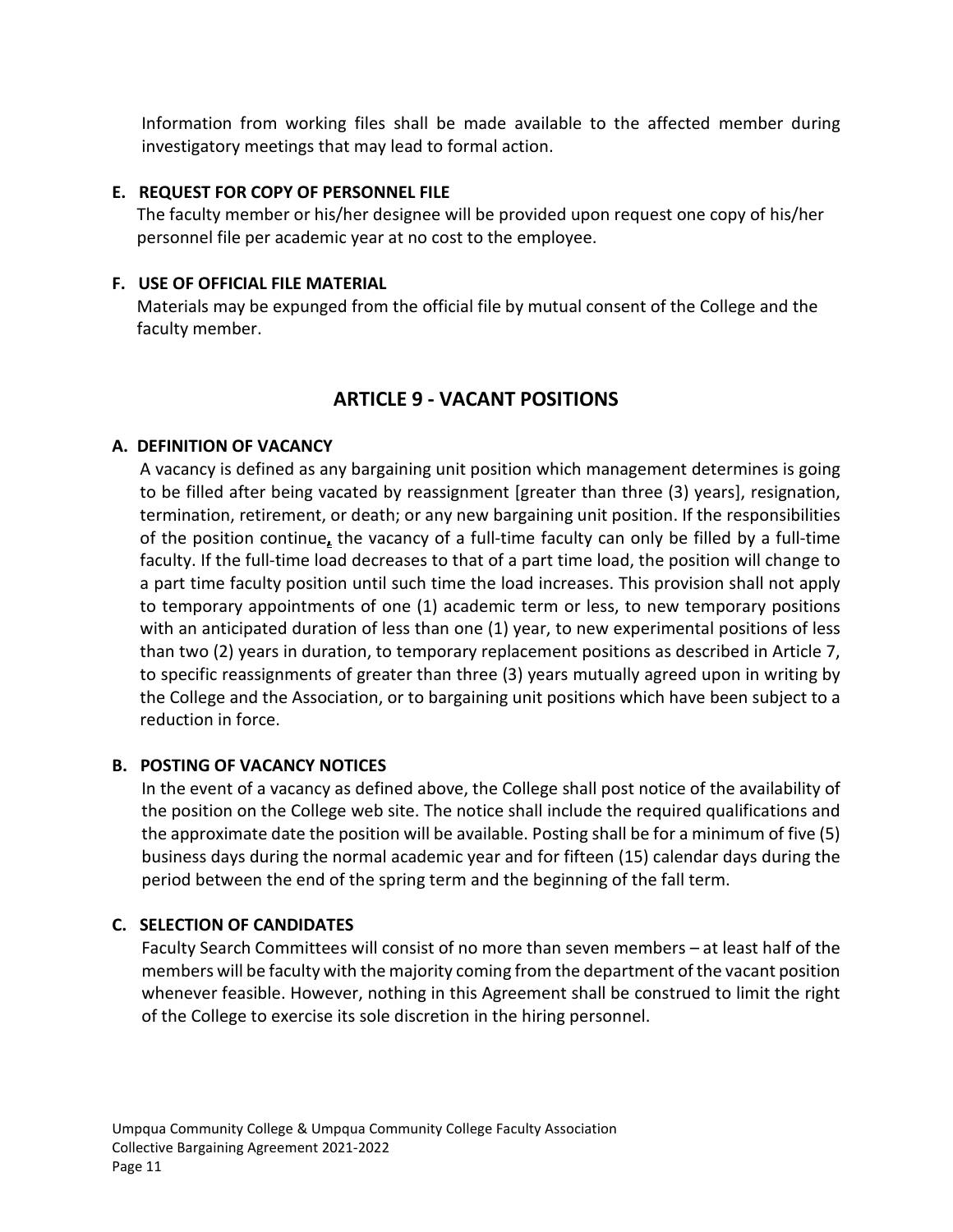Information from working files shall be made available to the affected member during investigatory meetings that may lead to formal action.

### E. REQUEST FOR COPY OF PERSONNEL FILE

The faculty member or his/her designee will be provided upon request one copy of his/her personnel file per academic year at no cost to the employee.

### F. USE OF OFFICIAL FILE MATERIAL

Materials may be expunged from the official file by mutual consent of the College and the faculty member.

## ARTICLE 9 - VACANT POSITIONS

### A. DEFINITION OF VACANCY

A vacancy is defined as any bargaining unit position which management determines is going to be filled after being vacated by reassignment [greater than three (3) years], resignation, termination, retirement, or death; or any new bargaining unit position. If the responsibilities of the position continue, the vacancy of a full-time faculty can only be filled by a full-time faculty. If the full-time load decreases to that of a part time load, the position will change to a part time faculty position until such time the load increases. This provision shall not apply to temporary appointments of one (1) academic term or less, to new temporary positions with an anticipated duration of less than one (1) year, to new experimental positions of less than two (2) years in duration, to temporary replacement positions as described in Article 7, to specific reassignments of greater than three (3) years mutually agreed upon in writing by the College and the Association, or to bargaining unit positions which have been subject to a reduction in force.

### B. POSTING OF VACANCY NOTICES

In the event of a vacancy as defined above, the College shall post notice of the availability of the position on the College web site. The notice shall include the required qualifications and the approximate date the position will be available. Posting shall be for a minimum of five (5) business days during the normal academic year and for fifteen (15) calendar days during the period between the end of the spring term and the beginning of the fall term.

### C. SELECTION OF CANDIDATES

Faculty Search Committees will consist of no more than seven members – at least half of the members will be faculty with the majority coming from the department of the vacant position whenever feasible. However, nothing in this Agreement shall be construed to limit the right of the College to exercise its sole discretion in the hiring personnel.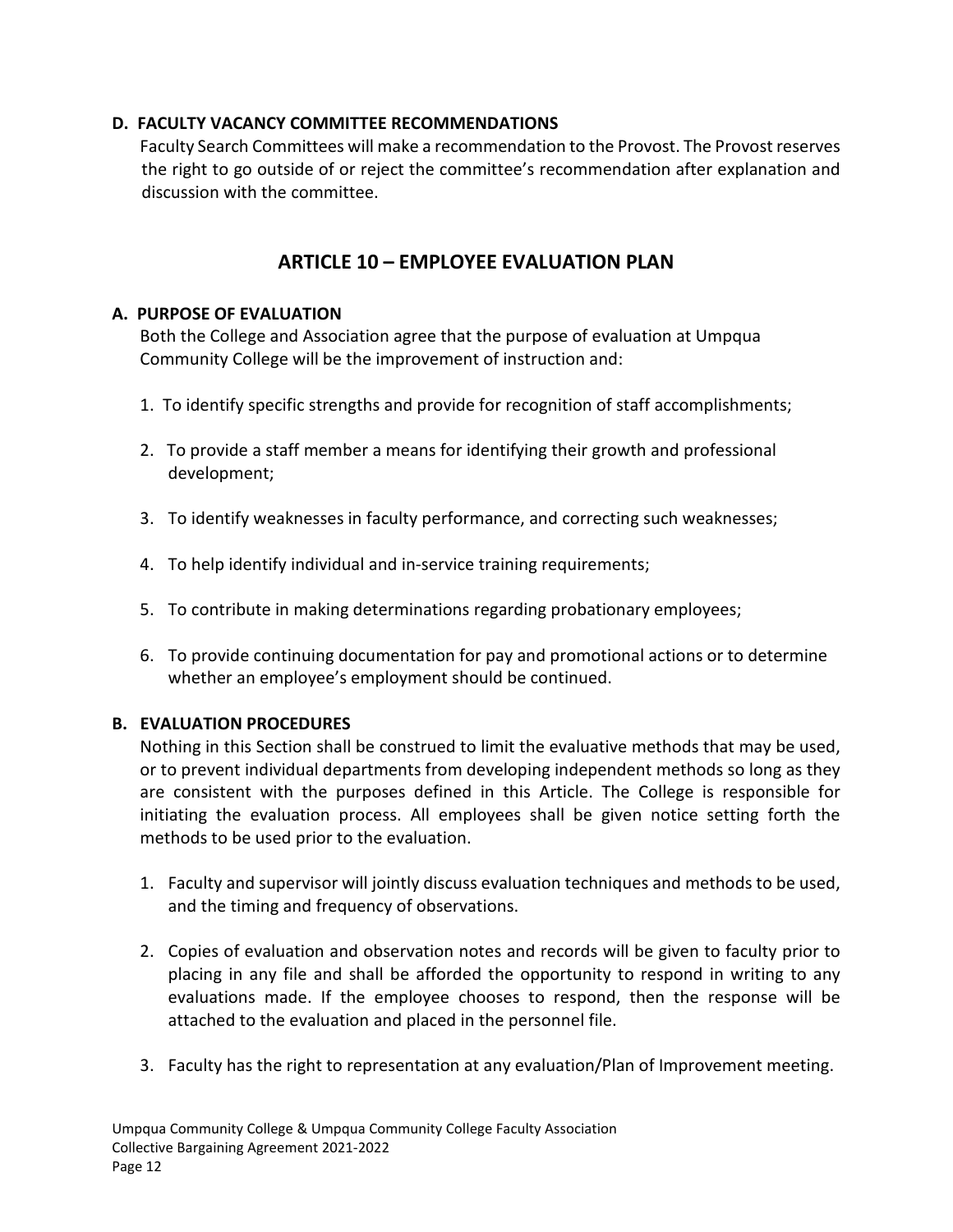### D. FACULTY VACANCY COMMITTEE RECOMMENDATIONS

Faculty Search Committees will make a recommendation to the Provost. The Provost reserves the right to go outside of or reject the committee's recommendation after explanation and discussion with the committee.

## ARTICLE 10 – EMPLOYEE EVALUATION PLAN

### A. PURPOSE OF EVALUATION

Both the College and Association agree that the purpose of evaluation at Umpqua Community College will be the improvement of instruction and:

1. To identify specific strengths and provide for recognition of staff accomplishments;
2. To provide a staff member a means for identifying their growth and professional development;
3. To identify weaknesses in faculty performance, and correcting such weaknesses;
4. To help identify individual and in-service training requirements;
5. To contribute in making determinations regarding probationary employees;
6. To provide continuing documentation for pay and promotional actions or to determine whether an employee's employment should be continued.

### B. EVALUATION PROCEDURES

Nothing in this Section shall be construed to limit the evaluative methods that may be used, or to prevent individual departments from developing independent methods so long as they are consistent with the purposes defined in this Article. The College is responsible for initiating the evaluation process. All employees shall be given notice setting forth the methods to be used prior to the evaluation.

1. Faculty and supervisor will jointly discuss evaluation techniques and methods to be used, and the timing and frequency of observations.
2. Copies of evaluation and observation notes and records will be given to faculty prior to placing in any file and shall be afforded the opportunity to respond in writing to any evaluations made. If the employee chooses to respond, then the response will be attached to the evaluation and placed in the personnel file.
3. Faculty has the right to representation at any evaluation/Plan of Improvement meeting.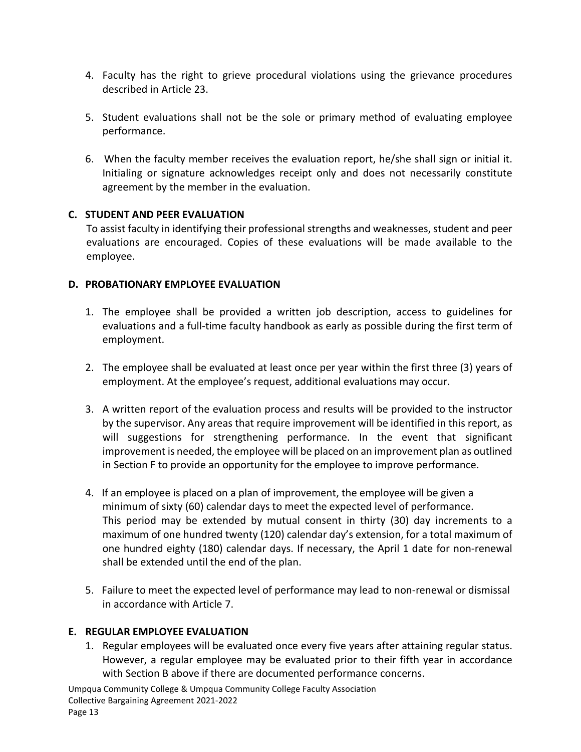4. Faculty has the right to grieve procedural violations using the grievance procedures described in Article 23.

5. Student evaluations shall not be the sole or primary method of evaluating employee performance.

6. When the faculty member receives the evaluation report, he/she shall sign or initial it. Initialing or signature acknowledges receipt only and does not necessarily constitute agreement by the member in the evaluation.

**C. STUDENT AND PEER EVALUATION**

To assist faculty in identifying their professional strengths and weaknesses, student and peer evaluations are encouraged. Copies of these evaluations will be made available to the employee.

**D. PROBATIONARY EMPLOYEE EVALUATION**

1. The employee shall be provided a written job description, access to guidelines for evaluations and a full-time faculty handbook as early as possible during the first term of employment.

2. The employee shall be evaluated at least once per year within the first three (3) years of employment. At the employee's request, additional evaluations may occur.

3. A written report of the evaluation process and results will be provided to the instructor by the supervisor. Any areas that require improvement will be identified in this report, as will suggestions for strengthening performance. In the event that significant improvement is needed, the employee will be placed on an improvement plan as outlined in Section F to provide an opportunity for the employee to improve performance.

4. If an employee is placed on a plan of improvement, the employee will be given a minimum of sixty (60) calendar days to meet the expected level of performance. This period may be extended by mutual consent in thirty (30) day increments to a maximum of one hundred twenty (120) calendar day's extension, for a total maximum of one hundred eighty (180) calendar days. If necessary, the April 1 date for non-renewal shall be extended until the end of the plan.

5. Failure to meet the expected level of performance may lead to non-renewal or dismissal in accordance with Article 7.

**E. REGULAR EMPLOYEE EVALUATION**

1. Regular employees will be evaluated once every five years after attaining regular status. However, a regular employee may be evaluated prior to their fifth year in accordance with Section B above if there are documented performance concerns.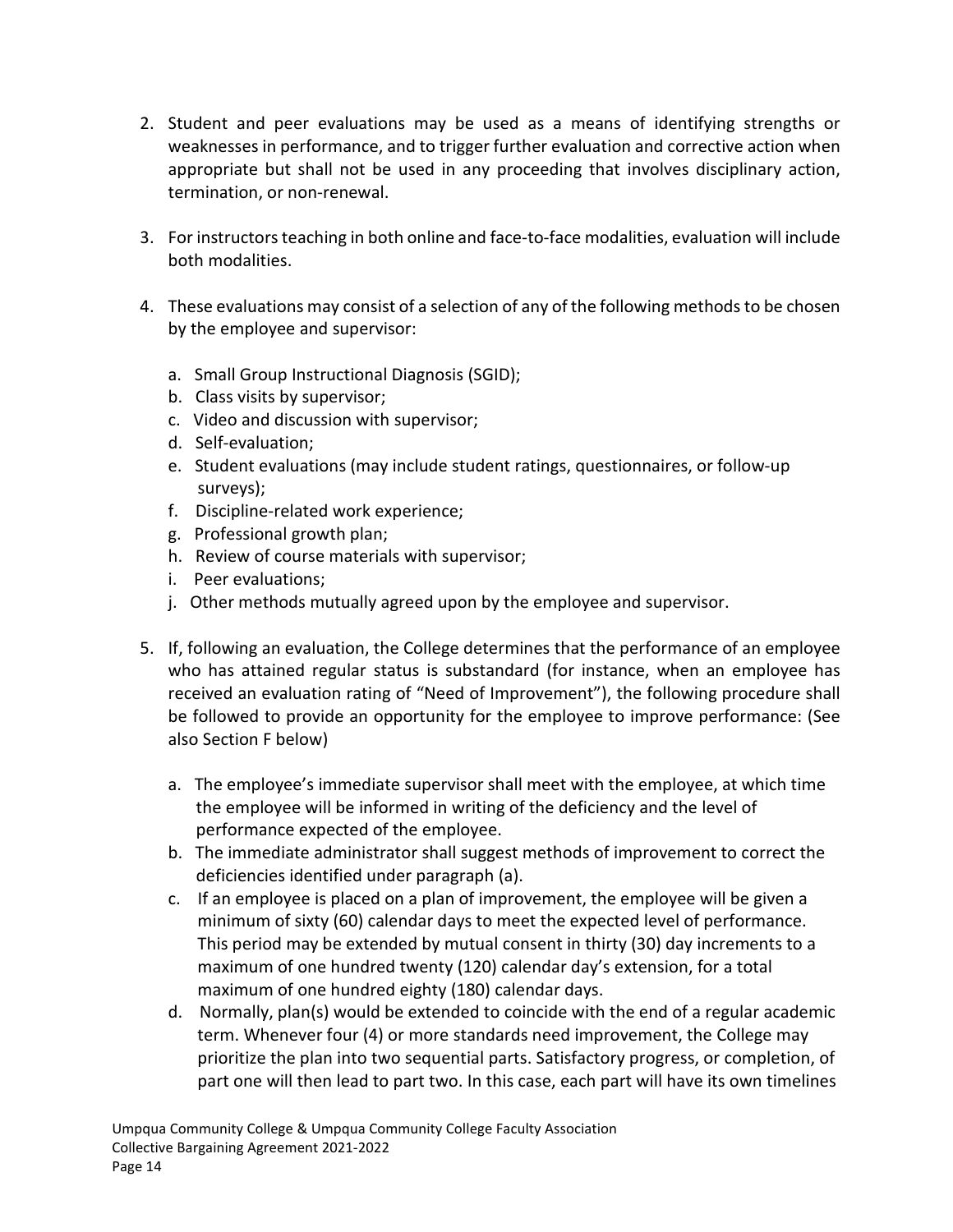2. Student and peer evaluations may be used as a means of identifying strengths or weaknesses in performance, and to trigger further evaluation and corrective action when appropriate but shall not be used in any proceeding that involves disciplinary action, termination, or non-renewal.

3. For instructors teaching in both online and face-to-face modalities, evaluation will include both modalities.

4. These evaluations may consist of a selection of any of the following methods to be chosen by the employee and supervisor:

   a. Small Group Instructional Diagnosis (SGID);
   b. Class visits by supervisor;
   c. Video and discussion with supervisor;
   d. Self-evaluation;
   e. Student evaluations (may include student ratings, questionnaires, or follow-up surveys);
   f. Discipline-related work experience;
   g. Professional growth plan;
   h. Review of course materials with supervisor;
   i. Peer evaluations;
   j. Other methods mutually agreed upon by the employee and supervisor.

5. If, following an evaluation, the College determines that the performance of an employee who has attained regular status is substandard (for instance, when an employee has received an evaluation rating of "Need of Improvement"), the following procedure shall be followed to provide an opportunity for the employee to improve performance: (See also Section F below)

   a. The employee's immediate supervisor shall meet with the employee, at which time the employee will be informed in writing of the deficiency and the level of performance expected of the employee.
   b. The immediate administrator shall suggest methods of improvement to correct the deficiencies identified under paragraph (a).
   c. If an employee is placed on a plan of improvement, the employee will be given a minimum of sixty (60) calendar days to meet the expected level of performance. This period may be extended by mutual consent in thirty (30) day increments to a maximum of one hundred twenty (120) calendar day's extension, for a total maximum of one hundred eighty (180) calendar days.
   d. Normally, plan(s) would be extended to coincide with the end of a regular academic term. Whenever four (4) or more standards need improvement, the College may prioritize the plan into two sequential parts. Satisfactory progress, or completion, of part one will then lead to part two. In this case, each part will have its own timelines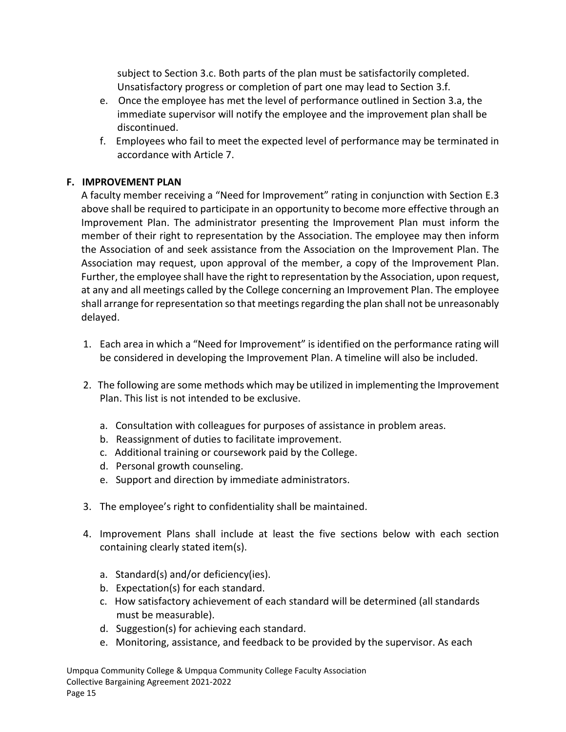subject to Section 3.c. Both parts of the plan must be satisfactorily completed. Unsatisfactory progress or completion of part one may lead to Section 3.f.

e. Once the employee has met the level of performance outlined in Section 3.a, the immediate supervisor will notify the employee and the improvement plan shall be discontinued.

f. Employees who fail to meet the expected level of performance may be terminated in accordance with Article 7.

**F. IMPROVEMENT PLAN**

A faculty member receiving a "Need for Improvement" rating in conjunction with Section E.3 above shall be required to participate in an opportunity to become more effective through an Improvement Plan. The administrator presenting the Improvement Plan must inform the member of their right to representation by the Association. The employee may then inform the Association of and seek assistance from the Association on the Improvement Plan. The Association may request, upon approval of the member, a copy of the Improvement Plan. Further, the employee shall have the right to representation by the Association, upon request, at any and all meetings called by the College concerning an Improvement Plan. The employee shall arrange for representation so that meetings regarding the plan shall not be unreasonably delayed.

1. Each area in which a "Need for Improvement" is identified on the performance rating will be considered in developing the Improvement Plan. A timeline will also be included.

2. The following are some methods which may be utilized in implementing the Improvement Plan. This list is not intended to be exclusive.

   a. Consultation with colleagues for purposes of assistance in problem areas.
   b. Reassignment of duties to facilitate improvement.
   c. Additional training or coursework paid by the College.
   d. Personal growth counseling.
   e. Support and direction by immediate administrators.

3. The employee's right to confidentiality shall be maintained.

4. Improvement Plans shall include at least the five sections below with each section containing clearly stated item(s).

   a. Standard(s) and/or deficiency(ies).
   b. Expectation(s) for each standard.
   c. How satisfactory achievement of each standard will be determined (all standards must be measurable).
   d. Suggestion(s) for achieving each standard.
   e. Monitoring, assistance, and feedback to be provided by the supervisor. As each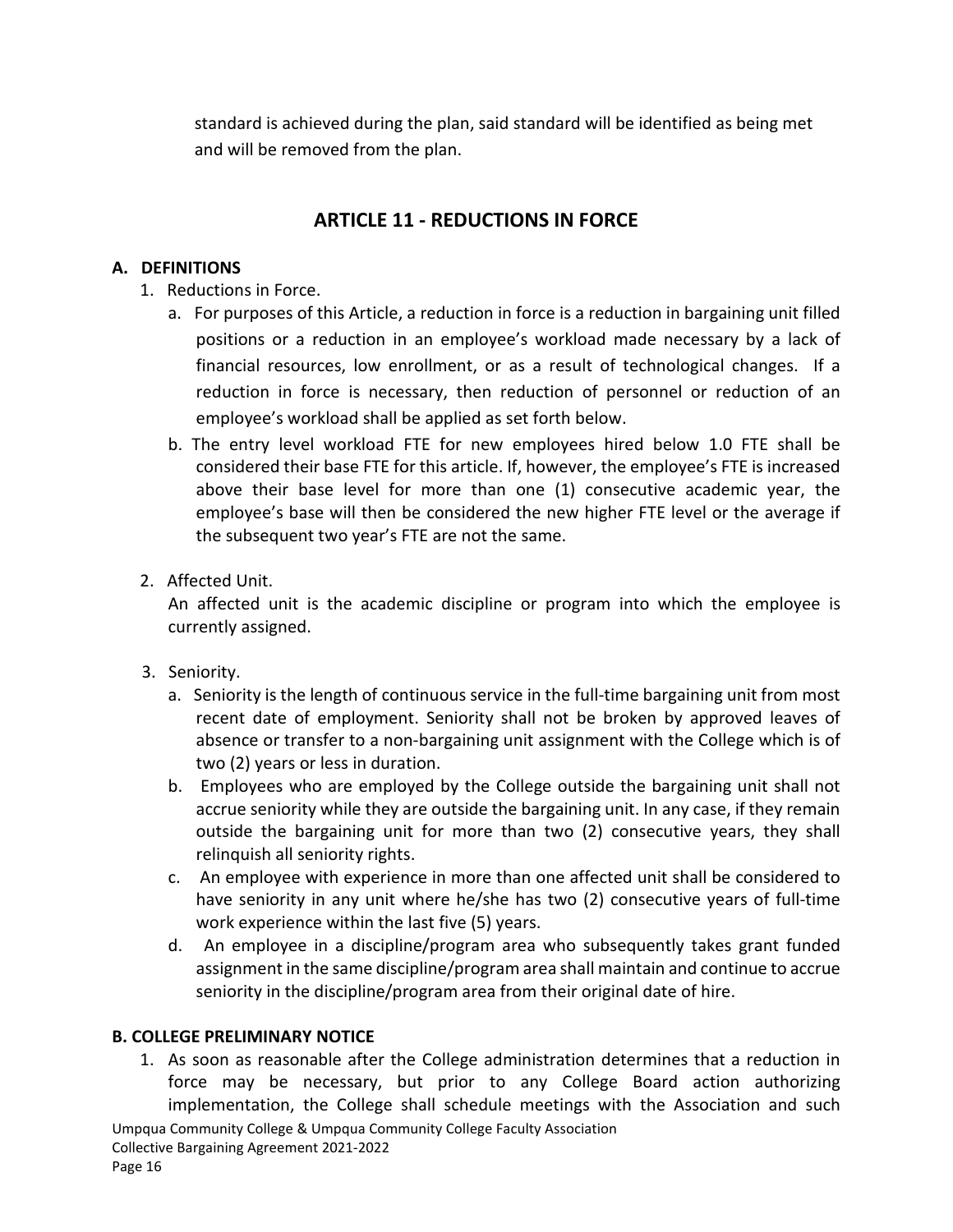standard is achieved during the plan, said standard will be identified as being met and will be removed from the plan.

## ARTICLE 11 - REDUCTIONS IN FORCE

**A. DEFINITIONS**

1. Reductions in Force.
   a. For purposes of this Article, a reduction in force is a reduction in bargaining unit filled positions or a reduction in an employee's workload made necessary by a lack of financial resources, low enrollment, or as a result of technological changes. If a reduction in force is necessary, then reduction of personnel or reduction of an employee's workload shall be applied as set forth below.
   b. The entry level workload FTE for new employees hired below 1.0 FTE shall be considered their base FTE for this article. If, however, the employee's FTE is increased above their base level for more than one (1) consecutive academic year, the employee's base will then be considered the new higher FTE level or the average if the subsequent two year's FTE are not the same.

2. Affected Unit.
   An affected unit is the academic discipline or program into which the employee is currently assigned.

3. Seniority.
   a. Seniority is the length of continuous service in the full-time bargaining unit from most recent date of employment. Seniority shall not be broken by approved leaves of absence or transfer to a non-bargaining unit assignment with the College which is of two (2) years or less in duration.
   b. Employees who are employed by the College outside the bargaining unit shall not accrue seniority while they are outside the bargaining unit. In any case, if they remain outside the bargaining unit for more than two (2) consecutive years, they shall relinquish all seniority rights.
   c. An employee with experience in more than one affected unit shall be considered to have seniority in any unit where he/she has two (2) consecutive years of full-time work experience within the last five (5) years.
   d. An employee in a discipline/program area who subsequently takes grant funded assignment in the same discipline/program area shall maintain and continue to accrue seniority in the discipline/program area from their original date of hire.

**B. COLLEGE PRELIMINARY NOTICE**

1. As soon as reasonable after the College administration determines that a reduction in force may be necessary, but prior to any College Board action authorizing implementation, the College shall schedule meetings with the Association and such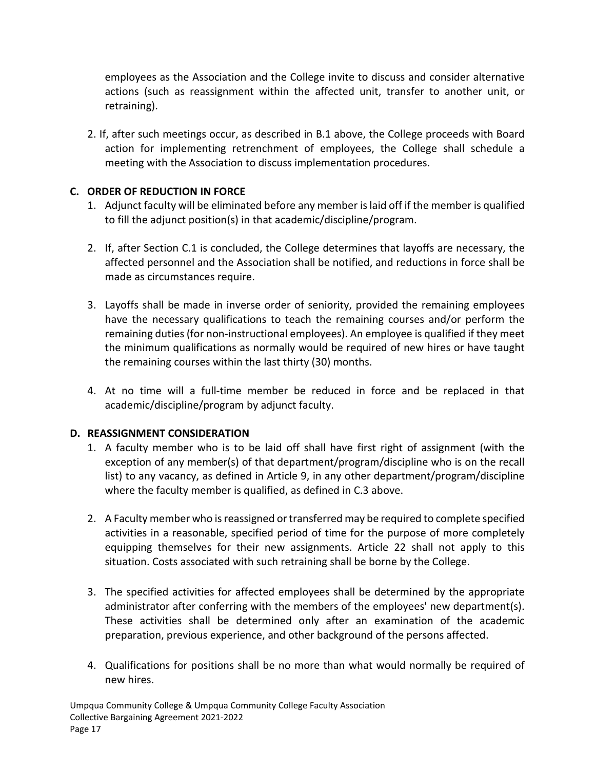employees as the Association and the College invite to discuss and consider alternative actions (such as reassignment within the affected unit, transfer to another unit, or retraining).

2. If, after such meetings occur, as described in B.1 above, the College proceeds with Board action for implementing retrenchment of employees, the College shall schedule a meeting with the Association to discuss implementation procedures.

### C. ORDER OF REDUCTION IN FORCE

1. Adjunct faculty will be eliminated before any member is laid off if the member is qualified to fill the adjunct position(s) in that academic/discipline/program.

2. If, after Section C.1 is concluded, the College determines that layoffs are necessary, the affected personnel and the Association shall be notified, and reductions in force shall be made as circumstances require.

3. Layoffs shall be made in inverse order of seniority, provided the remaining employees have the necessary qualifications to teach the remaining courses and/or perform the remaining duties (for non-instructional employees). An employee is qualified if they meet the minimum qualifications as normally would be required of new hires or have taught the remaining courses within the last thirty (30) months.

4. At no time will a full-time member be reduced in force and be replaced in that academic/discipline/program by adjunct faculty.

### D. REASSIGNMENT CONSIDERATION

1. A faculty member who is to be laid off shall have first right of assignment (with the exception of any member(s) of that department/program/discipline who is on the recall list) to any vacancy, as defined in Article 9, in any other department/program/discipline where the faculty member is qualified, as defined in C.3 above.

2. A Faculty member who is reassigned or transferred may be required to complete specified activities in a reasonable, specified period of time for the purpose of more completely equipping themselves for their new assignments. Article 22 shall not apply to this situation. Costs associated with such retraining shall be borne by the College.

3. The specified activities for affected employees shall be determined by the appropriate administrator after conferring with the members of the employees' new department(s). These activities shall be determined only after an examination of the academic preparation, previous experience, and other background of the persons affected.

4. Qualifications for positions shall be no more than what would normally be required of new hires.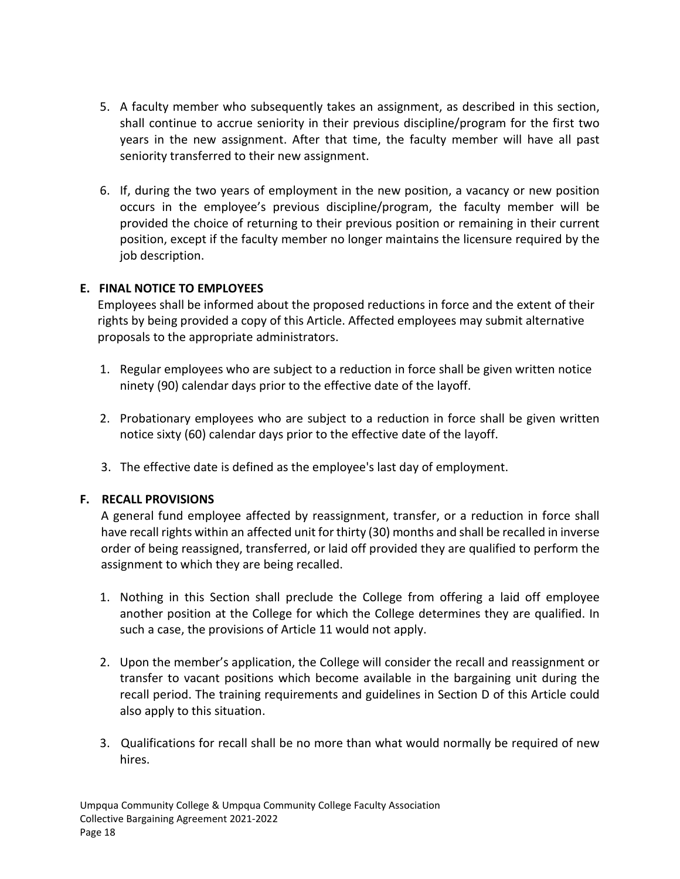5. A faculty member who subsequently takes an assignment, as described in this section, shall continue to accrue seniority in their previous discipline/program for the first two years in the new assignment. After that time, the faculty member will have all past seniority transferred to their new assignment.

6. If, during the two years of employment in the new position, a vacancy or new position occurs in the employee's previous discipline/program, the faculty member will be provided the choice of returning to their previous position or remaining in their current position, except if the faculty member no longer maintains the licensure required by the job description.

**E. FINAL NOTICE TO EMPLOYEES**

Employees shall be informed about the proposed reductions in force and the extent of their rights by being provided a copy of this Article. Affected employees may submit alternative proposals to the appropriate administrators.

1. Regular employees who are subject to a reduction in force shall be given written notice ninety (90) calendar days prior to the effective date of the layoff.

2. Probationary employees who are subject to a reduction in force shall be given written notice sixty (60) calendar days prior to the effective date of the layoff.

3. The effective date is defined as the employee's last day of employment.

**F. RECALL PROVISIONS**

A general fund employee affected by reassignment, transfer, or a reduction in force shall have recall rights within an affected unit for thirty (30) months and shall be recalled in inverse order of being reassigned, transferred, or laid off provided they are qualified to perform the assignment to which they are being recalled.

1. Nothing in this Section shall preclude the College from offering a laid off employee another position at the College for which the College determines they are qualified. In such a case, the provisions of Article 11 would not apply.

2. Upon the member's application, the College will consider the recall and reassignment or transfer to vacant positions which become available in the bargaining unit during the recall period. The training requirements and guidelines in Section D of this Article could also apply to this situation.

3. Qualifications for recall shall be no more than what would normally be required of new hires.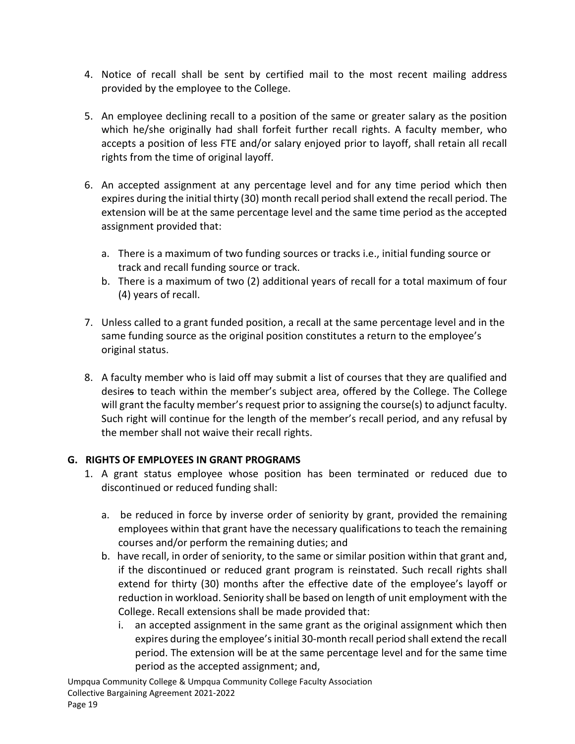4. Notice of recall shall be sent by certified mail to the most recent mailing address provided by the employee to the College.

5. An employee declining recall to a position of the same or greater salary as the position which he/she originally had shall forfeit further recall rights. A faculty member, who accepts a position of less FTE and/or salary enjoyed prior to layoff, shall retain all recall rights from the time of original layoff.

6. An accepted assignment at any percentage level and for any time period which then expires during the initial thirty (30) month recall period shall extend the recall period. The extension will be at the same percentage level and the same time period as the accepted assignment provided that:

   a. There is a maximum of two funding sources or tracks i.e., initial funding source or track and recall funding source or track.
   b. There is a maximum of two (2) additional years of recall for a total maximum of four (4) years of recall.

7. Unless called to a grant funded position, a recall at the same percentage level and in the same funding source as the original position constitutes a return to the employee's original status.

8. A faculty member who is laid off may submit a list of courses that they are qualified and desires to teach within the member's subject area, offered by the College. The College will grant the faculty member's request prior to assigning the course(s) to adjunct faculty. Such right will continue for the length of the member's recall period, and any refusal by the member shall not waive their recall rights.

**G. RIGHTS OF EMPLOYEES IN GRANT PROGRAMS**

1. A grant status employee whose position has been terminated or reduced due to discontinued or reduced funding shall:

   a. be reduced in force by inverse order of seniority by grant, provided the remaining employees within that grant have the necessary qualifications to teach the remaining courses and/or perform the remaining duties; and
   b. have recall, in order of seniority, to the same or similar position within that grant and, if the discontinued or reduced grant program is reinstated. Such recall rights shall extend for thirty (30) months after the effective date of the employee's layoff or reduction in workload. Seniority shall be based on length of unit employment with the College. Recall extensions shall be made provided that:
      i. an accepted assignment in the same grant as the original assignment which then expires during the employee's initial 30-month recall period shall extend the recall period. The extension will be at the same percentage level and for the same time period as the accepted assignment; and,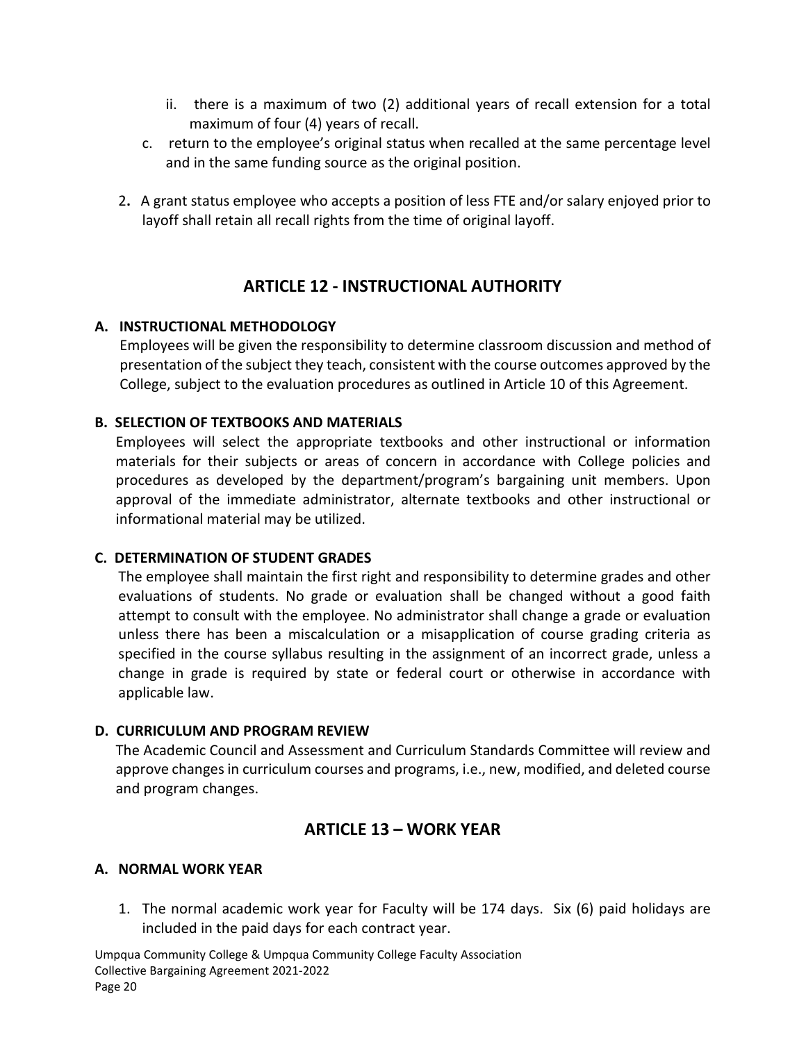ii. there is a maximum of two (2) additional years of recall extension for a total maximum of four (4) years of recall.

c. return to the employee's original status when recalled at the same percentage level and in the same funding source as the original position.

2. A grant status employee who accepts a position of less FTE and/or salary enjoyed prior to layoff shall retain all recall rights from the time of original layoff.

## ARTICLE 12 - INSTRUCTIONAL AUTHORITY

### A. INSTRUCTIONAL METHODOLOGY

Employees will be given the responsibility to determine classroom discussion and method of presentation of the subject they teach, consistent with the course outcomes approved by the College, subject to the evaluation procedures as outlined in Article 10 of this Agreement.

### B. SELECTION OF TEXTBOOKS AND MATERIALS

Employees will select the appropriate textbooks and other instructional or information materials for their subjects or areas of concern in accordance with College policies and procedures as developed by the department/program's bargaining unit members. Upon approval of the immediate administrator, alternate textbooks and other instructional or informational material may be utilized.

### C. DETERMINATION OF STUDENT GRADES

The employee shall maintain the first right and responsibility to determine grades and other evaluations of students. No grade or evaluation shall be changed without a good faith attempt to consult with the employee. No administrator shall change a grade or evaluation unless there has been a miscalculation or a misapplication of course grading criteria as specified in the course syllabus resulting in the assignment of an incorrect grade, unless a change in grade is required by state or federal court or otherwise in accordance with applicable law.

### D. CURRICULUM AND PROGRAM REVIEW

The Academic Council and Assessment and Curriculum Standards Committee will review and approve changes in curriculum courses and programs, i.e., new, modified, and deleted course and program changes.

## ARTICLE 13 – WORK YEAR

### A. NORMAL WORK YEAR

1. The normal academic work year for Faculty will be 174 days. Six (6) paid holidays are included in the paid days for each contract year.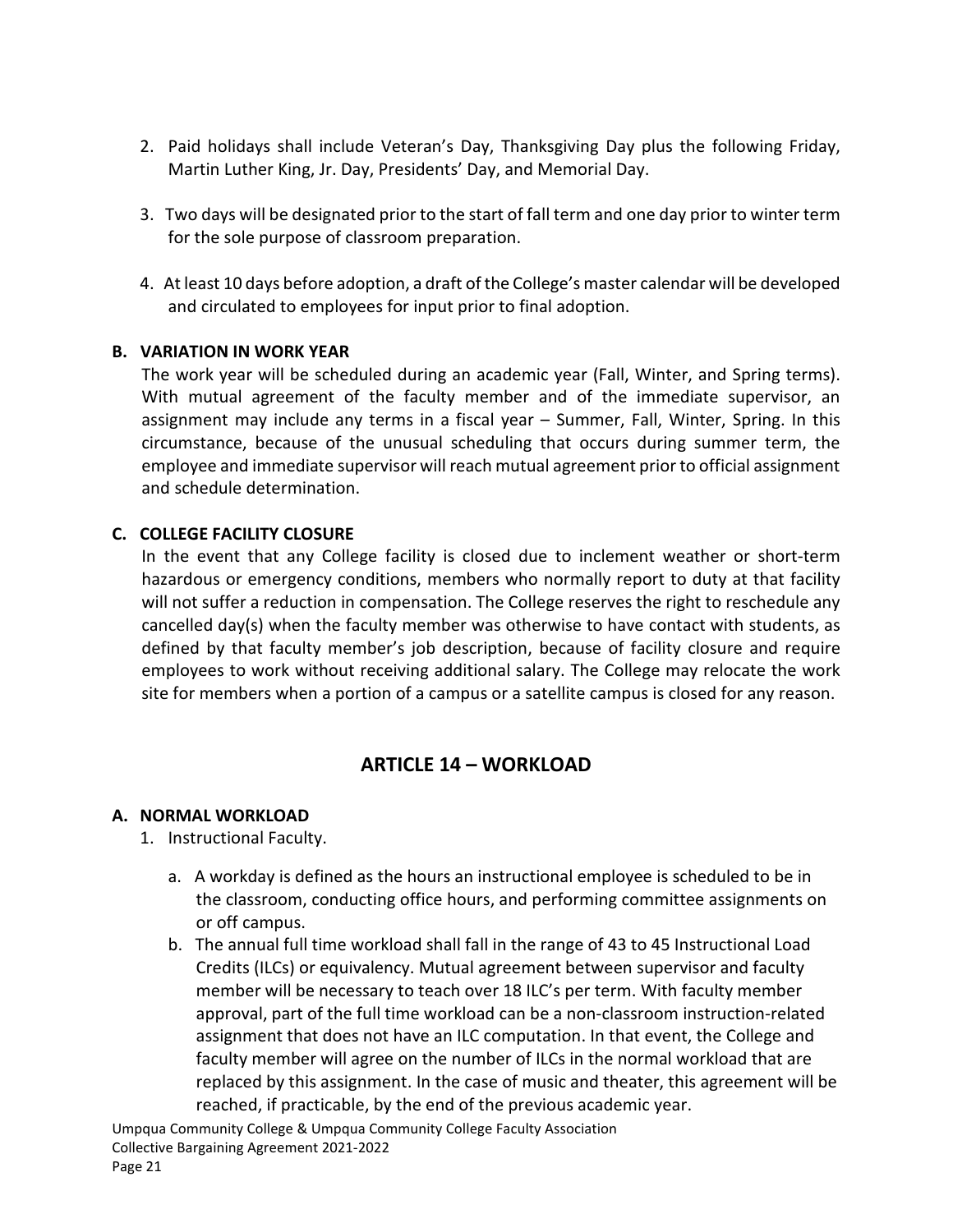2. Paid holidays shall include Veteran's Day, Thanksgiving Day plus the following Friday, Martin Luther King, Jr. Day, Presidents' Day, and Memorial Day.

3. Two days will be designated prior to the start of fall term and one day prior to winter term for the sole purpose of classroom preparation.

4. At least 10 days before adoption, a draft of the College's master calendar will be developed and circulated to employees for input prior to final adoption.

### B. VARIATION IN WORK YEAR

The work year will be scheduled during an academic year (Fall, Winter, and Spring terms). With mutual agreement of the faculty member and of the immediate supervisor, an assignment may include any terms in a fiscal year – Summer, Fall, Winter, Spring. In this circumstance, because of the unusual scheduling that occurs during summer term, the employee and immediate supervisor will reach mutual agreement prior to official assignment and schedule determination.

### C. COLLEGE FACILITY CLOSURE

In the event that any College facility is closed due to inclement weather or short-term hazardous or emergency conditions, members who normally report to duty at that facility will not suffer a reduction in compensation. The College reserves the right to reschedule any cancelled day(s) when the faculty member was otherwise to have contact with students, as defined by that faculty member's job description, because of facility closure and require employees to work without receiving additional salary. The College may relocate the work site for members when a portion of a campus or a satellite campus is closed for any reason.

## ARTICLE 14 – WORKLOAD

### A. NORMAL WORKLOAD

1. Instructional Faculty.

   a. A workday is defined as the hours an instructional employee is scheduled to be in the classroom, conducting office hours, and performing committee assignments on or off campus.

   b. The annual full time workload shall fall in the range of 43 to 45 Instructional Load Credits (ILCs) or equivalency. Mutual agreement between supervisor and faculty member will be necessary to teach over 18 ILC's per term. With faculty member approval, part of the full time workload can be a non-classroom instruction-related assignment that does not have an ILC computation. In that event, the College and faculty member will agree on the number of ILCs in the normal workload that are replaced by this assignment. In the case of music and theater, this agreement will be reached, if practicable, by the end of the previous academic year.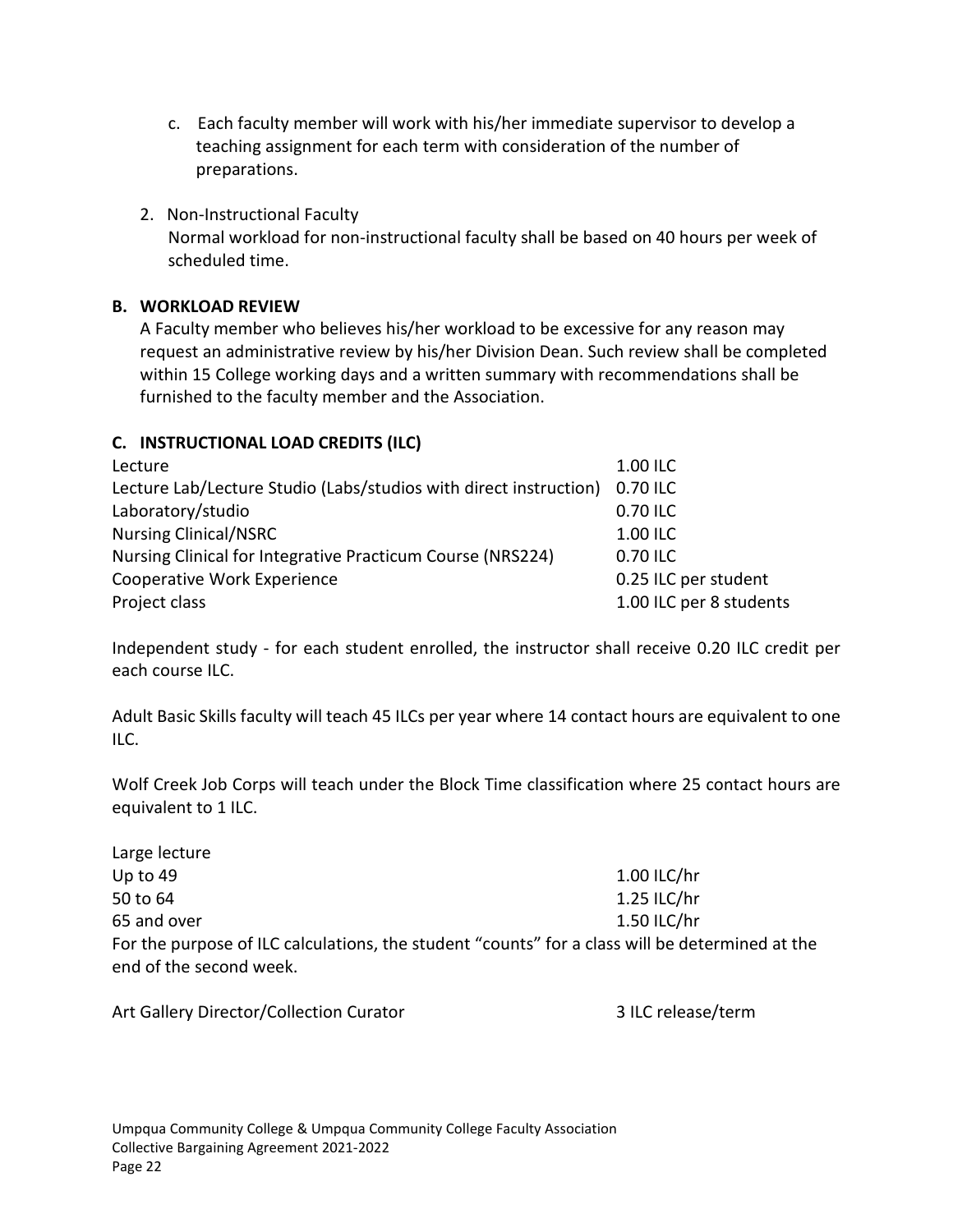c. Each faculty member will work with his/her immediate supervisor to develop a teaching assignment for each term with consideration of the number of preparations.

2. Non-Instructional Faculty
   Normal workload for non-instructional faculty shall be based on 40 hours per week of scheduled time.

### B. WORKLOAD REVIEW

A Faculty member who believes his/her workload to be excessive for any reason may request an administrative review by his/her Division Dean. Such review shall be completed within 15 College working days and a written summary with recommendations shall be furnished to the faculty member and the Association.

### C. INSTRUCTIONAL LOAD CREDITS (ILC)

| | |
|---|---|
| Lecture | 1.00 ILC |
| Lecture Lab/Lecture Studio (Labs/studios with direct instruction) | 0.70 ILC |
| Laboratory/studio | 0.70 ILC |
| Nursing Clinical/NSRC | 1.00 ILC |
| Nursing Clinical for Integrative Practicum Course (NRS224) | 0.70 ILC |
| Cooperative Work Experience | 0.25 ILC per student |
| Project class | 1.00 ILC per 8 students |

Independent study - for each student enrolled, the instructor shall receive 0.20 ILC credit per each course ILC.

Adult Basic Skills faculty will teach 45 ILCs per year where 14 contact hours are equivalent to one ILC.

Wolf Creek Job Corps will teach under the Block Time classification where 25 contact hours are equivalent to 1 ILC.

Large lecture

| | |
|---|---|
| Up to 49 | 1.00 ILC/hr |
| 50 to 64 | 1.25 ILC/hr |
| 65 and over | 1.50 ILC/hr |

For the purpose of ILC calculations, the student "counts" for a class will be determined at the end of the second week.

| | |
|---|---|
| Art Gallery Director/Collection Curator | 3 ILC release/term |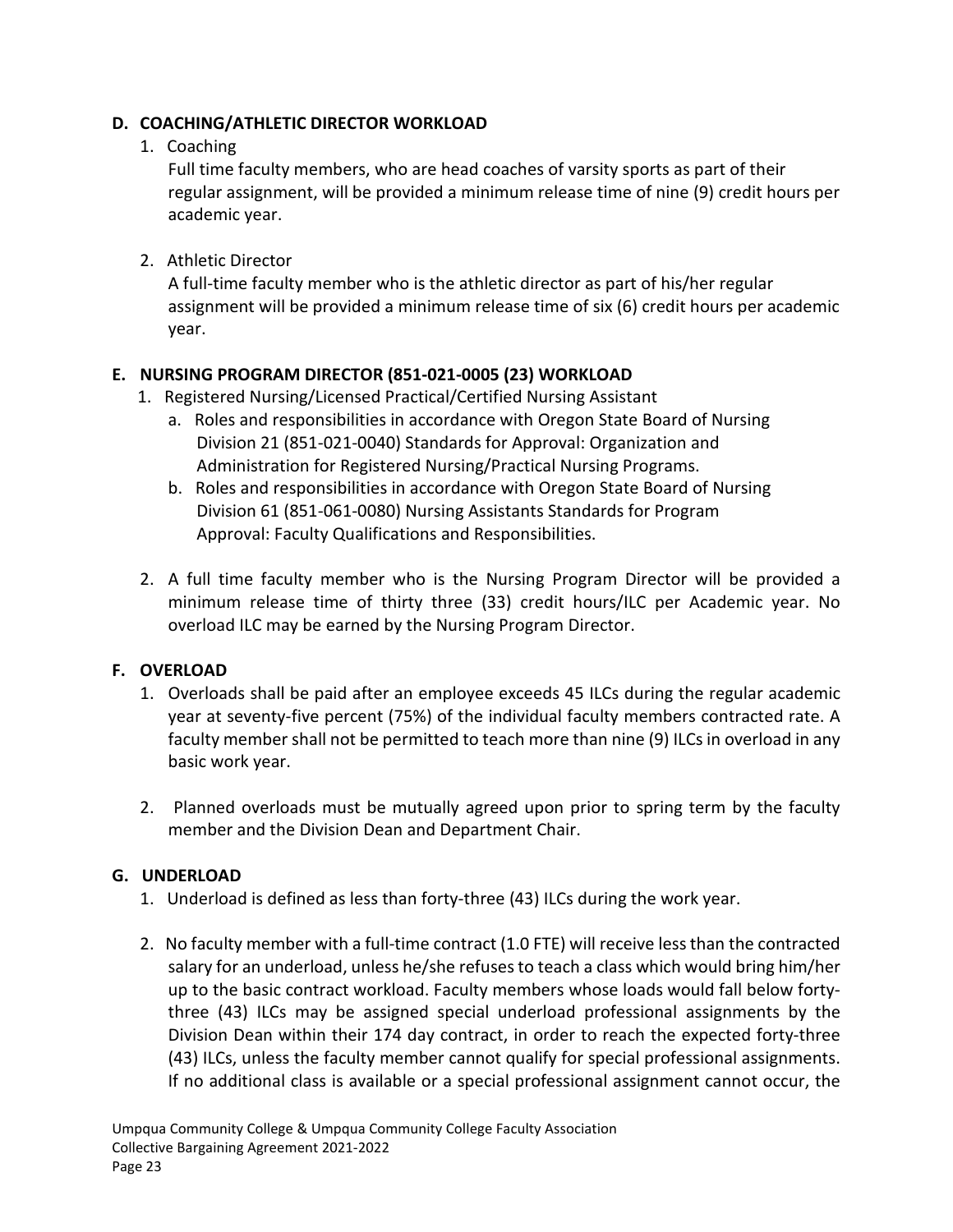## D. COACHING/ATHLETIC DIRECTOR WORKLOAD

1. Coaching

   Full time faculty members, who are head coaches of varsity sports as part of their regular assignment, will be provided a minimum release time of nine (9) credit hours per academic year.

2. Athletic Director

   A full-time faculty member who is the athletic director as part of his/her regular assignment will be provided a minimum release time of six (6) credit hours per academic year.

## E. NURSING PROGRAM DIRECTOR (851-021-0005 (23) WORKLOAD

1. Registered Nursing/Licensed Practical/Certified Nursing Assistant
   a. Roles and responsibilities in accordance with Oregon State Board of Nursing Division 21 (851-021-0040) Standards for Approval: Organization and Administration for Registered Nursing/Practical Nursing Programs.
   b. Roles and responsibilities in accordance with Oregon State Board of Nursing Division 61 (851-061-0080) Nursing Assistants Standards for Program Approval: Faculty Qualifications and Responsibilities.

2. A full time faculty member who is the Nursing Program Director will be provided a minimum release time of thirty three (33) credit hours/ILC per Academic year. No overload ILC may be earned by the Nursing Program Director.

## F. OVERLOAD

1. Overloads shall be paid after an employee exceeds 45 ILCs during the regular academic year at seventy-five percent (75%) of the individual faculty members contracted rate. A faculty member shall not be permitted to teach more than nine (9) ILCs in overload in any basic work year.

2. Planned overloads must be mutually agreed upon prior to spring term by the faculty member and the Division Dean and Department Chair.

## G. UNDERLOAD

1. Underload is defined as less than forty-three (43) ILCs during the work year.

2. No faculty member with a full-time contract (1.0 FTE) will receive less than the contracted salary for an underload, unless he/she refuses to teach a class which would bring him/her up to the basic contract workload. Faculty members whose loads would fall below forty-three (43) ILCs may be assigned special underload professional assignments by the Division Dean within their 174 day contract, in order to reach the expected forty-three (43) ILCs, unless the faculty member cannot qualify for special professional assignments. If no additional class is available or a special professional assignment cannot occur, the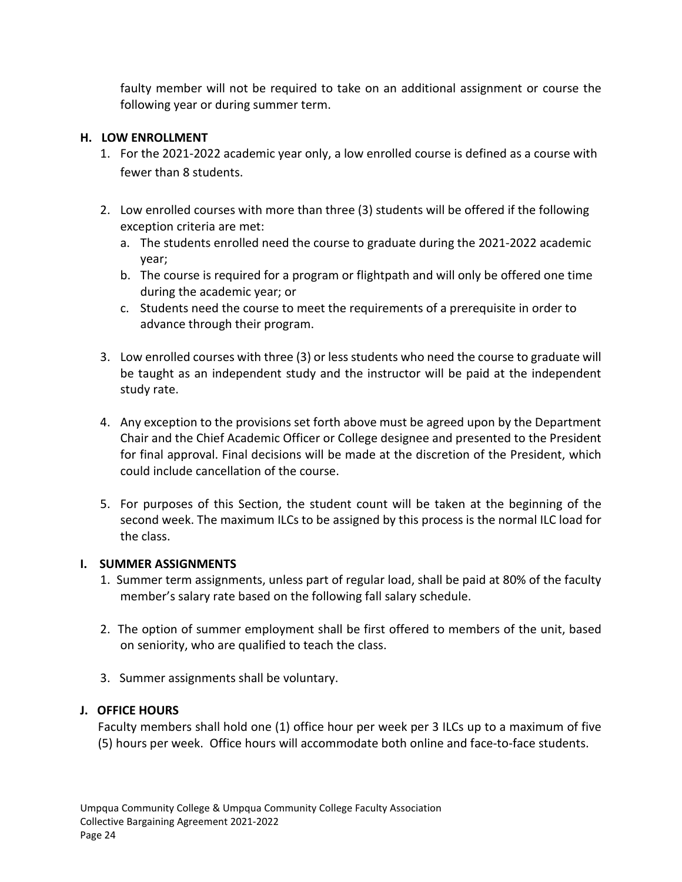faulty member will not be required to take on an additional assignment or course the following year or during summer term.

### H. LOW ENROLLMENT

1. For the 2021-2022 academic year only, a low enrolled course is defined as a course with fewer than 8 students.

2. Low enrolled courses with more than three (3) students will be offered if the following exception criteria are met:
   a. The students enrolled need the course to graduate during the 2021-2022 academic year;
   b. The course is required for a program or flightpath and will only be offered one time during the academic year; or
   c. Students need the course to meet the requirements of a prerequisite in order to advance through their program.

3. Low enrolled courses with three (3) or less students who need the course to graduate will be taught as an independent study and the instructor will be paid at the independent study rate.

4. Any exception to the provisions set forth above must be agreed upon by the Department Chair and the Chief Academic Officer or College designee and presented to the President for final approval. Final decisions will be made at the discretion of the President, which could include cancellation of the course.

5. For purposes of this Section, the student count will be taken at the beginning of the second week. The maximum ILCs to be assigned by this process is the normal ILC load for the class.

### I. SUMMER ASSIGNMENTS

1. Summer term assignments, unless part of regular load, shall be paid at 80% of the faculty member's salary rate based on the following fall salary schedule.

2. The option of summer employment shall be first offered to members of the unit, based on seniority, who are qualified to teach the class.

3. Summer assignments shall be voluntary.

### J. OFFICE HOURS

Faculty members shall hold one (1) office hour per week per 3 ILCs up to a maximum of five (5) hours per week. Office hours will accommodate both online and face-to-face students.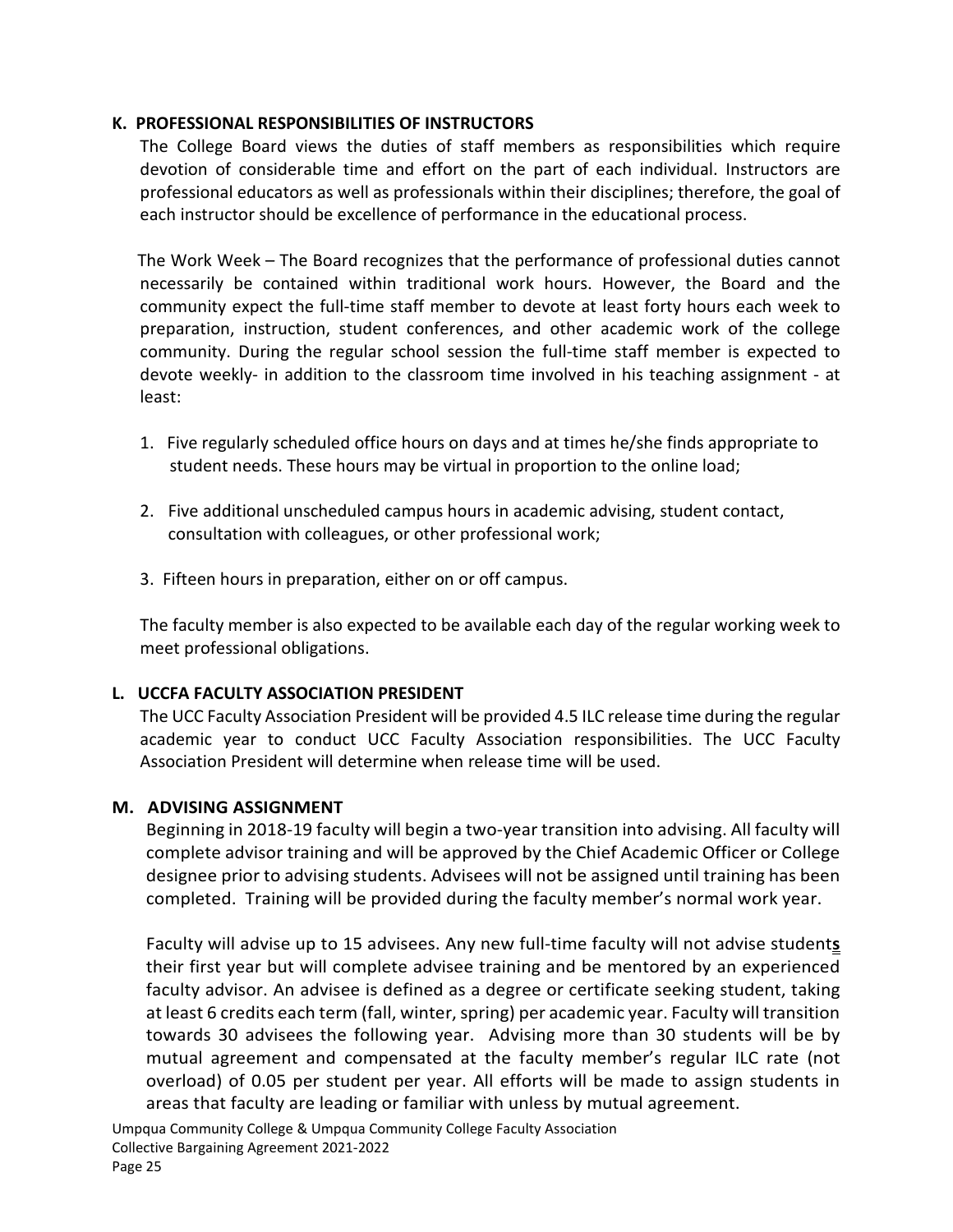## K. PROFESSIONAL RESPONSIBILITIES OF INSTRUCTORS

The College Board views the duties of staff members as responsibilities which require devotion of considerable time and effort on the part of each individual. Instructors are professional educators as well as professionals within their disciplines; therefore, the goal of each instructor should be excellence of performance in the educational process.

The Work Week – The Board recognizes that the performance of professional duties cannot necessarily be contained within traditional work hours. However, the Board and the community expect the full-time staff member to devote at least forty hours each week to preparation, instruction, student conferences, and other academic work of the college community. During the regular school session the full-time staff member is expected to devote weekly- in addition to the classroom time involved in his teaching assignment - at least:

1. Five regularly scheduled office hours on days and at times he/she finds appropriate to student needs. These hours may be virtual in proportion to the online load;
2. Five additional unscheduled campus hours in academic advising, student contact, consultation with colleagues, or other professional work;
3. Fifteen hours in preparation, either on or off campus.

The faculty member is also expected to be available each day of the regular working week to meet professional obligations.

## L. UCCFA FACULTY ASSOCIATION PRESIDENT

The UCC Faculty Association President will be provided 4.5 ILC release time during the regular academic year to conduct UCC Faculty Association responsibilities. The UCC Faculty Association President will determine when release time will be used.

## M. ADVISING ASSIGNMENT

Beginning in 2018-19 faculty will begin a two-year transition into advising. All faculty will complete advisor training and will be approved by the Chief Academic Officer or College designee prior to advising students. Advisees will not be assigned until training has been completed. Training will be provided during the faculty member's normal work year.

Faculty will advise up to 15 advisees. Any new full-time faculty will not advise students their first year but will complete advisee training and be mentored by an experienced faculty advisor. An advisee is defined as a degree or certificate seeking student, taking at least 6 credits each term (fall, winter, spring) per academic year. Faculty will transition towards 30 advisees the following year. Advising more than 30 students will be by mutual agreement and compensated at the faculty member's regular ILC rate (not overload) of 0.05 per student per year. All efforts will be made to assign students in areas that faculty are leading or familiar with unless by mutual agreement.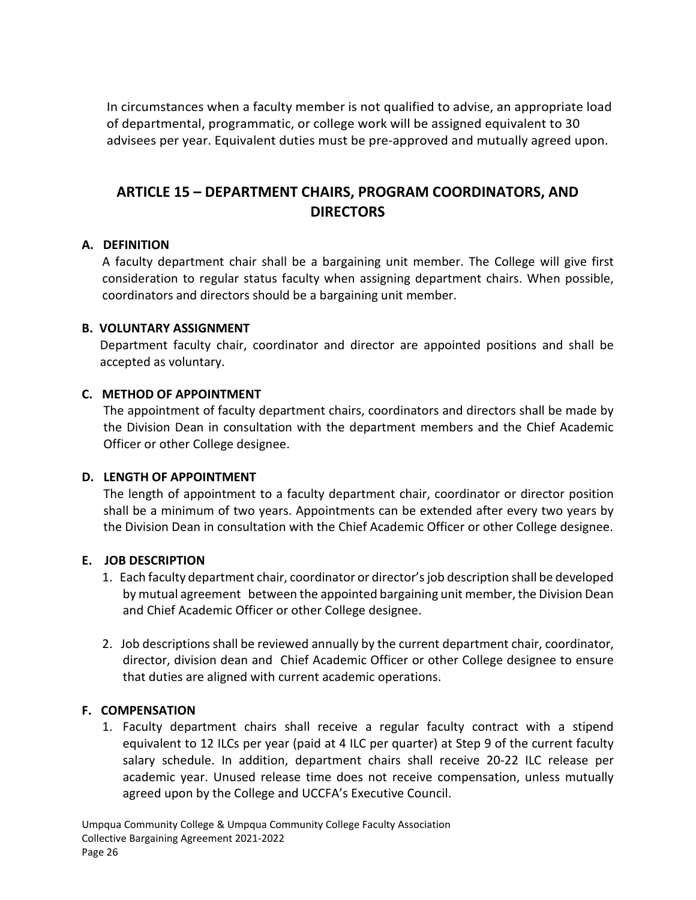In circumstances when a faculty member is not qualified to advise, an appropriate load of departmental, programmatic, or college work will be assigned equivalent to 30 advisees per year. Equivalent duties must be pre-approved and mutually agreed upon.

## ARTICLE 15 – DEPARTMENT CHAIRS, PROGRAM COORDINATORS, AND DIRECTORS

### A. DEFINITION

A faculty department chair shall be a bargaining unit member. The College will give first consideration to regular status faculty when assigning department chairs. When possible, coordinators and directors should be a bargaining unit member.

### B. VOLUNTARY ASSIGNMENT

Department faculty chair, coordinator and director are appointed positions and shall be accepted as voluntary.

### C. METHOD OF APPOINTMENT

The appointment of faculty department chairs, coordinators and directors shall be made by the Division Dean in consultation with the department members and the Chief Academic Officer or other College designee.

### D. LENGTH OF APPOINTMENT

The length of appointment to a faculty department chair, coordinator or director position shall be a minimum of two years. Appointments can be extended after every two years by the Division Dean in consultation with the Chief Academic Officer or other College designee.

### E. JOB DESCRIPTION

1. Each faculty department chair, coordinator or director's job description shall be developed by mutual agreement between the appointed bargaining unit member, the Division Dean and Chief Academic Officer or other College designee.

2. Job descriptions shall be reviewed annually by the current department chair, coordinator, director, division dean and Chief Academic Officer or other College designee to ensure that duties are aligned with current academic operations.

### F. COMPENSATION

1. Faculty department chairs shall receive a regular faculty contract with a stipend equivalent to 12 ILCs per year (paid at 4 ILC per quarter) at Step 9 of the current faculty salary schedule. In addition, department chairs shall receive 20-22 ILC release per academic year. Unused release time does not receive compensation, unless mutually agreed upon by the College and UCCFA's Executive Council.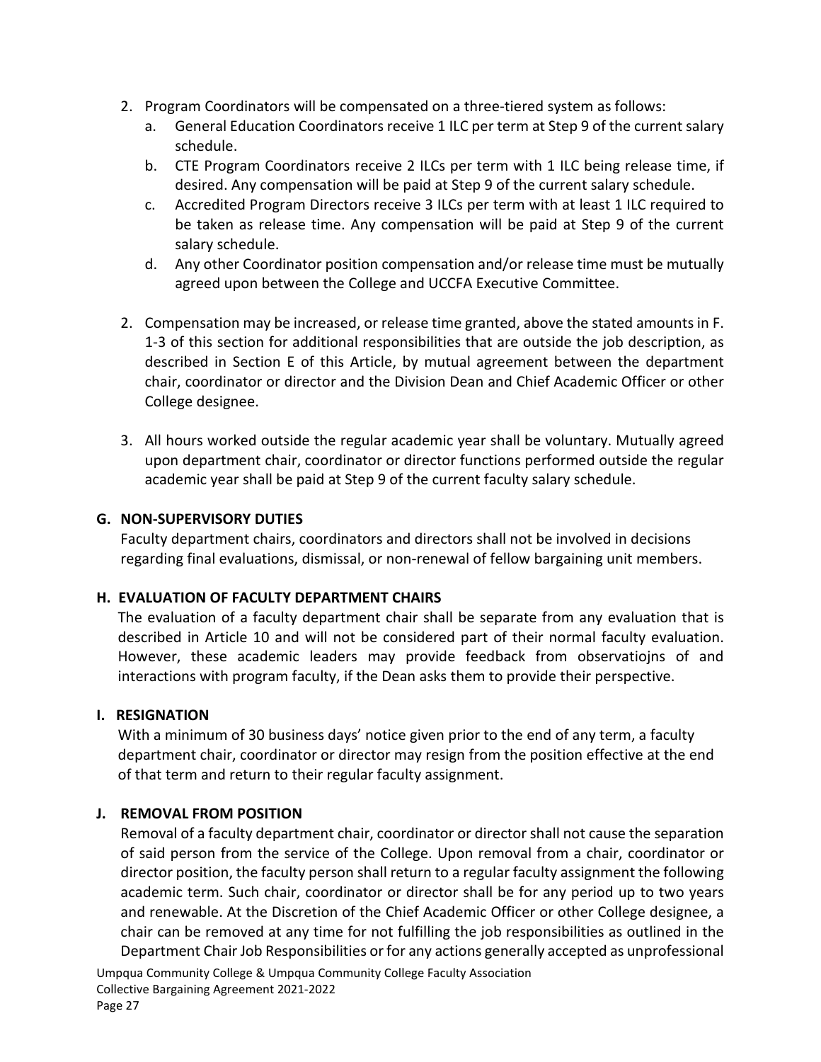2. Program Coordinators will be compensated on a three-tiered system as follows:
   a. General Education Coordinators receive 1 ILC per term at Step 9 of the current salary schedule.
   b. CTE Program Coordinators receive 2 ILCs per term with 1 ILC being release time, if desired. Any compensation will be paid at Step 9 of the current salary schedule.
   c. Accredited Program Directors receive 3 ILCs per term with at least 1 ILC required to be taken as release time. Any compensation will be paid at Step 9 of the current salary schedule.
   d. Any other Coordinator position compensation and/or release time must be mutually agreed upon between the College and UCCFA Executive Committee.

2. Compensation may be increased, or release time granted, above the stated amounts in F. 1-3 of this section for additional responsibilities that are outside the job description, as described in Section E of this Article, by mutual agreement between the department chair, coordinator or director and the Division Dean and Chief Academic Officer or other College designee.

3. All hours worked outside the regular academic year shall be voluntary. Mutually agreed upon department chair, coordinator or director functions performed outside the regular academic year shall be paid at Step 9 of the current faculty salary schedule.

### G. NON-SUPERVISORY DUTIES

Faculty department chairs, coordinators and directors shall not be involved in decisions regarding final evaluations, dismissal, or non-renewal of fellow bargaining unit members.

### H. EVALUATION OF FACULTY DEPARTMENT CHAIRS

The evaluation of a faculty department chair shall be separate from any evaluation that is described in Article 10 and will not be considered part of their normal faculty evaluation. However, these academic leaders may provide feedback from observatiojns of and interactions with program faculty, if the Dean asks them to provide their perspective.

### I. RESIGNATION

With a minimum of 30 business days' notice given prior to the end of any term, a faculty department chair, coordinator or director may resign from the position effective at the end of that term and return to their regular faculty assignment.

### J. REMOVAL FROM POSITION

Removal of a faculty department chair, coordinator or director shall not cause the separation of said person from the service of the College. Upon removal from a chair, coordinator or director position, the faculty person shall return to a regular faculty assignment the following academic term. Such chair, coordinator or director shall be for any period up to two years and renewable. At the Discretion of the Chief Academic Officer or other College designee, a chair can be removed at any time for not fulfilling the job responsibilities as outlined in the Department Chair Job Responsibilities or for any actions generally accepted as unprofessional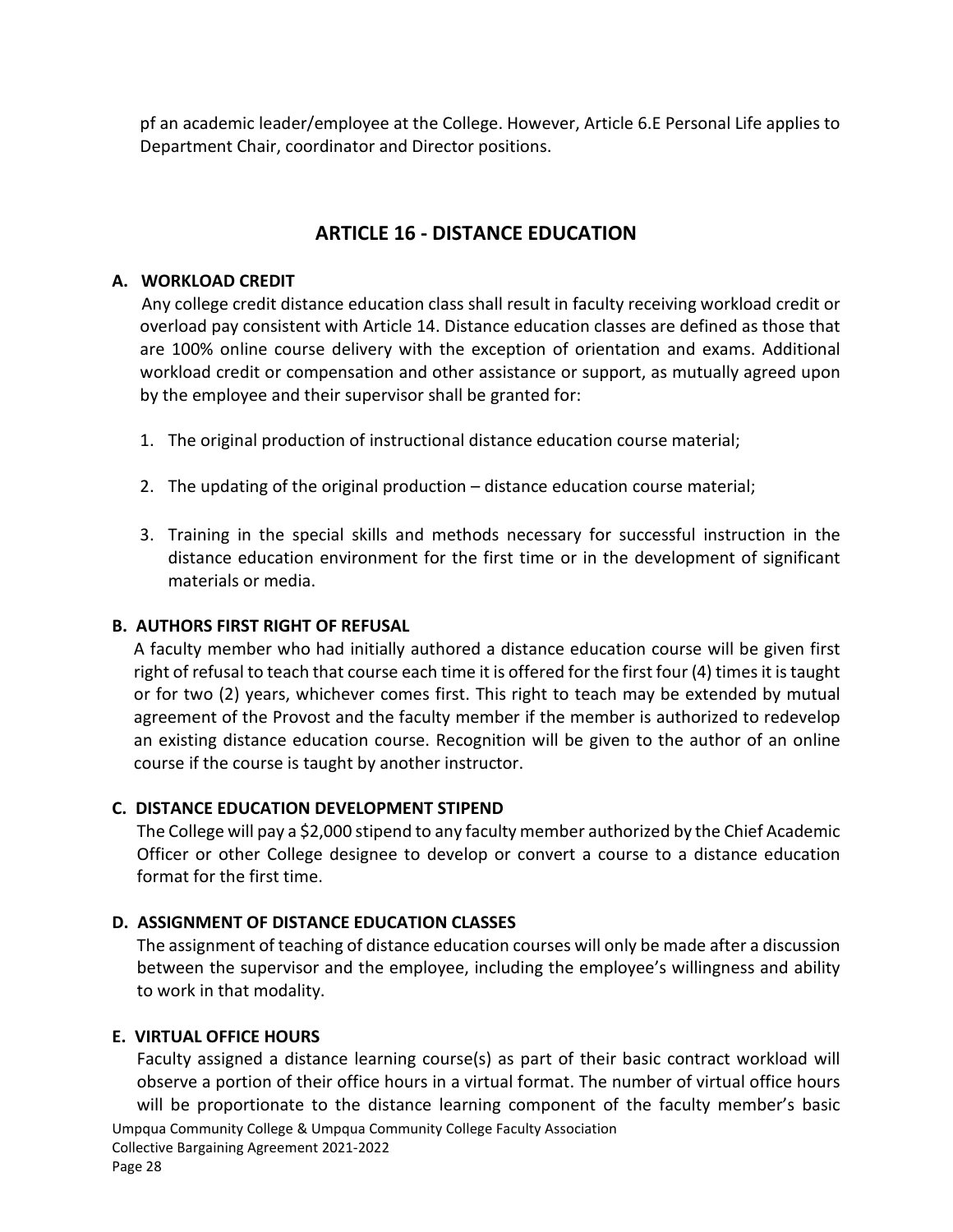pf an academic leader/employee at the College. However, Article 6.E Personal Life applies to Department Chair, coordinator and Director positions.

## ARTICLE 16 - DISTANCE EDUCATION

### A. WORKLOAD CREDIT

Any college credit distance education class shall result in faculty receiving workload credit or overload pay consistent with Article 14. Distance education classes are defined as those that are 100% online course delivery with the exception of orientation and exams. Additional workload credit or compensation and other assistance or support, as mutually agreed upon by the employee and their supervisor shall be granted for:

1. The original production of instructional distance education course material;
2. The updating of the original production – distance education course material;
3. Training in the special skills and methods necessary for successful instruction in the distance education environment for the first time or in the development of significant materials or media.

### B. AUTHORS FIRST RIGHT OF REFUSAL

A faculty member who had initially authored a distance education course will be given first right of refusal to teach that course each time it is offered for the first four (4) times it is taught or for two (2) years, whichever comes first. This right to teach may be extended by mutual agreement of the Provost and the faculty member if the member is authorized to redevelop an existing distance education course. Recognition will be given to the author of an online course if the course is taught by another instructor.

### C. DISTANCE EDUCATION DEVELOPMENT STIPEND

The College will pay a $2,000 stipend to any faculty member authorized by the Chief Academic Officer or other College designee to develop or convert a course to a distance education format for the first time.

### D. ASSIGNMENT OF DISTANCE EDUCATION CLASSES

The assignment of teaching of distance education courses will only be made after a discussion between the supervisor and the employee, including the employee's willingness and ability to work in that modality.

### E. VIRTUAL OFFICE HOURS

Faculty assigned a distance learning course(s) as part of their basic contract workload will observe a portion of their office hours in a virtual format. The number of virtual office hours will be proportionate to the distance learning component of the faculty member's basic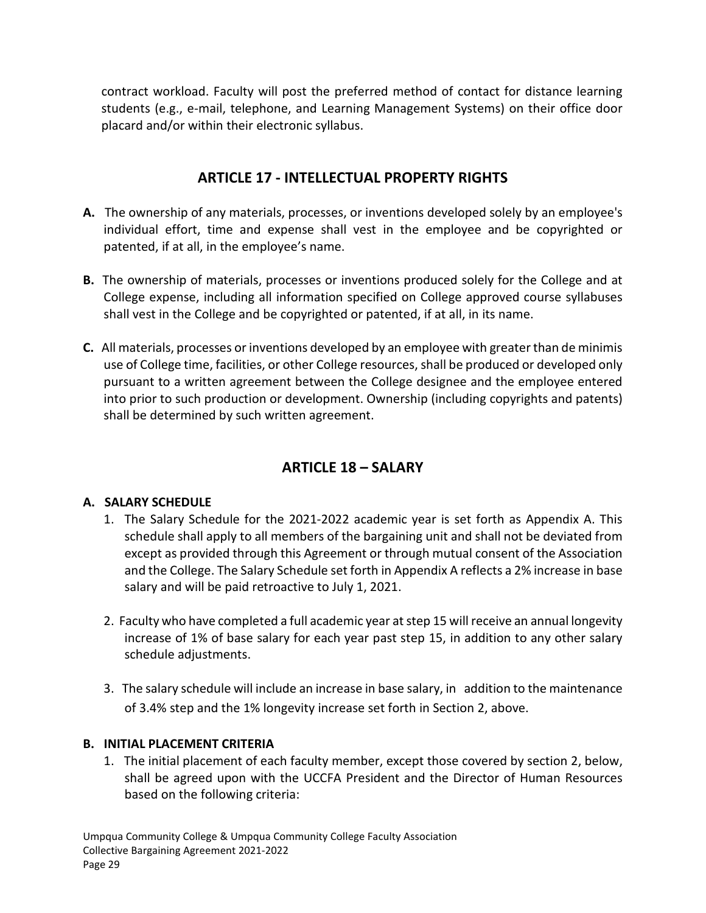contract workload. Faculty will post the preferred method of contact for distance learning students (e.g., e-mail, telephone, and Learning Management Systems) on their office door placard and/or within their electronic syllabus.

## ARTICLE 17 - INTELLECTUAL PROPERTY RIGHTS

**A.** The ownership of any materials, processes, or inventions developed solely by an employee's individual effort, time and expense shall vest in the employee and be copyrighted or patented, if at all, in the employee's name.

**B.** The ownership of materials, processes or inventions produced solely for the College and at College expense, including all information specified on College approved course syllabuses shall vest in the College and be copyrighted or patented, if at all, in its name.

**C.** All materials, processes or inventions developed by an employee with greater than de minimis use of College time, facilities, or other College resources, shall be produced or developed only pursuant to a written agreement between the College designee and the employee entered into prior to such production or development. Ownership (including copyrights and patents) shall be determined by such written agreement.

## ARTICLE 18 – SALARY

**A. SALARY SCHEDULE**

1. The Salary Schedule for the 2021-2022 academic year is set forth as Appendix A. This schedule shall apply to all members of the bargaining unit and shall not be deviated from except as provided through this Agreement or through mutual consent of the Association and the College. The Salary Schedule set forth in Appendix A reflects a 2% increase in base salary and will be paid retroactive to July 1, 2021.

2. Faculty who have completed a full academic year at step 15 will receive an annual longevity increase of 1% of base salary for each year past step 15, in addition to any other salary schedule adjustments.

3. The salary schedule will include an increase in base salary, in addition to the maintenance of 3.4% step and the 1% longevity increase set forth in Section 2, above.

**B. INITIAL PLACEMENT CRITERIA**

1. The initial placement of each faculty member, except those covered by section 2, below, shall be agreed upon with the UCCFA President and the Director of Human Resources based on the following criteria: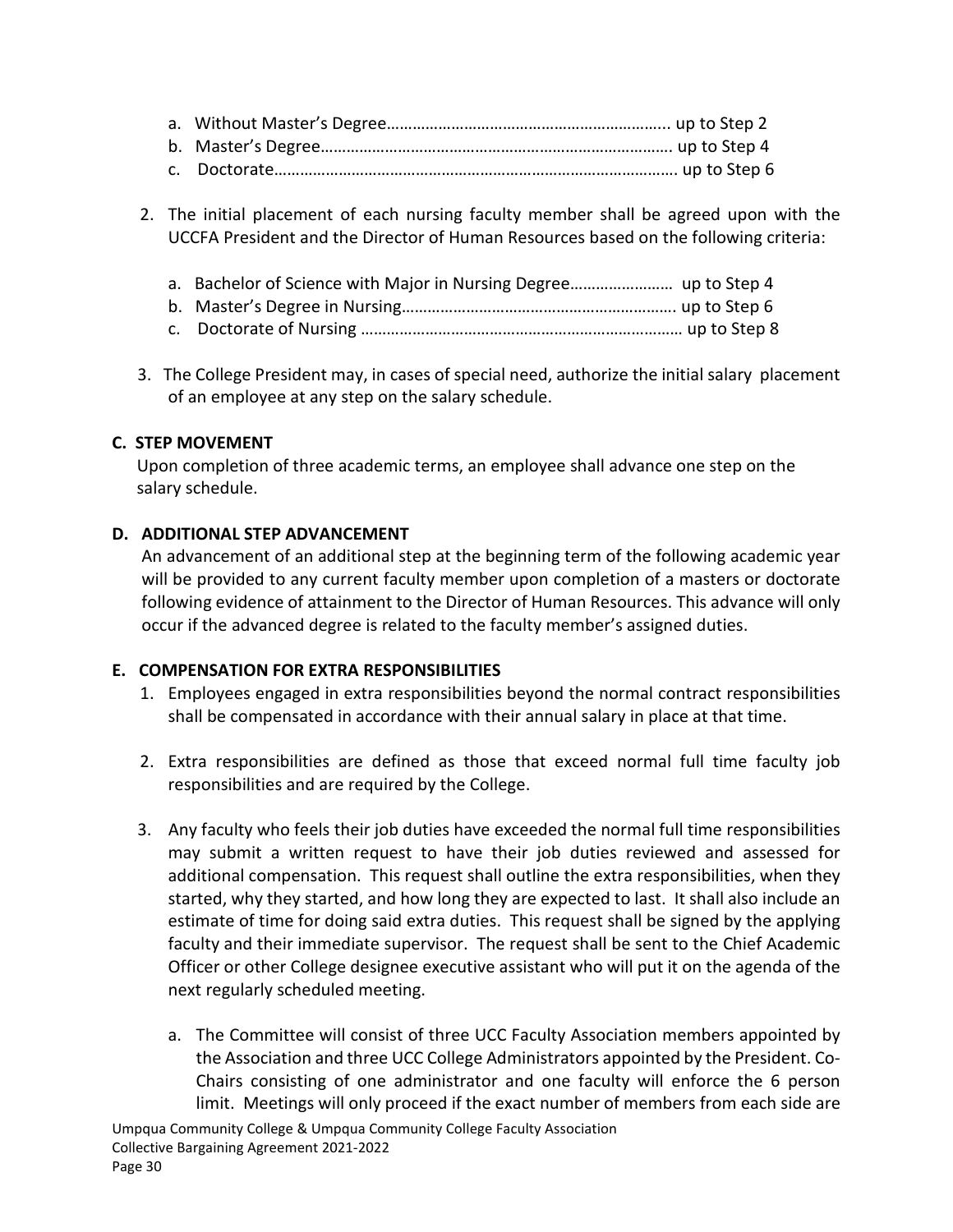a. Without Master's Degree………………………………………………………….. up to Step 2
b. Master's Degree………………………………………………………………………. up to Step 4
c. Doctorate………………………………………………………………………………. up to Step 6

2. The initial placement of each nursing faculty member shall be agreed upon with the UCCFA President and the Director of Human Resources based on the following criteria:

   a. Bachelor of Science with Major in Nursing Degree…………………… up to Step 4
   b. Master's Degree in Nursing………………………………………………………. up to Step 6
   c. Doctorate of Nursing ………………………………………………………………… up to Step 8

3. The College President may, in cases of special need, authorize the initial salary placement of an employee at any step on the salary schedule.

**C. STEP MOVEMENT**

Upon completion of three academic terms, an employee shall advance one step on the salary schedule.

**D. ADDITIONAL STEP ADVANCEMENT**

An advancement of an additional step at the beginning term of the following academic year will be provided to any current faculty member upon completion of a masters or doctorate following evidence of attainment to the Director of Human Resources. This advance will only occur if the advanced degree is related to the faculty member's assigned duties.

**E. COMPENSATION FOR EXTRA RESPONSIBILITIES**

1. Employees engaged in extra responsibilities beyond the normal contract responsibilities shall be compensated in accordance with their annual salary in place at that time.

2. Extra responsibilities are defined as those that exceed normal full time faculty job responsibilities and are required by the College.

3. Any faculty who feels their job duties have exceeded the normal full time responsibilities may submit a written request to have their job duties reviewed and assessed for additional compensation. This request shall outline the extra responsibilities, when they started, why they started, and how long they are expected to last. It shall also include an estimate of time for doing said extra duties. This request shall be signed by the applying faculty and their immediate supervisor. The request shall be sent to the Chief Academic Officer or other College designee executive assistant who will put it on the agenda of the next regularly scheduled meeting.

   a. The Committee will consist of three UCC Faculty Association members appointed by the Association and three UCC College Administrators appointed by the President. Co-Chairs consisting of one administrator and one faculty will enforce the 6 person limit. Meetings will only proceed if the exact number of members from each side are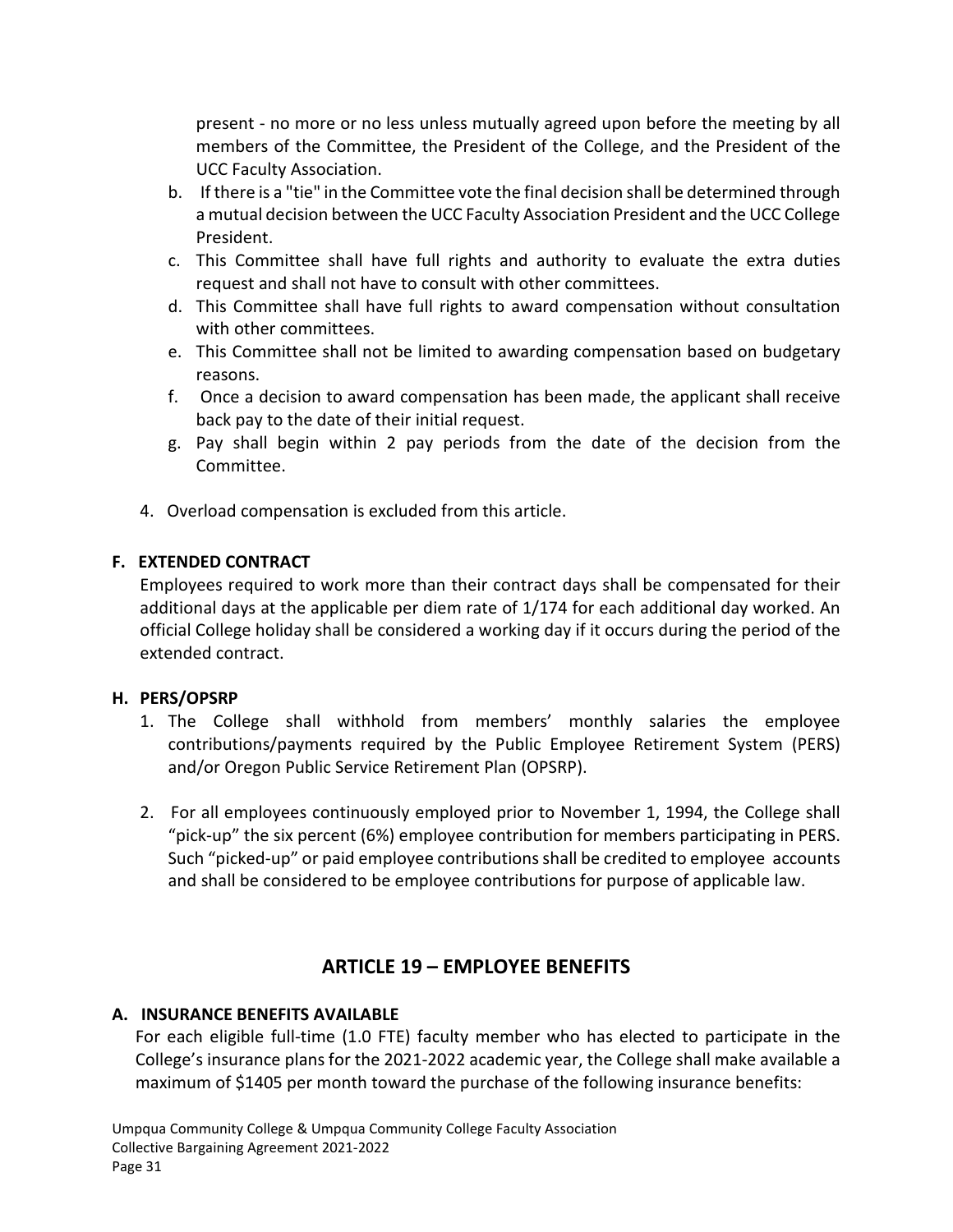present - no more or no less unless mutually agreed upon before the meeting by all members of the Committee, the President of the College, and the President of the UCC Faculty Association.

b. If there is a "tie" in the Committee vote the final decision shall be determined through a mutual decision between the UCC Faculty Association President and the UCC College President.

c. This Committee shall have full rights and authority to evaluate the extra duties request and shall not have to consult with other committees.

d. This Committee shall have full rights to award compensation without consultation with other committees.

e. This Committee shall not be limited to awarding compensation based on budgetary reasons.

f. Once a decision to award compensation has been made, the applicant shall receive back pay to the date of their initial request.

g. Pay shall begin within 2 pay periods from the date of the decision from the Committee.

4. Overload compensation is excluded from this article.

### F. EXTENDED CONTRACT

Employees required to work more than their contract days shall be compensated for their additional days at the applicable per diem rate of 1/174 for each additional day worked. An official College holiday shall be considered a working day if it occurs during the period of the extended contract.

### H. PERS/OPSRP

1. The College shall withhold from members' monthly salaries the employee contributions/payments required by the Public Employee Retirement System (PERS) and/or Oregon Public Service Retirement Plan (OPSRP).

2. For all employees continuously employed prior to November 1, 1994, the College shall "pick-up" the six percent (6%) employee contribution for members participating in PERS. Such "picked-up" or paid employee contributions shall be credited to employee accounts and shall be considered to be employee contributions for purpose of applicable law.

## ARTICLE 19 – EMPLOYEE BENEFITS

### A. INSURANCE BENEFITS AVAILABLE

For each eligible full-time (1.0 FTE) faculty member who has elected to participate in the College's insurance plans for the 2021-2022 academic year, the College shall make available a maximum of $1405 per month toward the purchase of the following insurance benefits: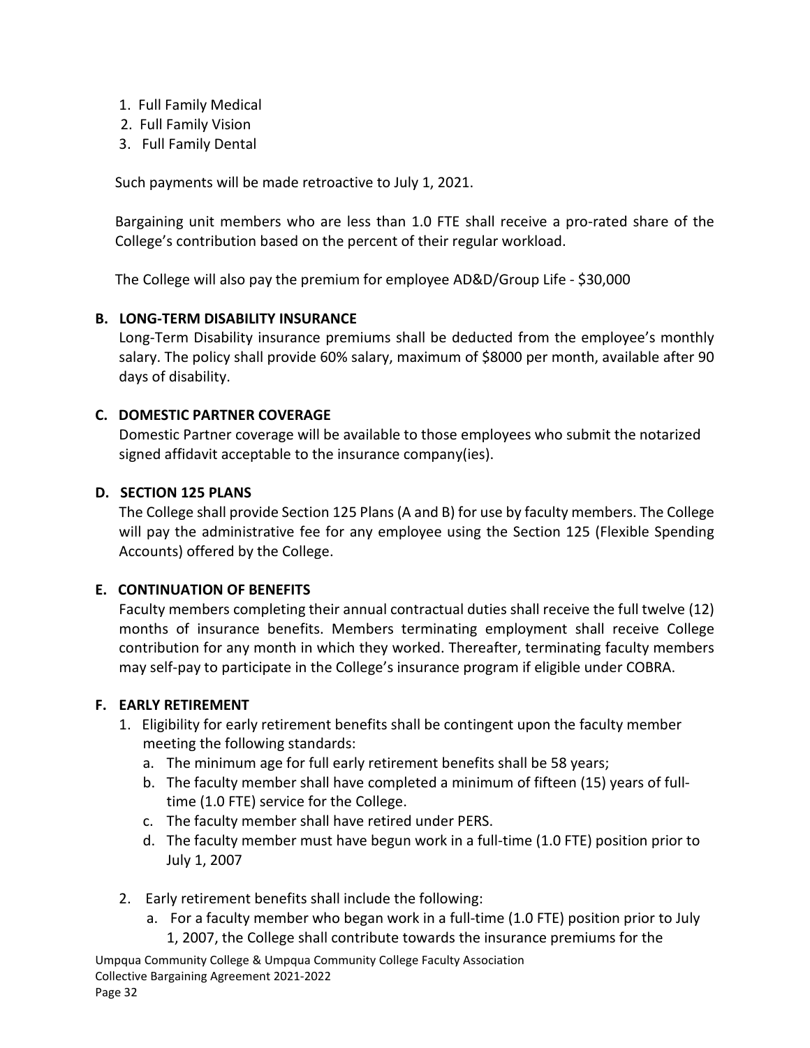1. Full Family Medical
2. Full Family Vision
3. Full Family Dental

Such payments will be made retroactive to July 1, 2021.

Bargaining unit members who are less than 1.0 FTE shall receive a pro-rated share of the College's contribution based on the percent of their regular workload.

The College will also pay the premium for employee AD&D/Group Life - $30,000

### B. LONG-TERM DISABILITY INSURANCE

Long-Term Disability insurance premiums shall be deducted from the employee's monthly salary. The policy shall provide 60% salary, maximum of $8000 per month, available after 90 days of disability.

### C. DOMESTIC PARTNER COVERAGE

Domestic Partner coverage will be available to those employees who submit the notarized signed affidavit acceptable to the insurance company(ies).

### D. SECTION 125 PLANS

The College shall provide Section 125 Plans (A and B) for use by faculty members. The College will pay the administrative fee for any employee using the Section 125 (Flexible Spending Accounts) offered by the College.

### E. CONTINUATION OF BENEFITS

Faculty members completing their annual contractual duties shall receive the full twelve (12) months of insurance benefits. Members terminating employment shall receive College contribution for any month in which they worked. Thereafter, terminating faculty members may self-pay to participate in the College's insurance program if eligible under COBRA.

### F. EARLY RETIREMENT

1. Eligibility for early retirement benefits shall be contingent upon the faculty member meeting the following standards:
   a. The minimum age for full early retirement benefits shall be 58 years;
   b. The faculty member shall have completed a minimum of fifteen (15) years of full-time (1.0 FTE) service for the College.
   c. The faculty member shall have retired under PERS.
   d. The faculty member must have begun work in a full-time (1.0 FTE) position prior to July 1, 2007

2. Early retirement benefits shall include the following:
   a. For a faculty member who began work in a full-time (1.0 FTE) position prior to July 1, 2007, the College shall contribute towards the insurance premiums for the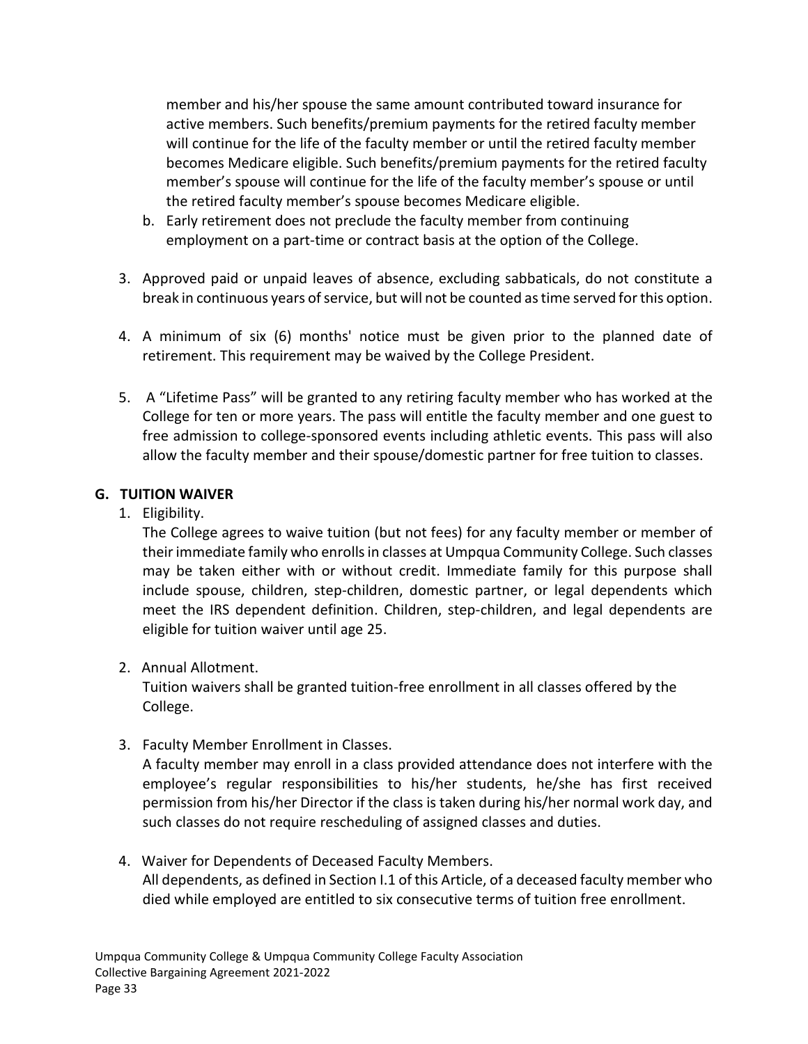member and his/her spouse the same amount contributed toward insurance for active members. Such benefits/premium payments for the retired faculty member will continue for the life of the faculty member or until the retired faculty member becomes Medicare eligible. Such benefits/premium payments for the retired faculty member's spouse will continue for the life of the faculty member's spouse or until the retired faculty member's spouse becomes Medicare eligible.

b. Early retirement does not preclude the faculty member from continuing employment on a part-time or contract basis at the option of the College.

3. Approved paid or unpaid leaves of absence, excluding sabbaticals, do not constitute a break in continuous years of service, but will not be counted as time served for this option.

4. A minimum of six (6) months' notice must be given prior to the planned date of retirement. This requirement may be waived by the College President.

5. A "Lifetime Pass" will be granted to any retiring faculty member who has worked at the College for ten or more years. The pass will entitle the faculty member and one guest to free admission to college-sponsored events including athletic events. This pass will also allow the faculty member and their spouse/domestic partner for free tuition to classes.

## G. TUITION WAIVER

1. Eligibility.

   The College agrees to waive tuition (but not fees) for any faculty member or member of their immediate family who enrolls in classes at Umpqua Community College. Such classes may be taken either with or without credit. Immediate family for this purpose shall include spouse, children, step-children, domestic partner, or legal dependents which meet the IRS dependent definition. Children, step-children, and legal dependents are eligible for tuition waiver until age 25.

2. Annual Allotment.

   Tuition waivers shall be granted tuition-free enrollment in all classes offered by the College.

3. Faculty Member Enrollment in Classes.

   A faculty member may enroll in a class provided attendance does not interfere with the employee's regular responsibilities to his/her students, he/she has first received permission from his/her Director if the class is taken during his/her normal work day, and such classes do not require rescheduling of assigned classes and duties.

4. Waiver for Dependents of Deceased Faculty Members.

   All dependents, as defined in Section I.1 of this Article, of a deceased faculty member who died while employed are entitled to six consecutive terms of tuition free enrollment.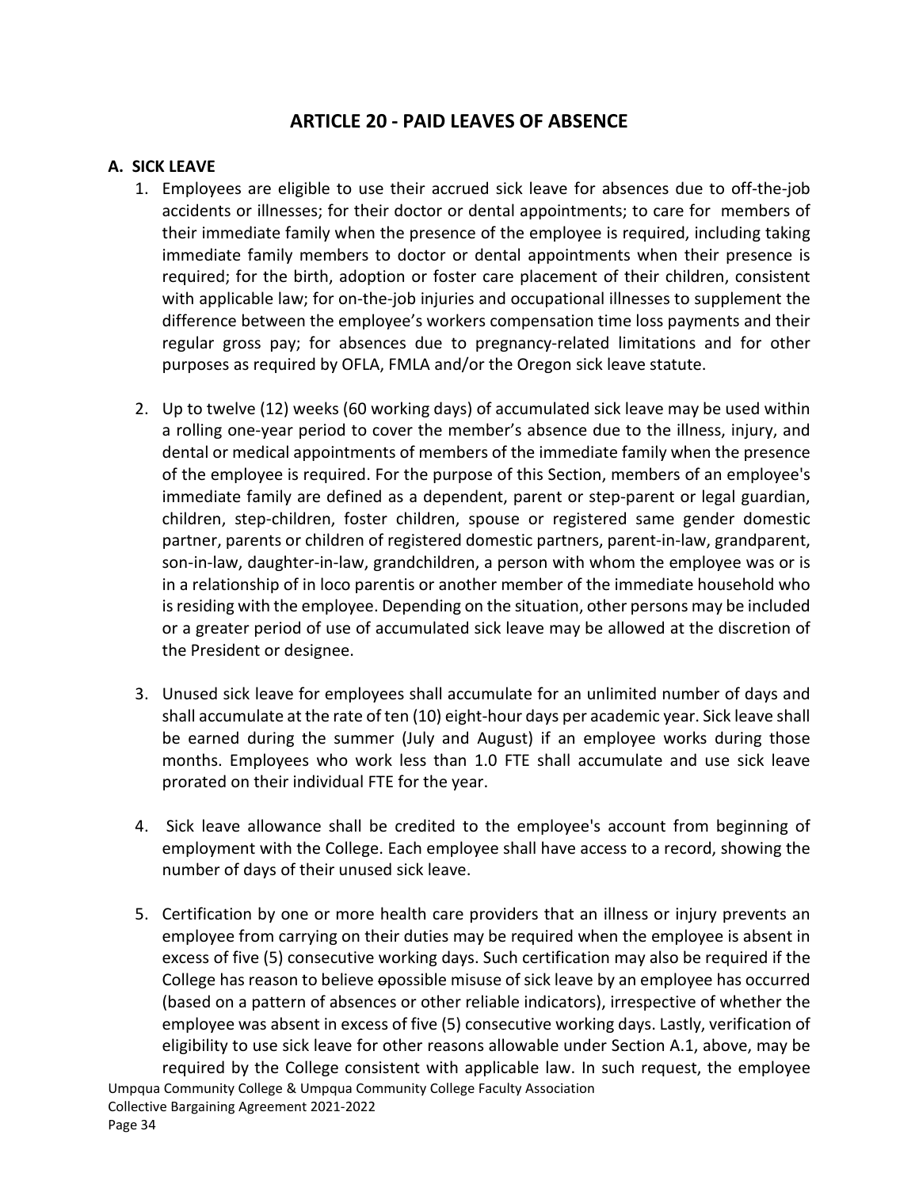## ARTICLE 20 - PAID LEAVES OF ABSENCE

### A. SICK LEAVE

1. Employees are eligible to use their accrued sick leave for absences due to off-the-job accidents or illnesses; for their doctor or dental appointments; to care for members of their immediate family when the presence of the employee is required, including taking immediate family members to doctor or dental appointments when their presence is required; for the birth, adoption or foster care placement of their children, consistent with applicable law; for on-the-job injuries and occupational illnesses to supplement the difference between the employee's workers compensation time loss payments and their regular gross pay; for absences due to pregnancy-related limitations and for other purposes as required by OFLA, FMLA and/or the Oregon sick leave statute.

2. Up to twelve (12) weeks (60 working days) of accumulated sick leave may be used within a rolling one-year period to cover the member's absence due to the illness, injury, and dental or medical appointments of members of the immediate family when the presence of the employee is required. For the purpose of this Section, members of an employee's immediate family are defined as a dependent, parent or step-parent or legal guardian, children, step-children, foster children, spouse or registered same gender domestic partner, parents or children of registered domestic partners, parent-in-law, grandparent, son-in-law, daughter-in-law, grandchildren, a person with whom the employee was or is in a relationship of in loco parentis or another member of the immediate household who is residing with the employee. Depending on the situation, other persons may be included or a greater period of use of accumulated sick leave may be allowed at the discretion of the President or designee.

3. Unused sick leave for employees shall accumulate for an unlimited number of days and shall accumulate at the rate of ten (10) eight-hour days per academic year. Sick leave shall be earned during the summer (July and August) if an employee works during those months. Employees who work less than 1.0 FTE shall accumulate and use sick leave prorated on their individual FTE for the year.

4. Sick leave allowance shall be credited to the employee's account from beginning of employment with the College. Each employee shall have access to a record, showing the number of days of their unused sick leave.

5. Certification by one or more health care providers that an illness or injury prevents an employee from carrying on their duties may be required when the employee is absent in excess of five (5) consecutive working days. Such certification may also be required if the College has reason to believe opossible misuse of sick leave by an employee has occurred (based on a pattern of absences or other reliable indicators), irrespective of whether the employee was absent in excess of five (5) consecutive working days. Lastly, verification of eligibility to use sick leave for other reasons allowable under Section A.1, above, may be required by the College consistent with applicable law. In such request, the employee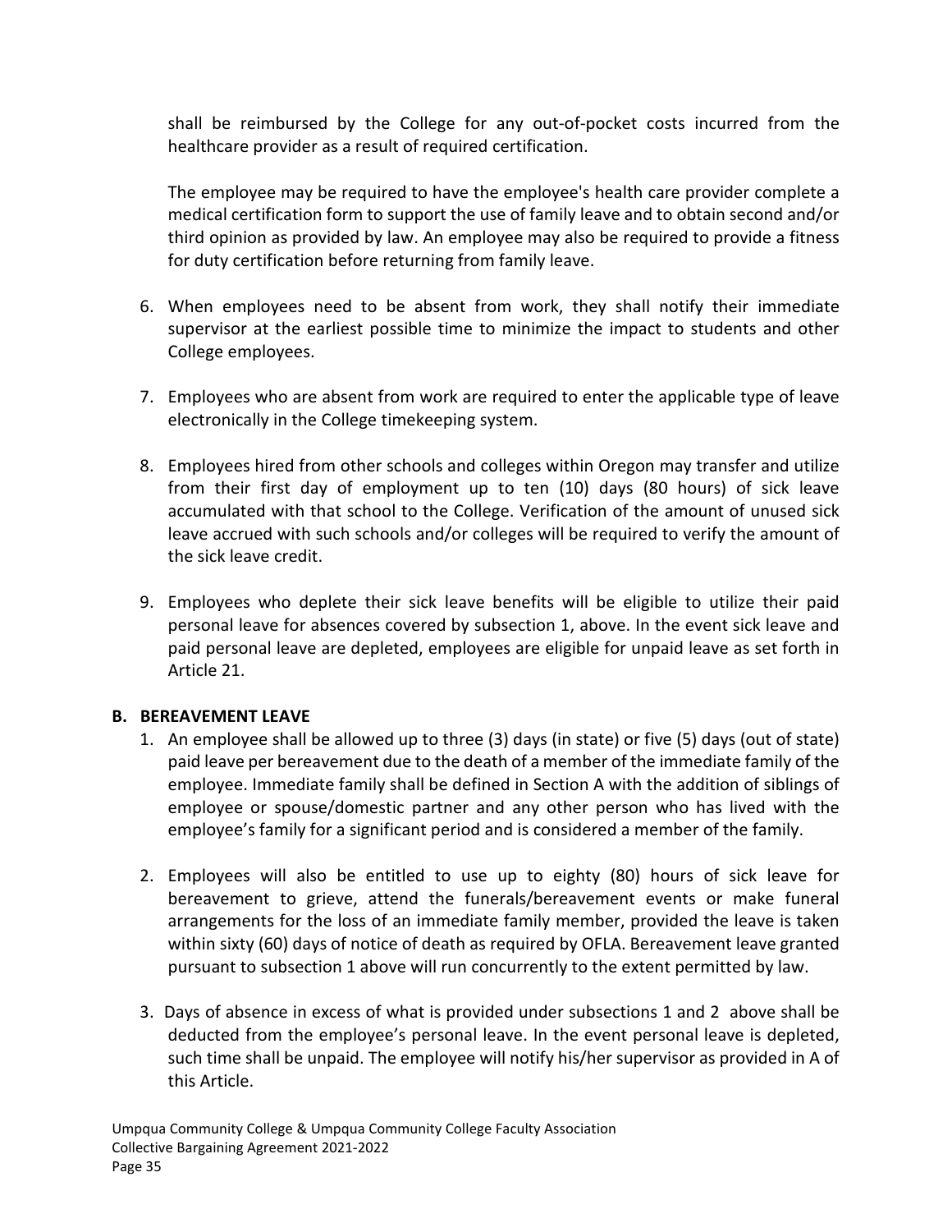shall be reimbursed by the College for any out-of-pocket costs incurred from the healthcare provider as a result of required certification.

The employee may be required to have the employee's health care provider complete a medical certification form to support the use of family leave and to obtain second and/or third opinion as provided by law. An employee may also be required to provide a fitness for duty certification before returning from family leave.

6. When employees need to be absent from work, they shall notify their immediate supervisor at the earliest possible time to minimize the impact to students and other College employees.

7. Employees who are absent from work are required to enter the applicable type of leave electronically in the College timekeeping system.

8. Employees hired from other schools and colleges within Oregon may transfer and utilize from their first day of employment up to ten (10) days (80 hours) of sick leave accumulated with that school to the College. Verification of the amount of unused sick leave accrued with such schools and/or colleges will be required to verify the amount of the sick leave credit.

9. Employees who deplete their sick leave benefits will be eligible to utilize their paid personal leave for absences covered by subsection 1, above. In the event sick leave and paid personal leave are depleted, employees are eligible for unpaid leave as set forth in Article 21.

**B. BEREAVEMENT LEAVE**

1. An employee shall be allowed up to three (3) days (in state) or five (5) days (out of state) paid leave per bereavement due to the death of a member of the immediate family of the employee. Immediate family shall be defined in Section A with the addition of siblings of employee or spouse/domestic partner and any other person who has lived with the employee's family for a significant period and is considered a member of the family.

2. Employees will also be entitled to use up to eighty (80) hours of sick leave for bereavement to grieve, attend the funerals/bereavement events or make funeral arrangements for the loss of an immediate family member, provided the leave is taken within sixty (60) days of notice of death as required by OFLA. Bereavement leave granted pursuant to subsection 1 above will run concurrently to the extent permitted by law.

3. Days of absence in excess of what is provided under subsections 1 and 2 above shall be deducted from the employee's personal leave. In the event personal leave is depleted, such time shall be unpaid. The employee will notify his/her supervisor as provided in A of this Article.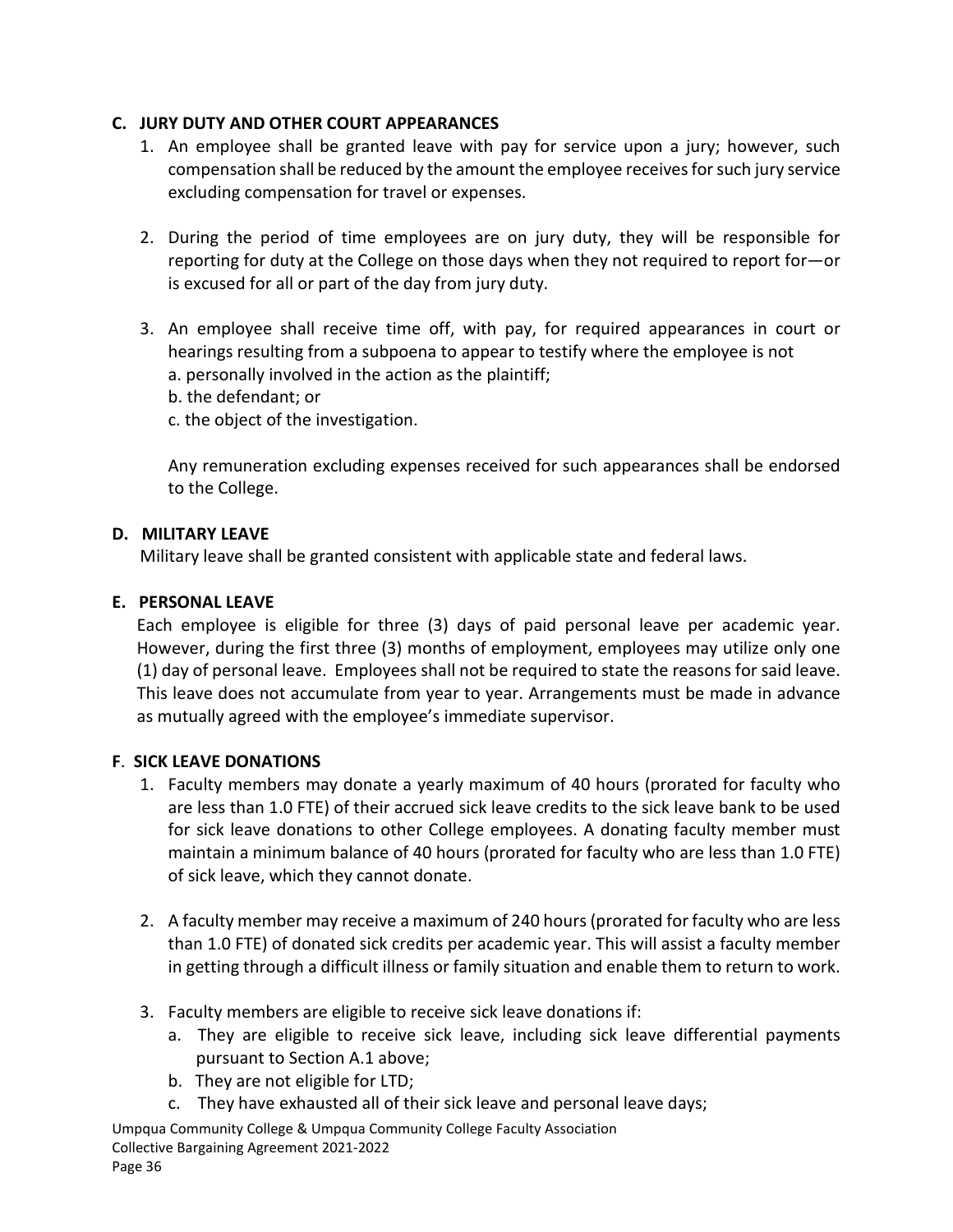### C. JURY DUTY AND OTHER COURT APPEARANCES

1. An employee shall be granted leave with pay for service upon a jury; however, such compensation shall be reduced by the amount the employee receives for such jury service excluding compensation for travel or expenses.

2. During the period of time employees are on jury duty, they will be responsible for reporting for duty at the College on those days when they not required to report for—or is excused for all or part of the day from jury duty.

3. An employee shall receive time off, with pay, for required appearances in court or hearings resulting from a subpoena to appear to testify where the employee is not
   a. personally involved in the action as the plaintiff;
   b. the defendant; or
   c. the object of the investigation.

   Any remuneration excluding expenses received for such appearances shall be endorsed to the College.

### D. MILITARY LEAVE

Military leave shall be granted consistent with applicable state and federal laws.

### E. PERSONAL LEAVE

Each employee is eligible for three (3) days of paid personal leave per academic year. However, during the first three (3) months of employment, employees may utilize only one (1) day of personal leave. Employees shall not be required to state the reasons for said leave. This leave does not accumulate from year to year. Arrangements must be made in advance as mutually agreed with the employee's immediate supervisor.

### F. SICK LEAVE DONATIONS

1. Faculty members may donate a yearly maximum of 40 hours (prorated for faculty who are less than 1.0 FTE) of their accrued sick leave credits to the sick leave bank to be used for sick leave donations to other College employees. A donating faculty member must maintain a minimum balance of 40 hours (prorated for faculty who are less than 1.0 FTE) of sick leave, which they cannot donate.

2. A faculty member may receive a maximum of 240 hours (prorated for faculty who are less than 1.0 FTE) of donated sick credits per academic year. This will assist a faculty member in getting through a difficult illness or family situation and enable them to return to work.

3. Faculty members are eligible to receive sick leave donations if:
   a. They are eligible to receive sick leave, including sick leave differential payments pursuant to Section A.1 above;
   b. They are not eligible for LTD;
   c. They have exhausted all of their sick leave and personal leave days;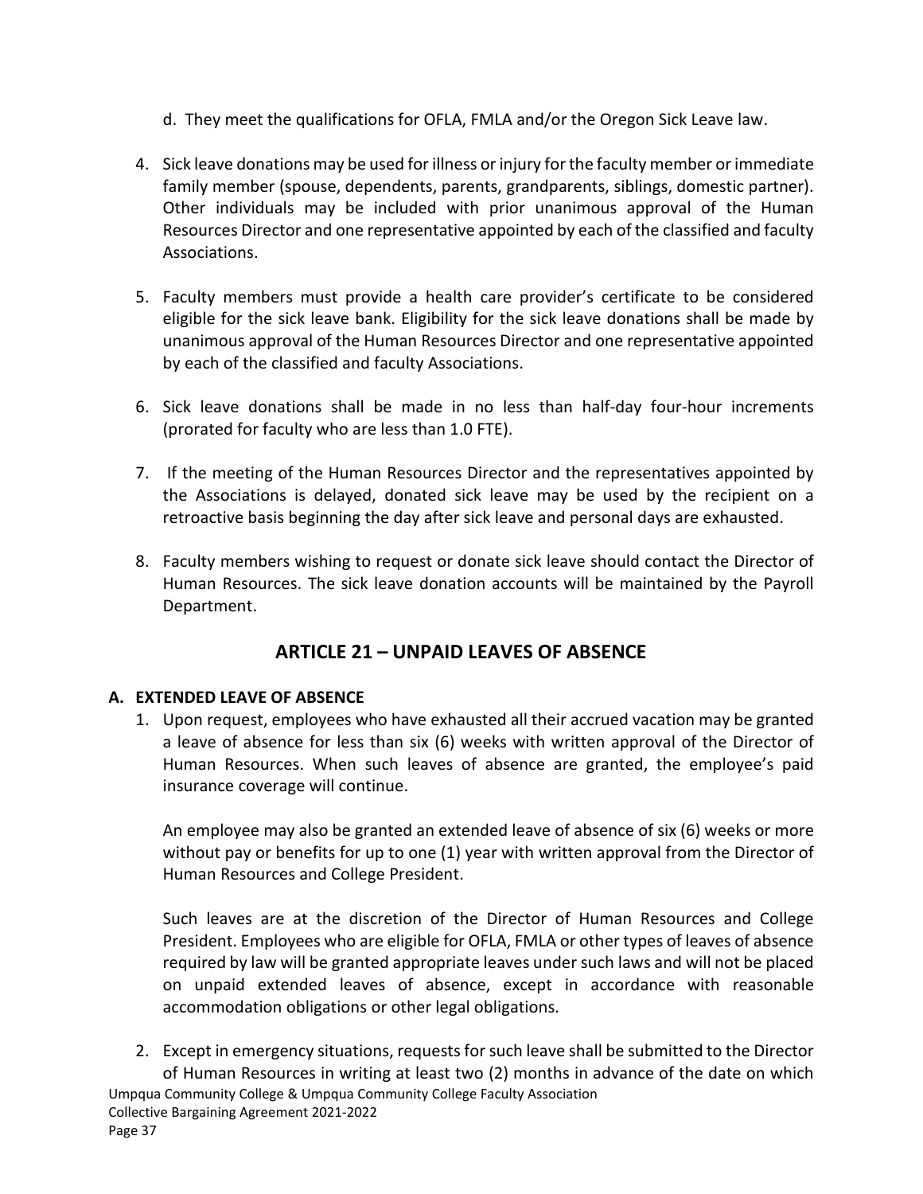d. They meet the qualifications for OFLA, FMLA and/or the Oregon Sick Leave law.

4. Sick leave donations may be used for illness or injury for the faculty member or immediate family member (spouse, dependents, parents, grandparents, siblings, domestic partner). Other individuals may be included with prior unanimous approval of the Human Resources Director and one representative appointed by each of the classified and faculty Associations.

5. Faculty members must provide a health care provider's certificate to be considered eligible for the sick leave bank. Eligibility for the sick leave donations shall be made by unanimous approval of the Human Resources Director and one representative appointed by each of the classified and faculty Associations.

6. Sick leave donations shall be made in no less than half-day four-hour increments (prorated for faculty who are less than 1.0 FTE).

7. If the meeting of the Human Resources Director and the representatives appointed by the Associations is delayed, donated sick leave may be used by the recipient on a retroactive basis beginning the day after sick leave and personal days are exhausted.

8. Faculty members wishing to request or donate sick leave should contact the Director of Human Resources. The sick leave donation accounts will be maintained by the Payroll Department.

## ARTICLE 21 – UNPAID LEAVES OF ABSENCE

### A. EXTENDED LEAVE OF ABSENCE

1. Upon request, employees who have exhausted all their accrued vacation may be granted a leave of absence for less than six (6) weeks with written approval of the Director of Human Resources. When such leaves of absence are granted, the employee's paid insurance coverage will continue.

   An employee may also be granted an extended leave of absence of six (6) weeks or more without pay or benefits for up to one (1) year with written approval from the Director of Human Resources and College President.

   Such leaves are at the discretion of the Director of Human Resources and College President. Employees who are eligible for OFLA, FMLA or other types of leaves of absence required by law will be granted appropriate leaves under such laws and will not be placed on unpaid extended leaves of absence, except in accordance with reasonable accommodation obligations or other legal obligations.

2. Except in emergency situations, requests for such leave shall be submitted to the Director of Human Resources in writing at least two (2) months in advance of the date on which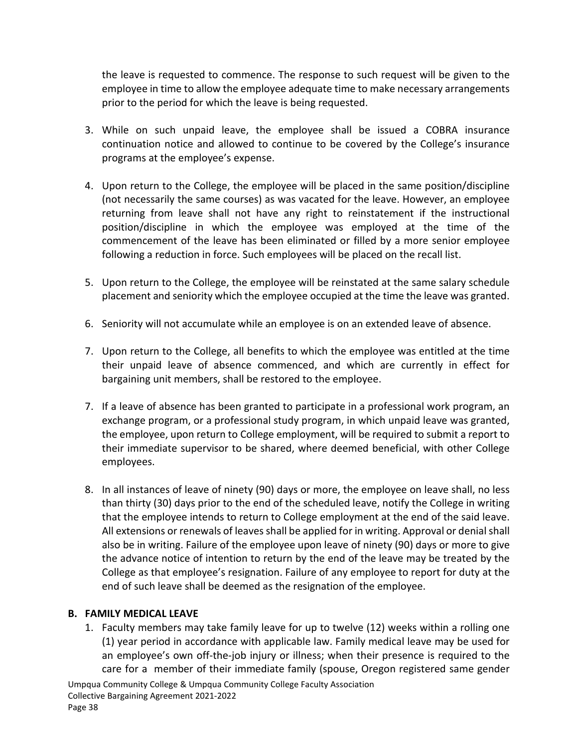the leave is requested to commence. The response to such request will be given to the employee in time to allow the employee adequate time to make necessary arrangements prior to the period for which the leave is being requested.

3. While on such unpaid leave, the employee shall be issued a COBRA insurance continuation notice and allowed to continue to be covered by the College's insurance programs at the employee's expense.

4. Upon return to the College, the employee will be placed in the same position/discipline (not necessarily the same courses) as was vacated for the leave. However, an employee returning from leave shall not have any right to reinstatement if the instructional position/discipline in which the employee was employed at the time of the commencement of the leave has been eliminated or filled by a more senior employee following a reduction in force. Such employees will be placed on the recall list.

5. Upon return to the College, the employee will be reinstated at the same salary schedule placement and seniority which the employee occupied at the time the leave was granted.

6. Seniority will not accumulate while an employee is on an extended leave of absence.

7. Upon return to the College, all benefits to which the employee was entitled at the time their unpaid leave of absence commenced, and which are currently in effect for bargaining unit members, shall be restored to the employee.

7. If a leave of absence has been granted to participate in a professional work program, an exchange program, or a professional study program, in which unpaid leave was granted, the employee, upon return to College employment, will be required to submit a report to their immediate supervisor to be shared, where deemed beneficial, with other College employees.

8. In all instances of leave of ninety (90) days or more, the employee on leave shall, no less than thirty (30) days prior to the end of the scheduled leave, notify the College in writing that the employee intends to return to College employment at the end of the said leave. All extensions or renewals of leaves shall be applied for in writing. Approval or denial shall also be in writing. Failure of the employee upon leave of ninety (90) days or more to give the advance notice of intention to return by the end of the leave may be treated by the College as that employee's resignation. Failure of any employee to report for duty at the end of such leave shall be deemed as the resignation of the employee.

**B. FAMILY MEDICAL LEAVE**

1. Faculty members may take family leave for up to twelve (12) weeks within a rolling one (1) year period in accordance with applicable law. Family medical leave may be used for an employee's own off-the-job injury or illness; when their presence is required to the care for a member of their immediate family (spouse, Oregon registered same gender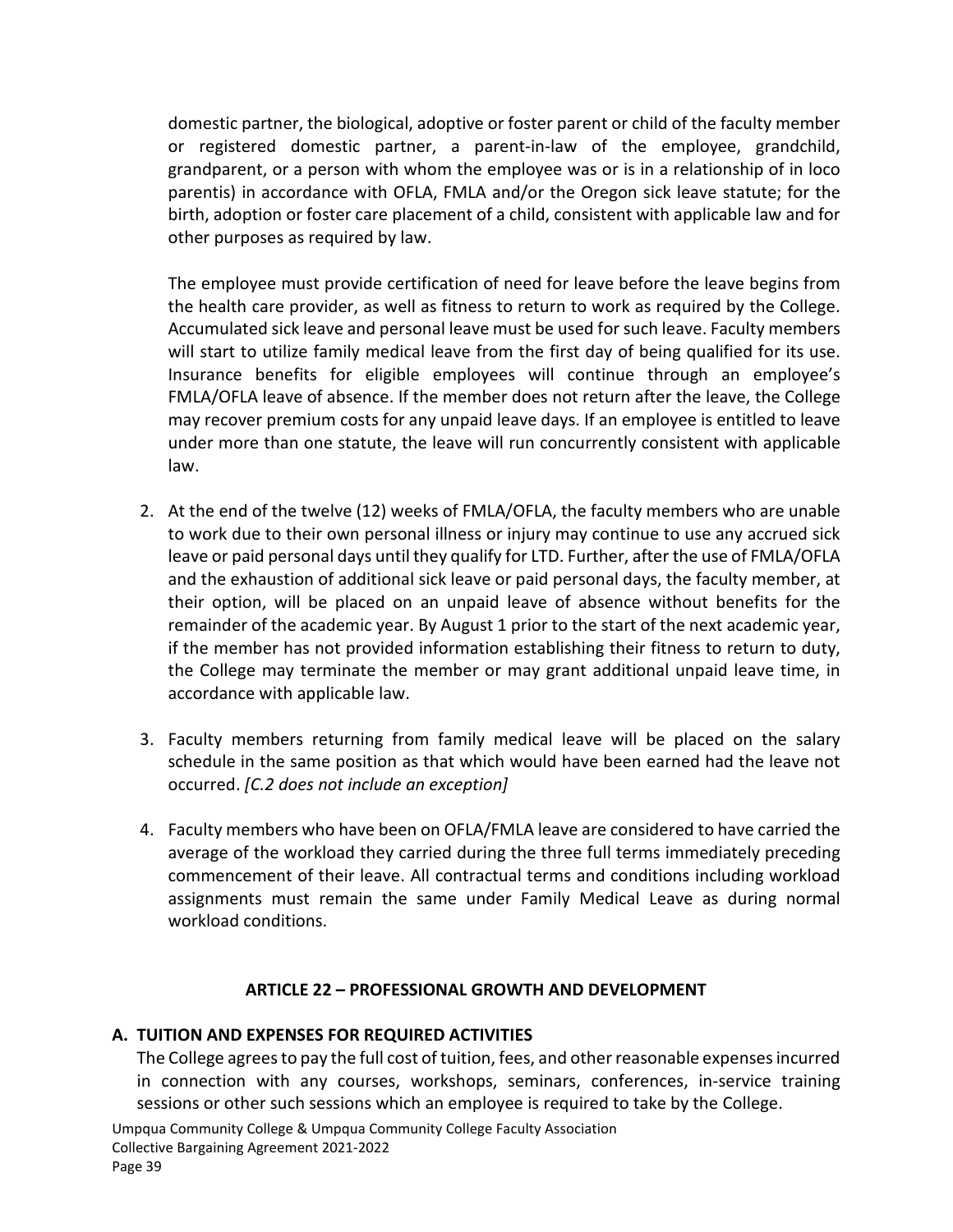domestic partner, the biological, adoptive or foster parent or child of the faculty member or registered domestic partner, a parent-in-law of the employee, grandchild, grandparent, or a person with whom the employee was or is in a relationship of in loco parentis) in accordance with OFLA, FMLA and/or the Oregon sick leave statute; for the birth, adoption or foster care placement of a child, consistent with applicable law and for other purposes as required by law.

The employee must provide certification of need for leave before the leave begins from the health care provider, as well as fitness to return to work as required by the College. Accumulated sick leave and personal leave must be used for such leave. Faculty members will start to utilize family medical leave from the first day of being qualified for its use. Insurance benefits for eligible employees will continue through an employee's FMLA/OFLA leave of absence. If the member does not return after the leave, the College may recover premium costs for any unpaid leave days. If an employee is entitled to leave under more than one statute, the leave will run concurrently consistent with applicable law.

2. At the end of the twelve (12) weeks of FMLA/OFLA, the faculty members who are unable to work due to their own personal illness or injury may continue to use any accrued sick leave or paid personal days until they qualify for LTD. Further, after the use of FMLA/OFLA and the exhaustion of additional sick leave or paid personal days, the faculty member, at their option, will be placed on an unpaid leave of absence without benefits for the remainder of the academic year. By August 1 prior to the start of the next academic year, if the member has not provided information establishing their fitness to return to duty, the College may terminate the member or may grant additional unpaid leave time, in accordance with applicable law.

3. Faculty members returning from family medical leave will be placed on the salary schedule in the same position as that which would have been earned had the leave not occurred. *[C.2 does not include an exception]*

4. Faculty members who have been on OFLA/FMLA leave are considered to have carried the average of the workload they carried during the three full terms immediately preceding commencement of their leave. All contractual terms and conditions including workload assignments must remain the same under Family Medical Leave as during normal workload conditions.

## ARTICLE 22 – PROFESSIONAL GROWTH AND DEVELOPMENT

### A. TUITION AND EXPENSES FOR REQUIRED ACTIVITIES

The College agrees to pay the full cost of tuition, fees, and other reasonable expenses incurred in connection with any courses, workshops, seminars, conferences, in-service training sessions or other such sessions which an employee is required to take by the College.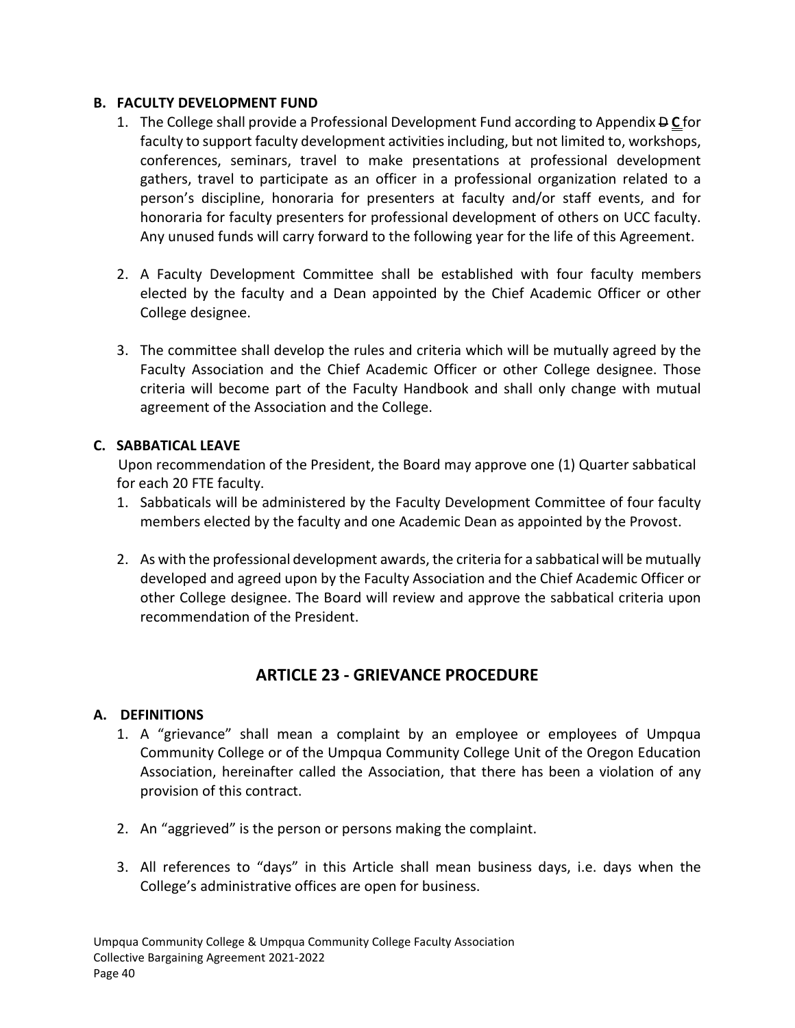### B. FACULTY DEVELOPMENT FUND

1. The College shall provide a Professional Development Fund according to Appendix ~~D~~ **C** for faculty to support faculty development activities including, but not limited to, workshops, conferences, seminars, travel to make presentations at professional development gathers, travel to participate as an officer in a professional organization related to a person's discipline, honoraria for presenters at faculty and/or staff events, and for honoraria for faculty presenters for professional development of others on UCC faculty. Any unused funds will carry forward to the following year for the life of this Agreement.

2. A Faculty Development Committee shall be established with four faculty members elected by the faculty and a Dean appointed by the Chief Academic Officer or other College designee.

3. The committee shall develop the rules and criteria which will be mutually agreed by the Faculty Association and the Chief Academic Officer or other College designee. Those criteria will become part of the Faculty Handbook and shall only change with mutual agreement of the Association and the College.

### C. SABBATICAL LEAVE

Upon recommendation of the President, the Board may approve one (1) Quarter sabbatical for each 20 FTE faculty.

1. Sabbaticals will be administered by the Faculty Development Committee of four faculty members elected by the faculty and one Academic Dean as appointed by the Provost.

2. As with the professional development awards, the criteria for a sabbatical will be mutually developed and agreed upon by the Faculty Association and the Chief Academic Officer or other College designee. The Board will review and approve the sabbatical criteria upon recommendation of the President.

## ARTICLE 23 - GRIEVANCE PROCEDURE

### A. DEFINITIONS

1. A "grievance" shall mean a complaint by an employee or employees of Umpqua Community College or of the Umpqua Community College Unit of the Oregon Education Association, hereinafter called the Association, that there has been a violation of any provision of this contract.

2. An "aggrieved" is the person or persons making the complaint.

3. All references to "days" in this Article shall mean business days, i.e. days when the College's administrative offices are open for business.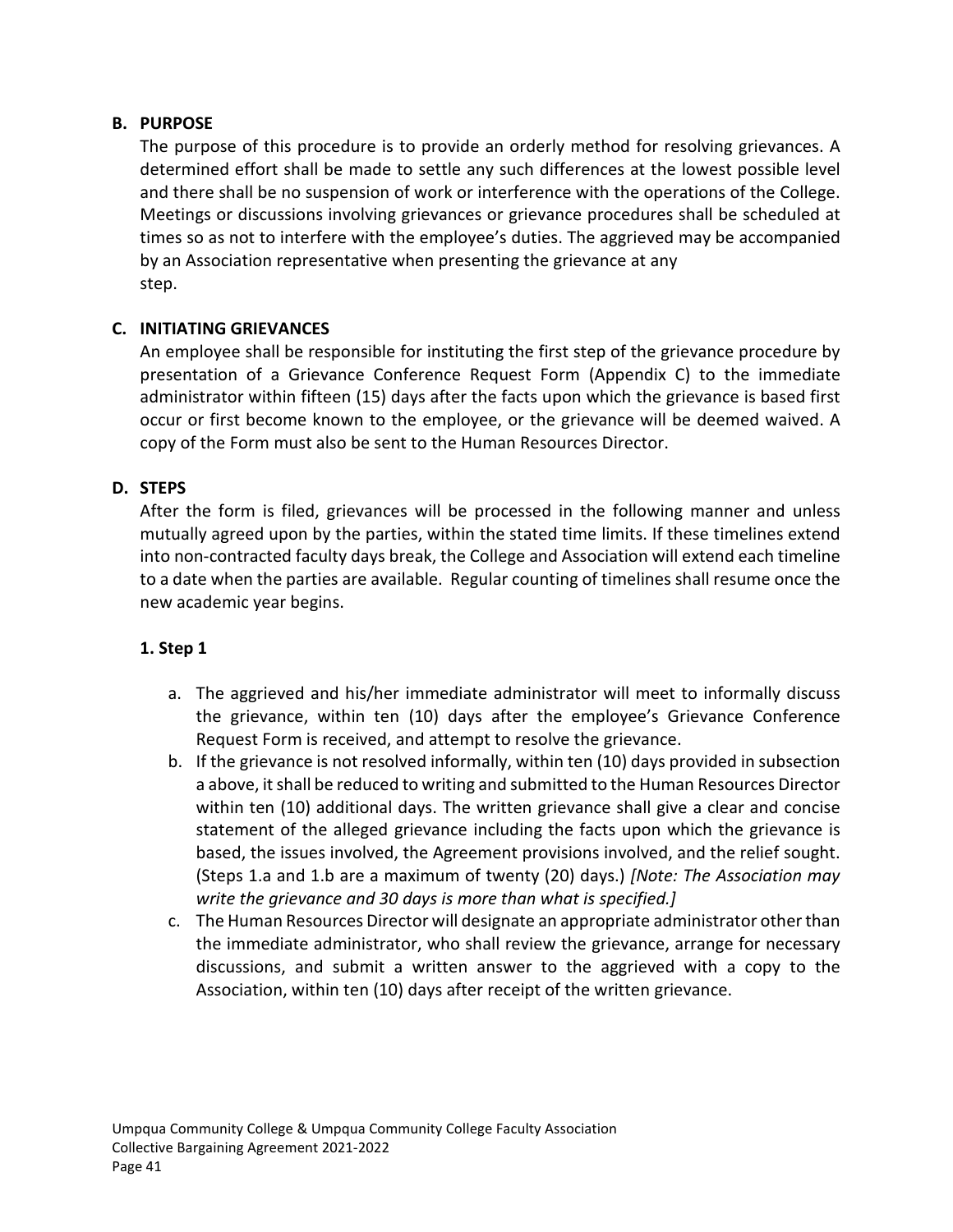### B. PURPOSE

The purpose of this procedure is to provide an orderly method for resolving grievances. A determined effort shall be made to settle any such differences at the lowest possible level and there shall be no suspension of work or interference with the operations of the College. Meetings or discussions involving grievances or grievance procedures shall be scheduled at times so as not to interfere with the employee's duties. The aggrieved may be accompanied by an Association representative when presenting the grievance at any step.

### C. INITIATING GRIEVANCES

An employee shall be responsible for instituting the first step of the grievance procedure by presentation of a Grievance Conference Request Form (Appendix C) to the immediate administrator within fifteen (15) days after the facts upon which the grievance is based first occur or first become known to the employee, or the grievance will be deemed waived. A copy of the Form must also be sent to the Human Resources Director.

### D. STEPS

After the form is filed, grievances will be processed in the following manner and unless mutually agreed upon by the parties, within the stated time limits. If these timelines extend into non-contracted faculty days break, the College and Association will extend each timeline to a date when the parties are available. Regular counting of timelines shall resume once the new academic year begins.

#### 1. Step 1

a. The aggrieved and his/her immediate administrator will meet to informally discuss the grievance, within ten (10) days after the employee's Grievance Conference Request Form is received, and attempt to resolve the grievance.

b. If the grievance is not resolved informally, within ten (10) days provided in subsection a above, it shall be reduced to writing and submitted to the Human Resources Director within ten (10) additional days. The written grievance shall give a clear and concise statement of the alleged grievance including the facts upon which the grievance is based, the issues involved, the Agreement provisions involved, and the relief sought. (Steps 1.a and 1.b are a maximum of twenty (20) days.) *[Note: The Association may write the grievance and 30 days is more than what is specified.]*

c. The Human Resources Director will designate an appropriate administrator other than the immediate administrator, who shall review the grievance, arrange for necessary discussions, and submit a written answer to the aggrieved with a copy to the Association, within ten (10) days after receipt of the written grievance.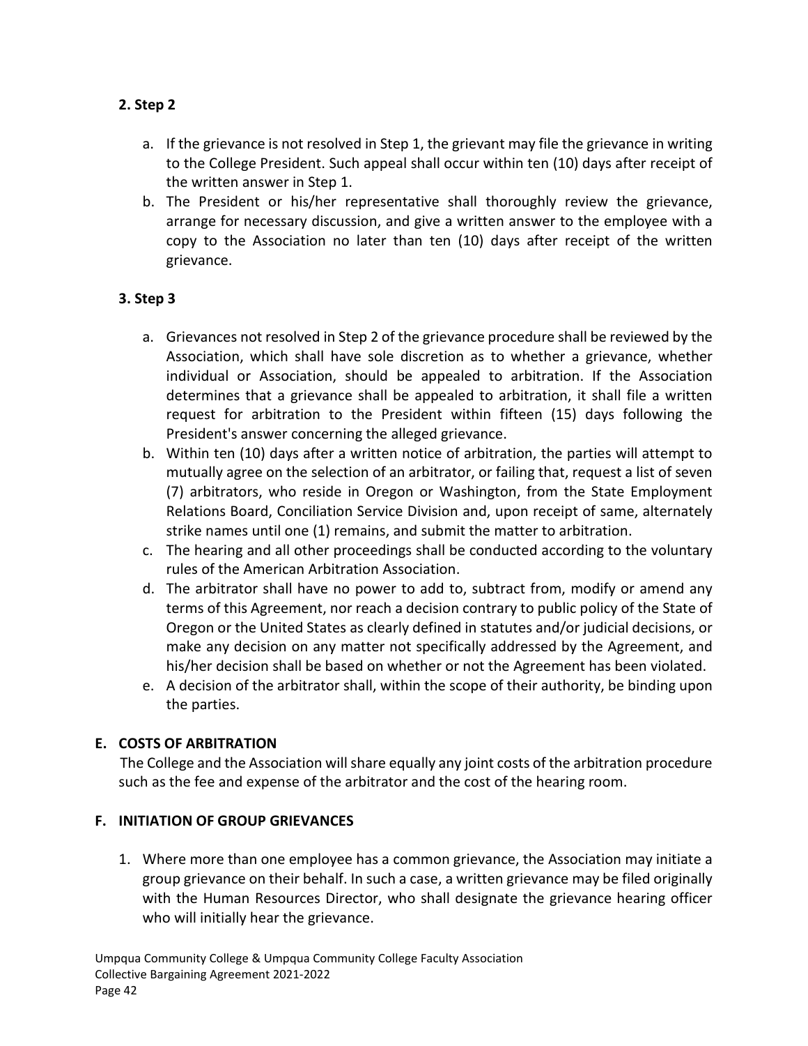**2. Step 2**

a. If the grievance is not resolved in Step 1, the grievant may file the grievance in writing to the College President. Such appeal shall occur within ten (10) days after receipt of the written answer in Step 1.
b. The President or his/her representative shall thoroughly review the grievance, arrange for necessary discussion, and give a written answer to the employee with a copy to the Association no later than ten (10) days after receipt of the written grievance.

**3. Step 3**

a. Grievances not resolved in Step 2 of the grievance procedure shall be reviewed by the Association, which shall have sole discretion as to whether a grievance, whether individual or Association, should be appealed to arbitration. If the Association determines that a grievance shall be appealed to arbitration, it shall file a written request for arbitration to the President within fifteen (15) days following the President's answer concerning the alleged grievance.
b. Within ten (10) days after a written notice of arbitration, the parties will attempt to mutually agree on the selection of an arbitrator, or failing that, request a list of seven (7) arbitrators, who reside in Oregon or Washington, from the State Employment Relations Board, Conciliation Service Division and, upon receipt of same, alternately strike names until one (1) remains, and submit the matter to arbitration.
c. The hearing and all other proceedings shall be conducted according to the voluntary rules of the American Arbitration Association.
d. The arbitrator shall have no power to add to, subtract from, modify or amend any terms of this Agreement, nor reach a decision contrary to public policy of the State of Oregon or the United States as clearly defined in statutes and/or judicial decisions, or make any decision on any matter not specifically addressed by the Agreement, and his/her decision shall be based on whether or not the Agreement has been violated.
e. A decision of the arbitrator shall, within the scope of their authority, be binding upon the parties.

**E. COSTS OF ARBITRATION**

The College and the Association will share equally any joint costs of the arbitration procedure such as the fee and expense of the arbitrator and the cost of the hearing room.

**F. INITIATION OF GROUP GRIEVANCES**

1. Where more than one employee has a common grievance, the Association may initiate a group grievance on their behalf. In such a case, a written grievance may be filed originally with the Human Resources Director, who shall designate the grievance hearing officer who will initially hear the grievance.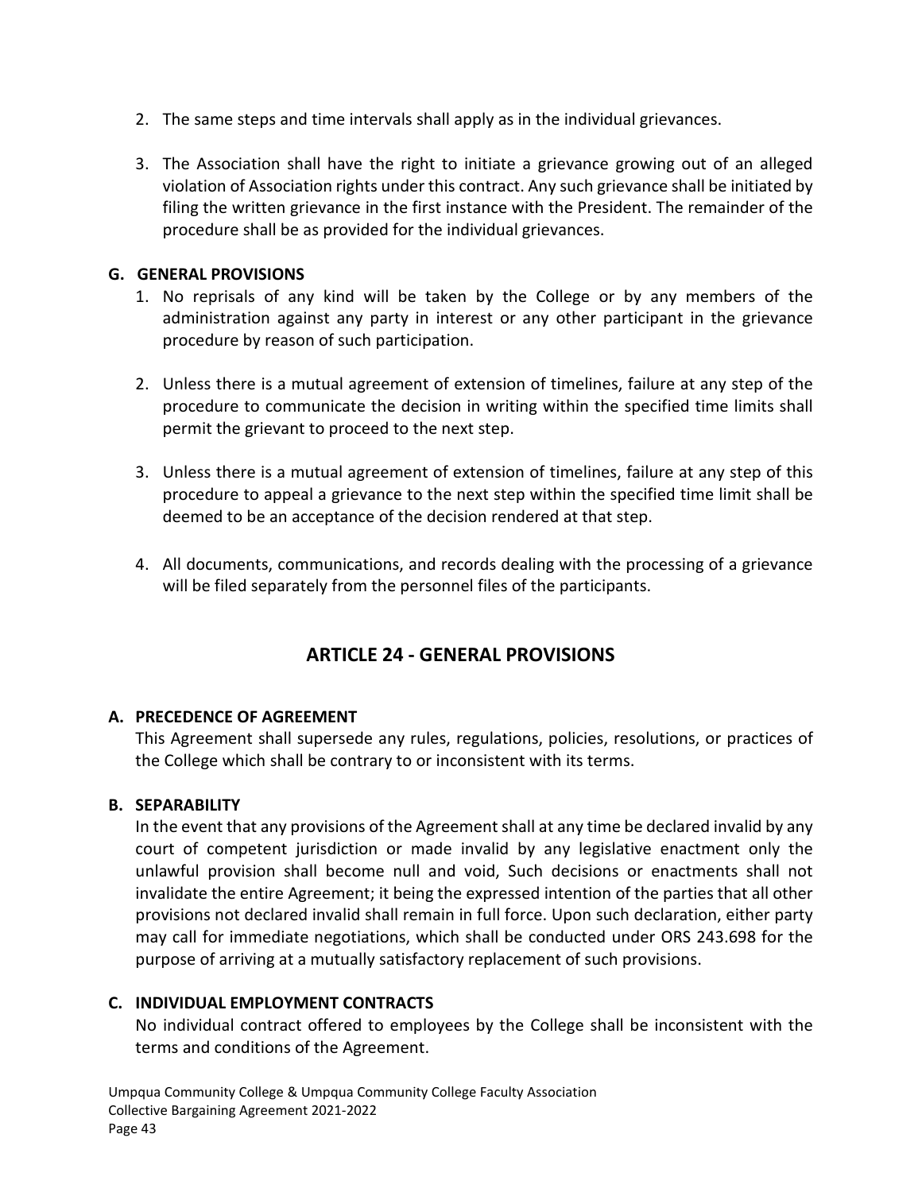2. The same steps and time intervals shall apply as in the individual grievances.

3. The Association shall have the right to initiate a grievance growing out of an alleged violation of Association rights under this contract. Any such grievance shall be initiated by filing the written grievance in the first instance with the President. The remainder of the procedure shall be as provided for the individual grievances.

### G. GENERAL PROVISIONS

1. No reprisals of any kind will be taken by the College or by any members of the administration against any party in interest or any other participant in the grievance procedure by reason of such participation.

2. Unless there is a mutual agreement of extension of timelines, failure at any step of the procedure to communicate the decision in writing within the specified time limits shall permit the grievant to proceed to the next step.

3. Unless there is a mutual agreement of extension of timelines, failure at any step of this procedure to appeal a grievance to the next step within the specified time limit shall be deemed to be an acceptance of the decision rendered at that step.

4. All documents, communications, and records dealing with the processing of a grievance will be filed separately from the personnel files of the participants.

## ARTICLE 24 - GENERAL PROVISIONS

### A. PRECEDENCE OF AGREEMENT

This Agreement shall supersede any rules, regulations, policies, resolutions, or practices of the College which shall be contrary to or inconsistent with its terms.

### B. SEPARABILITY

In the event that any provisions of the Agreement shall at any time be declared invalid by any court of competent jurisdiction or made invalid by any legislative enactment only the unlawful provision shall become null and void, Such decisions or enactments shall not invalidate the entire Agreement; it being the expressed intention of the parties that all other provisions not declared invalid shall remain in full force. Upon such declaration, either party may call for immediate negotiations, which shall be conducted under ORS 243.698 for the purpose of arriving at a mutually satisfactory replacement of such provisions.

### C. INDIVIDUAL EMPLOYMENT CONTRACTS

No individual contract offered to employees by the College shall be inconsistent with the terms and conditions of the Agreement.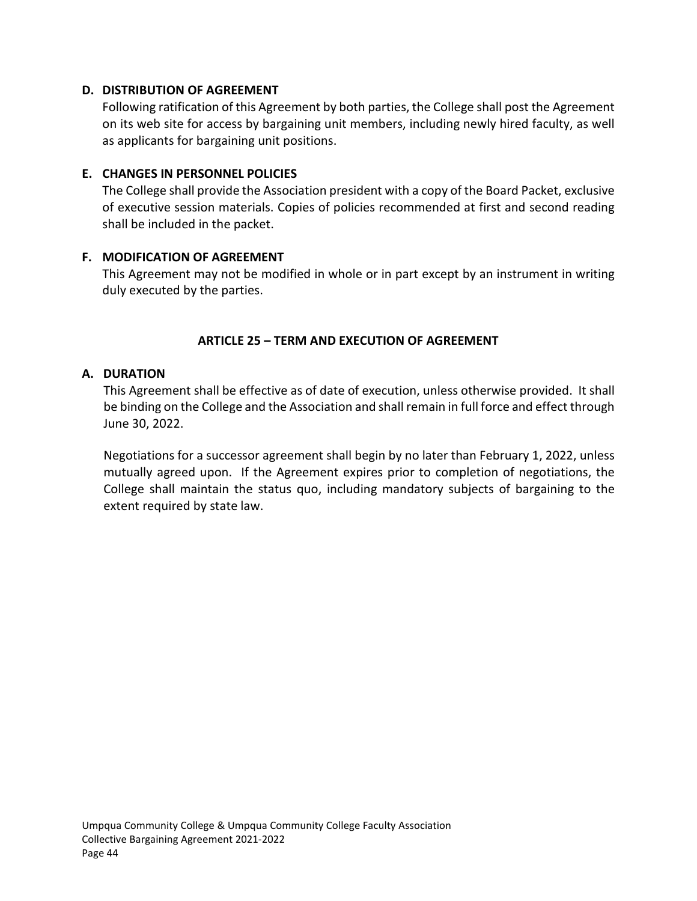### D. DISTRIBUTION OF AGREEMENT

Following ratification of this Agreement by both parties, the College shall post the Agreement on its web site for access by bargaining unit members, including newly hired faculty, as well as applicants for bargaining unit positions.

### E. CHANGES IN PERSONNEL POLICIES

The College shall provide the Association president with a copy of the Board Packet, exclusive of executive session materials. Copies of policies recommended at first and second reading shall be included in the packet.

### F. MODIFICATION OF AGREEMENT

This Agreement may not be modified in whole or in part except by an instrument in writing duly executed by the parties.

## ARTICLE 25 – TERM AND EXECUTION OF AGREEMENT

### A. DURATION

This Agreement shall be effective as of date of execution, unless otherwise provided. It shall be binding on the College and the Association and shall remain in full force and effect through June 30, 2022.

Negotiations for a successor agreement shall begin by no later than February 1, 2022, unless mutually agreed upon. If the Agreement expires prior to completion of negotiations, the College shall maintain the status quo, including mandatory subjects of bargaining to the extent required by state law.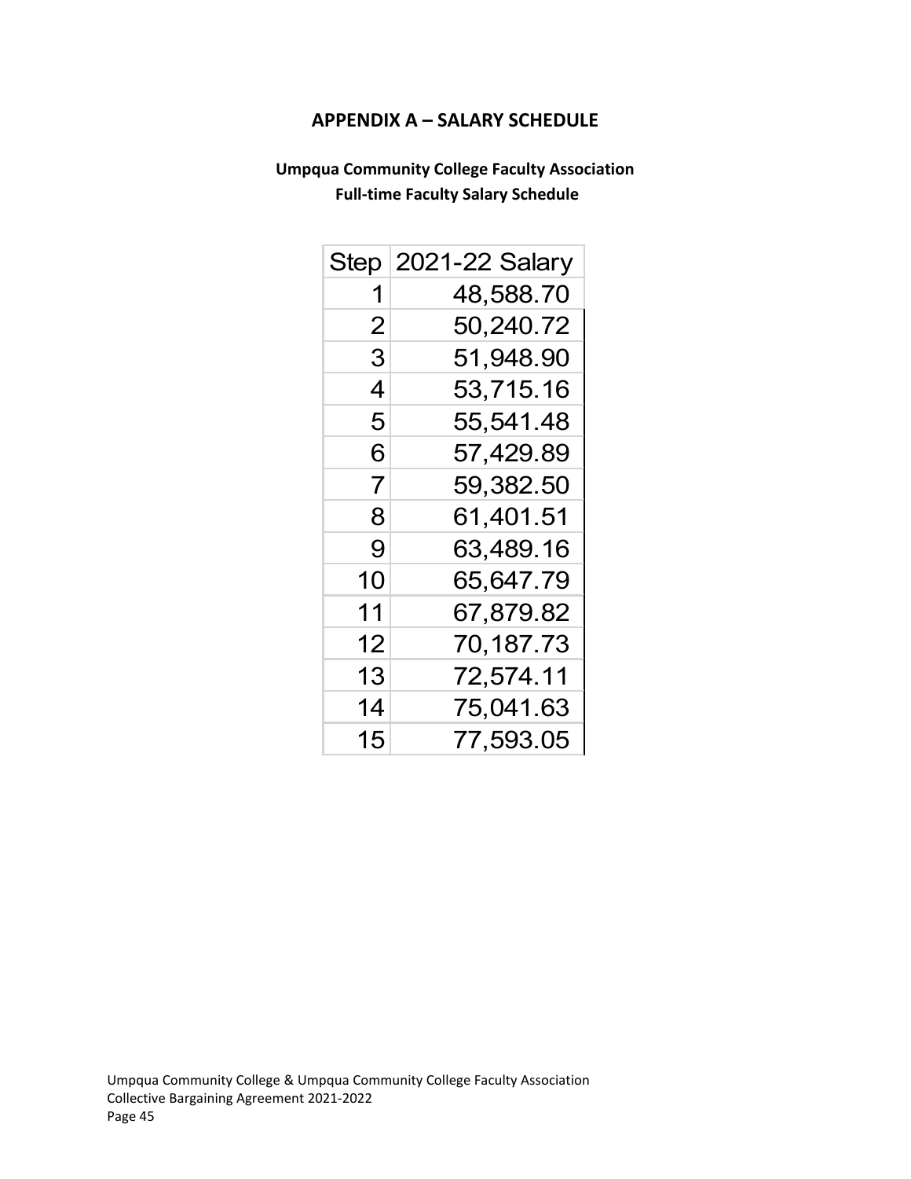## APPENDIX A – SALARY SCHEDULE

### Umpqua Community College Faculty Association
### Full-time Faculty Salary Schedule

| Step | 2021-22 Salary |
|---|---|
| 1 | 48,588.70 |
| 2 | 50,240.72 |
| 3 | 51,948.90 |
| 4 | 53,715.16 |
| 5 | 55,541.48 |
| 6 | 57,429.89 |
| 7 | 59,382.50 |
| 8 | 61,401.51 |
| 9 | 63,489.16 |
| 10 | 65,647.79 |
| 11 | 67,879.82 |
| 12 | 70,187.73 |
| 13 | 72,574.11 |
| 14 | 75,041.63 |
| 15 | 77,593.05 |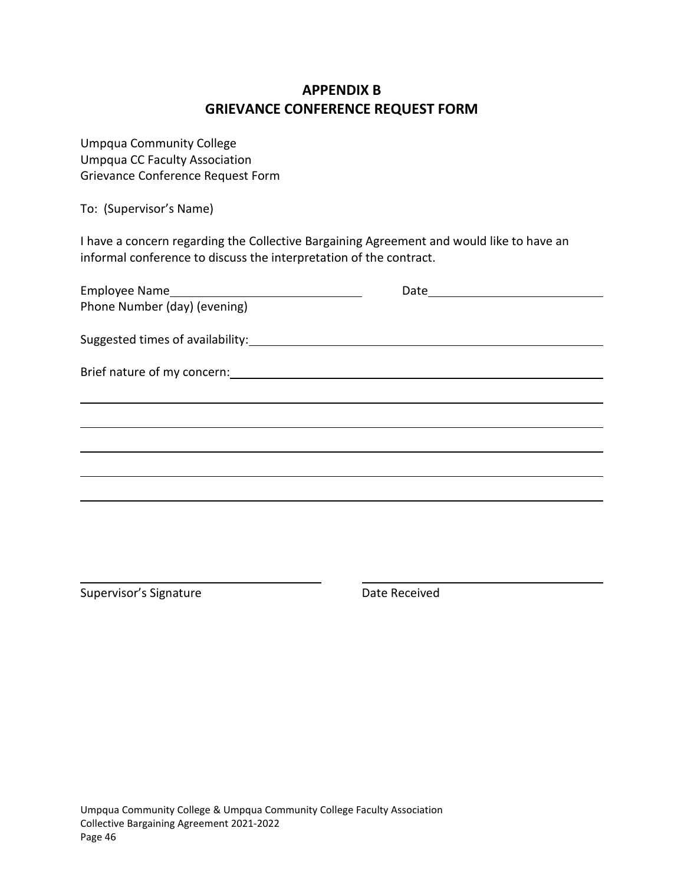## APPENDIX B
## GRIEVANCE CONFERENCE REQUEST FORM

Umpqua Community College
Umpqua CC Faculty Association
Grievance Conference Request Form

To: (Supervisor's Name)

I have a concern regarding the Collective Bargaining Agreement and would like to have an informal conference to discuss the interpretation of the contract.

Employee Name\_\_\_\_\_\_\_\_\_\_\_\_\_\_\_\_\_\_\_\_\_\_\_\_\_\_\_\_ Date\_\_\_\_\_\_\_\_\_\_\_\_\_\_\_\_\_\_\_\_\_\_\_\_\_\_\_\_
Phone Number (day) (evening)

Suggested times of availability:\_\_\_\_\_\_\_\_\_\_\_\_\_\_\_\_\_\_\_\_\_\_\_\_\_\_\_\_\_\_\_\_\_\_\_\_\_\_\_\_\_\_\_\_\_\_\_\_

Brief nature of my concern:\_\_\_\_\_\_\_\_\_\_\_\_\_\_\_\_\_\_\_\_\_\_\_\_\_\_\_\_\_\_\_\_\_\_\_\_\_\_\_\_\_\_\_\_\_\_\_\_\_\_\_

\_\_\_\_\_\_\_\_\_\_\_\_\_\_\_\_\_\_\_\_\_\_\_\_\_\_\_\_\_\_\_\_\_\_\_\_\_\_\_\_\_\_\_\_\_\_\_\_\_\_\_\_\_\_\_\_\_\_\_\_\_\_\_\_\_\_\_\_\_\_\_\_\_\_\_\_

\_\_\_\_\_\_\_\_\_\_\_\_\_\_\_\_\_\_\_\_\_\_\_\_\_\_\_\_\_\_\_\_\_\_\_\_\_\_\_\_\_\_\_\_\_\_\_\_\_\_\_\_\_\_\_\_\_\_\_\_\_\_\_\_\_\_\_\_\_\_\_\_\_\_\_\_

\_\_\_\_\_\_\_\_\_\_\_\_\_\_\_\_\_\_\_\_\_\_\_\_\_\_\_\_\_\_\_\_\_\_\_\_\_\_\_\_\_\_\_\_\_\_\_\_\_\_\_\_\_\_\_\_\_\_\_\_\_\_\_\_\_\_\_\_\_\_\_\_\_\_\_\_

\_\_\_\_\_\_\_\_\_\_\_\_\_\_\_\_\_\_\_\_\_\_\_\_\_\_\_\_\_\_\_\_\_\_\_\_\_\_\_\_\_\_\_\_\_\_\_\_\_\_\_\_\_\_\_\_\_\_\_\_\_\_\_\_\_\_\_\_\_\_\_\_\_\_\_\_

\_\_\_\_\_\_\_\_\_\_\_\_\_\_\_\_\_\_\_\_\_\_\_\_\_\_\_\_\_\_\_\_\_\_\_\_\_\_\_\_\_\_\_\_\_\_\_\_\_\_\_\_\_\_\_\_\_\_\_\_\_\_\_\_\_\_\_\_\_\_\_\_\_\_\_\_

\_\_\_\_\_\_\_\_\_\_\_\_\_\_\_\_\_\_\_\_\_\_\_\_\_\_\_\_\_\_\_\_ \_\_\_\_\_\_\_\_\_\_\_\_\_\_\_\_\_\_\_\_\_\_\_\_\_\_\_\_\_\_\_\_
Supervisor's Signature Date Received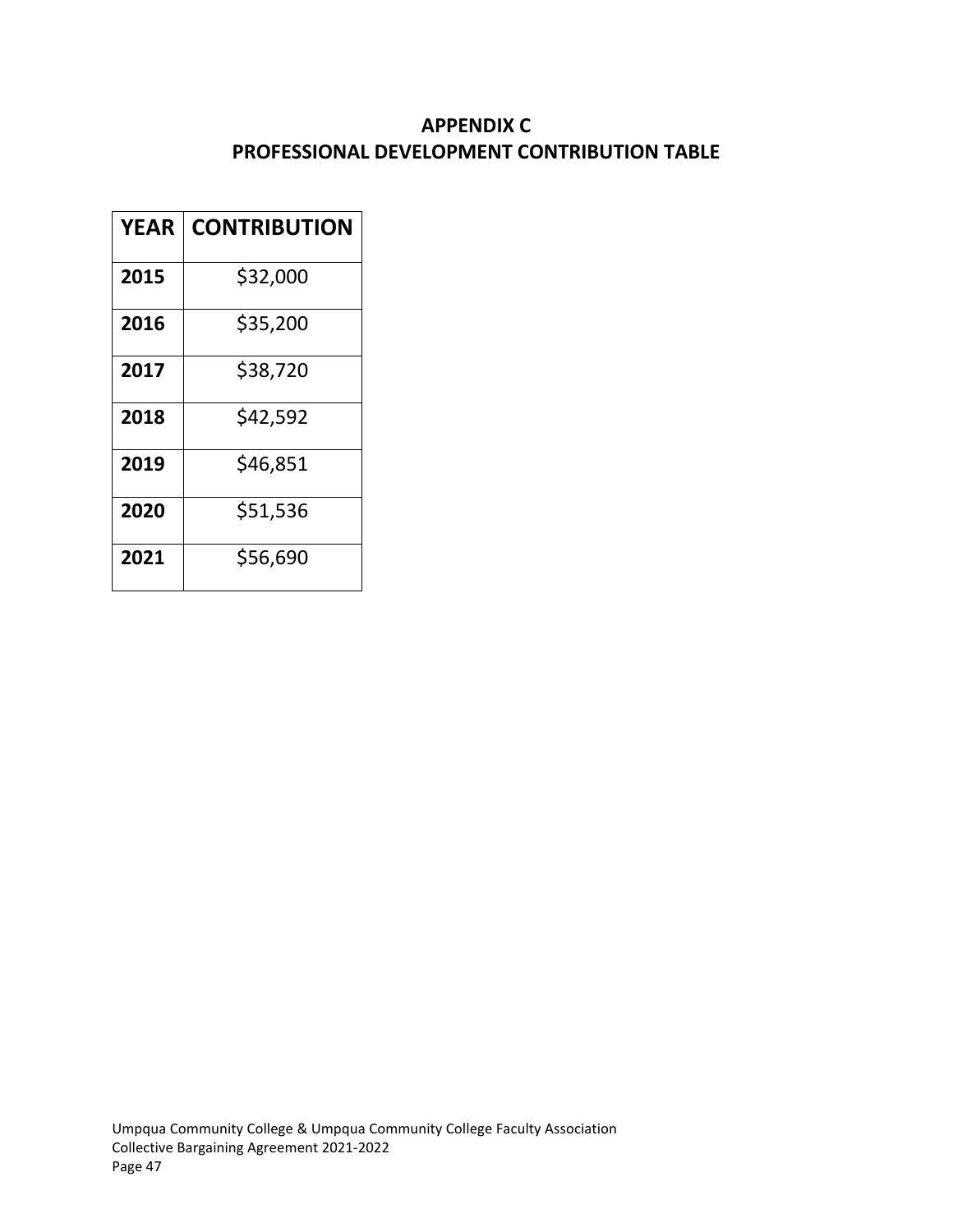# APPENDIX C
# PROFESSIONAL DEVELOPMENT CONTRIBUTION TABLE

| YEAR | CONTRIBUTION |
|---|---|
| 2015 | $32,000 |
| 2016 | $35,200 |
| 2017 | $38,720 |
| 2018 | $42,592 |
| 2019 | $46,851 |
| 2020 | $51,536 |
| 2021 | $56,690 |